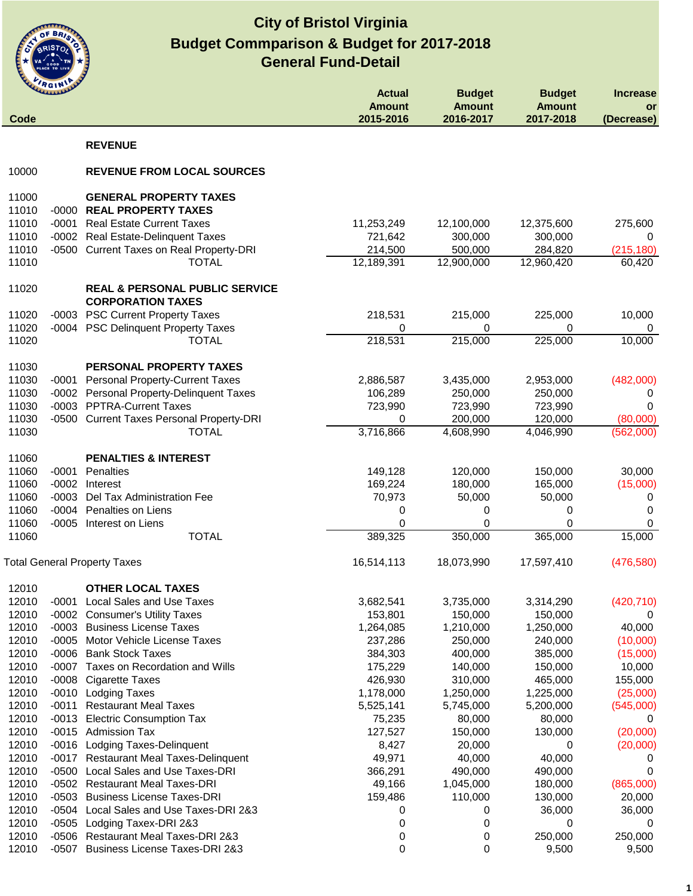# City of Bristol Virginia
## Budget Commparison & Budget for 2017-2018
## General Fund-Detail

| Code | | | Actual Amount 2015-2016 | Budget Amount 2016-2017 | Budget Amount 2017-2018 | Increase or (Decrease) |
|---|---|---|---|---|---|---|
| | | **REVENUE** | | | | |
| 10000 | | **REVENUE FROM LOCAL SOURCES** | | | | |
| 11000 | | **GENERAL PROPERTY TAXES** | | | | |
| 11010 | -0000 | **REAL PROPERTY TAXES** | | | | |
| 11010 | -0001 | Real Estate Current Taxes | 11,253,249 | 12,100,000 | 12,375,600 | 275,600 |
| 11010 | -0002 | Real Estate-Delinquent Taxes | 721,642 | 300,000 | 300,000 | 0 |
| 11010 | -0500 | Current Taxes on Real Property-DRI | 214,500 | 500,000 | 284,820 | (215,180) |
| 11010 | | TOTAL | 12,189,391 | 12,900,000 | 12,960,420 | 60,420 |
| 11020 | | **REAL & PERSONAL PUBLIC SERVICE CORPORATION TAXES** | | | | |
| 11020 | -0003 | PSC Current Property Taxes | 218,531 | 215,000 | 225,000 | 10,000 |
| 11020 | -0004 | PSC Delinquent Property Taxes | 0 | 0 | 0 | 0 |
| 11020 | | TOTAL | 218,531 | 215,000 | 225,000 | 10,000 |
| 11030 | | **PERSONAL PROPERTY TAXES** | | | | |
| 11030 | -0001 | Personal Property-Current Taxes | 2,886,587 | 3,435,000 | 2,953,000 | (482,000) |
| 11030 | -0002 | Personal Property-Delinquent Taxes | 106,289 | 250,000 | 250,000 | 0 |
| 11030 | -0003 | PPTRA-Current Taxes | 723,990 | 723,990 | 723,990 | 0 |
| 11030 | -0500 | Current Taxes Personal Property-DRI | 0 | 200,000 | 120,000 | (80,000) |
| 11030 | | TOTAL | 3,716,866 | 4,608,990 | 4,046,990 | (562,000) |
| 11060 | | **PENALTIES & INTEREST** | | | | |
| 11060 | -0001 | Penalties | 149,128 | 120,000 | 150,000 | 30,000 |
| 11060 | -0002 | Interest | 169,224 | 180,000 | 165,000 | (15,000) |
| 11060 | -0003 | Del Tax Administration Fee | 70,973 | 50,000 | 50,000 | 0 |
| 11060 | -0004 | Penalties on Liens | 0 | 0 | 0 | 0 |
| 11060 | -0005 | Interest on Liens | 0 | 0 | 0 | 0 |
| 11060 | | TOTAL | 389,325 | 350,000 | 365,000 | 15,000 |
| Total General Property Taxes | | | 16,514,113 | 18,073,990 | 17,597,410 | (476,580) |
| 12010 | | **OTHER LOCAL TAXES** | | | | |
| 12010 | -0001 | Local Sales and Use Taxes | 3,682,541 | 3,735,000 | 3,314,290 | (420,710) |
| 12010 | -0002 | Consumer's Utility Taxes | 153,801 | 150,000 | 150,000 | 0 |
| 12010 | -0003 | Business License Taxes | 1,264,085 | 1,210,000 | 1,250,000 | 40,000 |
| 12010 | -0005 | Motor Vehicle License Taxes | 237,286 | 250,000 | 240,000 | (10,000) |
| 12010 | -0006 | Bank Stock Taxes | 384,303 | 400,000 | 385,000 | (15,000) |
| 12010 | -0007 | Taxes on Recordation and Wills | 175,229 | 140,000 | 150,000 | 10,000 |
| 12010 | -0008 | Cigarette Taxes | 426,930 | 310,000 | 465,000 | 155,000 |
| 12010 | -0010 | Lodging Taxes | 1,178,000 | 1,250,000 | 1,225,000 | (25,000) |
| 12010 | -0011 | Restaurant Meal Taxes | 5,525,141 | 5,745,000 | 5,200,000 | (545,000) |
| 12010 | -0013 | Electric Consumption Tax | 75,235 | 80,000 | 80,000 | 0 |
| 12010 | -0015 | Admission Tax | 127,527 | 150,000 | 130,000 | (20,000) |
| 12010 | -0016 | Lodging Taxes-Delinquent | 8,427 | 20,000 | 0 | (20,000) |
| 12010 | -0017 | Restaurant Meal Taxes-Delinquent | 49,971 | 40,000 | 40,000 | 0 |
| 12010 | -0500 | Local Sales and Use Taxes-DRI | 366,291 | 490,000 | 490,000 | 0 |
| 12010 | -0502 | Restaurant Meal Taxes-DRI | 49,166 | 1,045,000 | 180,000 | (865,000) |
| 12010 | -0503 | Business License Taxes-DRI | 159,486 | 110,000 | 130,000 | 20,000 |
| 12010 | -0504 | Local Sales and Use Taxes-DRI 2&3 | 0 | 0 | 36,000 | 36,000 |
| 12010 | -0505 | Lodging Taxex-DRI 2&3 | 0 | 0 | 0 | 0 |
| 12010 | -0506 | Restaurant Meal Taxes-DRI 2&3 | 0 | 0 | 250,000 | 250,000 |
| 12010 | -0507 | Business License Taxes-DRI 2&3 | 0 | 0 | 9,500 | 9,500 |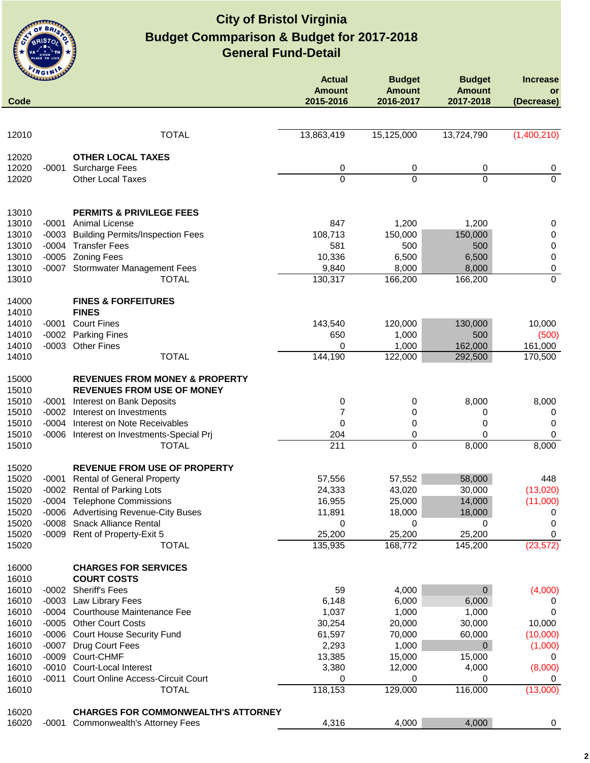# City of Bristol Virginia
## Budget Commparison & Budget for 2017-2018
## General Fund-Detail

| Code | | | Actual Amount 2015-2016 | Budget Amount 2016-2017 | Budget Amount 2017-2018 | Increase or (Decrease) |
|---|---|---|---|---|---|---|
| 12010 | | TOTAL | 13,863,419 | 15,125,000 | 13,724,790 | (1,400,210) |
| | | | | | | |
| 12020 | | **OTHER LOCAL TAXES** | | | | |
| 12020 | -0001 | Surcharge Fees | 0 | 0 | 0 | 0 |
| 12020 | | Other Local Taxes | 0 | 0 | 0 | 0 |
| | | | | | | |
| 13010 | | **PERMITS & PRIVILEGE FEES** | | | | |
| 13010 | -0001 | Animal License | 847 | 1,200 | 1,200 | 0 |
| 13010 | -0003 | Building Permits/Inspection Fees | 108,713 | 150,000 | 150,000 | 0 |
| 13010 | -0004 | Transfer Fees | 581 | 500 | 500 | 0 |
| 13010 | -0005 | Zoning Fees | 10,336 | 6,500 | 6,500 | 0 |
| 13010 | -0007 | Stormwater Management Fees | 9,840 | 8,000 | 8,000 | 0 |
| 13010 | | TOTAL | 130,317 | 166,200 | 166,200 | 0 |
| | | | | | | |
| 14000 | | **FINES & FORFEITURES** | | | | |
| 14010 | | **FINES** | | | | |
| 14010 | -0001 | Court Fines | 143,540 | 120,000 | 130,000 | 10,000 |
| 14010 | -0002 | Parking Fines | 650 | 1,000 | 500 | (500) |
| 14010 | -0003 | Other Fines | 0 | 1,000 | 162,000 | 161,000 |
| 14010 | | TOTAL | 144,190 | 122,000 | 292,500 | 170,500 |
| | | | | | | |
| 15000 | | **REVENUES FROM MONEY & PROPERTY** | | | | |
| 15010 | | **REVENUES FROM USE OF MONEY** | | | | |
| 15010 | -0001 | Interest on Bank Deposits | 0 | 0 | 8,000 | 8,000 |
| 15010 | -0002 | Interest on Investments | 7 | 0 | 0 | 0 |
| 15010 | -0004 | Interest on Note Receivables | 0 | 0 | 0 | 0 |
| 15010 | -0006 | Interest on Investments-Special Prj | 204 | 0 | 0 | 0 |
| 15010 | | TOTAL | 211 | 0 | 8,000 | 8,000 |
| | | | | | | |
| 15020 | | **REVENUE FROM USE OF PROPERTY** | | | | |
| 15020 | -0001 | Rental of General Property | 57,556 | 57,552 | 58,000 | 448 |
| 15020 | -0002 | Rental of Parking Lots | 24,333 | 43,020 | 30,000 | (13,020) |
| 15020 | -0004 | Telephone Commissions | 16,955 | 25,000 | 14,000 | (11,000) |
| 15020 | -0006 | Advertising Revenue-City Buses | 11,891 | 18,000 | 18,000 | 0 |
| 15020 | -0008 | Snack Alliance Rental | 0 | 0 | 0 | 0 |
| 15020 | -0009 | Rent of Property-Exit 5 | 25,200 | 25,200 | 25,200 | 0 |
| 15020 | | TOTAL | 135,935 | 168,772 | 145,200 | (23,572) |
| | | | | | | |
| 16000 | | **CHARGES FOR SERVICES** | | | | |
| 16010 | | **COURT COSTS** | | | | |
| 16010 | -0002 | Sheriff's Fees | 59 | 4,000 | 0 | (4,000) |
| 16010 | -0003 | Law Library Fees | 6,148 | 6,000 | 6,000 | 0 |
| 16010 | -0004 | Courthouse Maintenance Fee | 1,037 | 1,000 | 1,000 | 0 |
| 16010 | -0005 | Other Court Costs | 30,254 | 20,000 | 30,000 | 10,000 |
| 16010 | -0006 | Court House Security Fund | 61,597 | 70,000 | 60,000 | (10,000) |
| 16010 | -0007 | Drug Court Fees | 2,293 | 1,000 | 0 | (1,000) |
| 16010 | -0009 | Court-CHMF | 13,385 | 15,000 | 15,000 | 0 |
| 16010 | -0010 | Court-Local Interest | 3,380 | 12,000 | 4,000 | (8,000) |
| 16010 | -0011 | Court Online Access-Circuit Court | 0 | 0 | 0 | 0 |
| 16010 | | TOTAL | 118,153 | 129,000 | 116,000 | (13,000) |
| | | | | | | |
| 16020 | | **CHARGES FOR COMMONWEALTH'S ATTORNEY** | | | | |
| 16020 | -0001 | Commonwealth's Attorney Fees | 4,316 | 4,000 | 4,000 | 0 |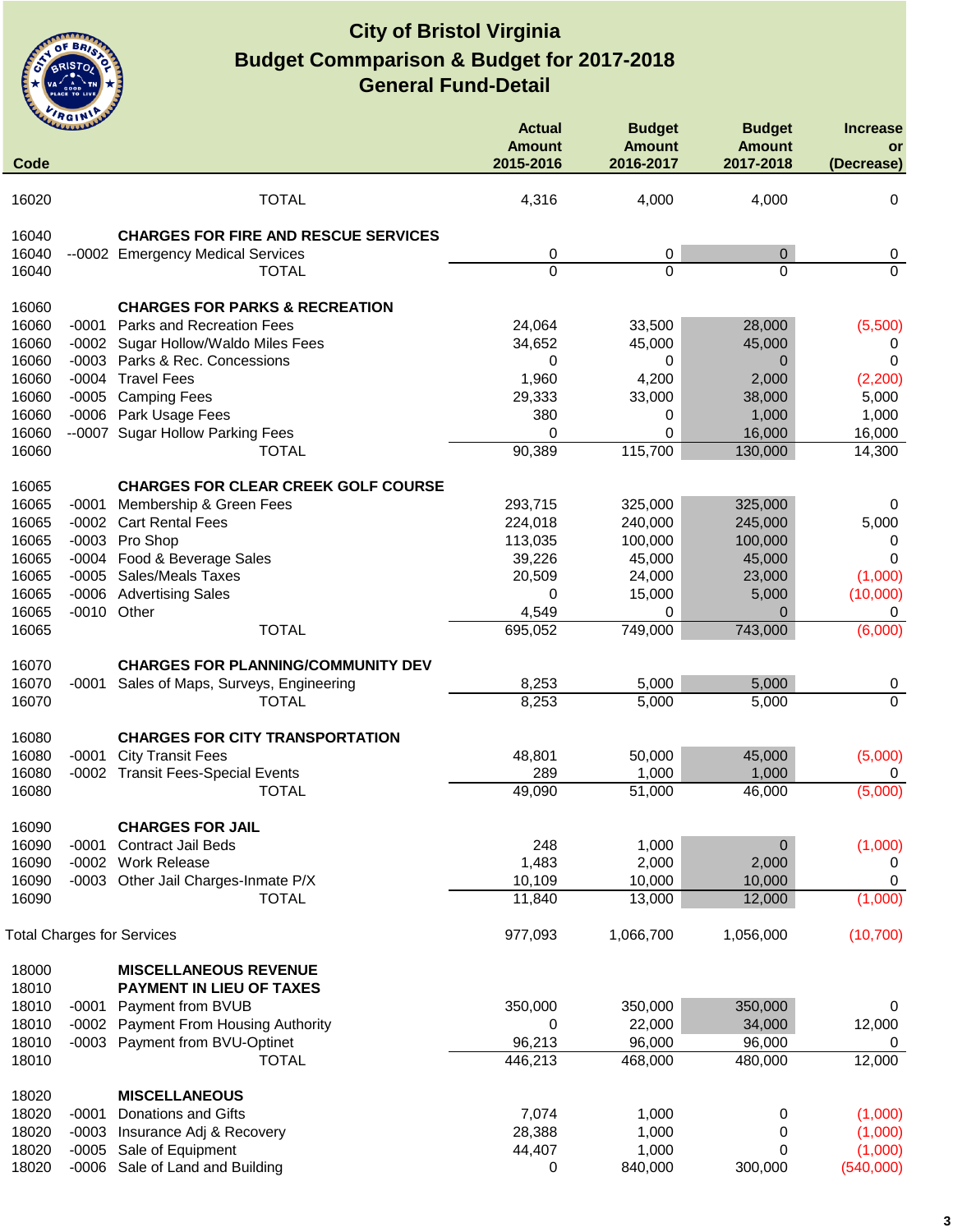# City of Bristol Virginia
## Budget Commparison & Budget for 2017-2018
## General Fund-Detail

| Code | | | Actual Amount 2015-2016 | Budget Amount 2016-2017 | Budget Amount 2017-2018 | Increase or (Decrease) |
|---|---|---|---|---|---|---|
| 16020 | | TOTAL | 4,316 | 4,000 | 4,000 | 0 |
| 16040 | | **CHARGES FOR FIRE AND RESCUE SERVICES** | | | | |
| 16040 | --0002 | Emergency Medical Services | 0 | 0 | 0 | 0 |
| 16040 | | TOTAL | 0 | 0 | 0 | 0 |
| 16060 | | **CHARGES FOR PARKS & RECREATION** | | | | |
| 16060 | -0001 | Parks and Recreation Fees | 24,064 | 33,500 | 28,000 | (5,500) |
| 16060 | -0002 | Sugar Hollow/Waldo Miles Fees | 34,652 | 45,000 | 45,000 | 0 |
| 16060 | -0003 | Parks & Rec. Concessions | 0 | 0 | 0 | 0 |
| 16060 | -0004 | Travel Fees | 1,960 | 4,200 | 2,000 | (2,200) |
| 16060 | -0005 | Camping Fees | 29,333 | 33,000 | 38,000 | 5,000 |
| 16060 | -0006 | Park Usage Fees | 380 | 0 | 1,000 | 1,000 |
| 16060 | --0007 | Sugar Hollow Parking Fees | 0 | 0 | 16,000 | 16,000 |
| 16060 | | TOTAL | 90,389 | 115,700 | 130,000 | 14,300 |
| 16065 | | **CHARGES FOR CLEAR CREEK GOLF COURSE** | | | | |
| 16065 | -0001 | Membership & Green Fees | 293,715 | 325,000 | 325,000 | 0 |
| 16065 | -0002 | Cart Rental Fees | 224,018 | 240,000 | 245,000 | 5,000 |
| 16065 | -0003 | Pro Shop | 113,035 | 100,000 | 100,000 | 0 |
| 16065 | -0004 | Food & Beverage Sales | 39,226 | 45,000 | 45,000 | 0 |
| 16065 | -0005 | Sales/Meals Taxes | 20,509 | 24,000 | 23,000 | (1,000) |
| 16065 | -0006 | Advertising Sales | 0 | 15,000 | 5,000 | (10,000) |
| 16065 | -0010 | Other | 4,549 | 0 | 0 | 0 |
| 16065 | | TOTAL | 695,052 | 749,000 | 743,000 | (6,000) |
| 16070 | | **CHARGES FOR PLANNING/COMMUNITY DEV** | | | | |
| 16070 | -0001 | Sales of Maps, Surveys, Engineering | 8,253 | 5,000 | 5,000 | 0 |
| 16070 | | TOTAL | 8,253 | 5,000 | 5,000 | 0 |
| 16080 | | **CHARGES FOR CITY TRANSPORTATION** | | | | |
| 16080 | -0001 | City Transit Fees | 48,801 | 50,000 | 45,000 | (5,000) |
| 16080 | -0002 | Transit Fees-Special Events | 289 | 1,000 | 1,000 | 0 |
| 16080 | | TOTAL | 49,090 | 51,000 | 46,000 | (5,000) |
| 16090 | | **CHARGES FOR JAIL** | | | | |
| 16090 | -0001 | Contract Jail Beds | 248 | 1,000 | 0 | (1,000) |
| 16090 | -0002 | Work Release | 1,483 | 2,000 | 2,000 | 0 |
| 16090 | -0003 | Other Jail Charges-Inmate P/X | 10,109 | 10,000 | 10,000 | 0 |
| 16090 | | TOTAL | 11,840 | 13,000 | 12,000 | (1,000) |
| Total Charges for Services | | | 977,093 | 1,066,700 | 1,056,000 | (10,700) |
| 18000 | | **MISCELLANEOUS REVENUE** | | | | |
| 18010 | | **PAYMENT IN LIEU OF TAXES** | | | | |
| 18010 | -0001 | Payment from BVUB | 350,000 | 350,000 | 350,000 | 0 |
| 18010 | -0002 | Payment From Housing Authority | 0 | 22,000 | 34,000 | 12,000 |
| 18010 | -0003 | Payment from BVU-Optinet | 96,213 | 96,000 | 96,000 | 0 |
| 18010 | | TOTAL | 446,213 | 468,000 | 480,000 | 12,000 |
| 18020 | | **MISCELLANEOUS** | | | | |
| 18020 | -0001 | Donations and Gifts | 7,074 | 1,000 | 0 | (1,000) |
| 18020 | -0003 | Insurance Adj & Recovery | 28,388 | 1,000 | 0 | (1,000) |
| 18020 | -0005 | Sale of Equipment | 44,407 | 1,000 | 0 | (1,000) |
| 18020 | -0006 | Sale of Land and Building | 0 | 840,000 | 300,000 | (540,000) |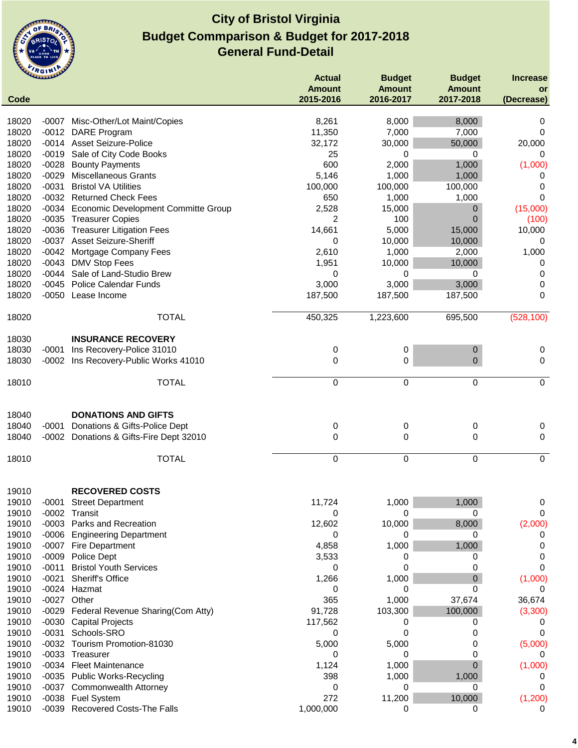# City of Bristol Virginia
## Budget Commparison & Budget for 2017-2018
## General Fund-Detail

| Code | | | Actual Amount 2015-2016 | Budget Amount 2016-2017 | Budget Amount 2017-2018 | Increase or (Decrease) |
|---|---|---|---|---|---|---|
| 18020 | -0007 | Misc-Other/Lot Maint/Copies | 8,261 | 8,000 | 8,000 | 0 |
| 18020 | -0012 | DARE Program | 11,350 | 7,000 | 7,000 | 0 |
| 18020 | -0014 | Asset Seizure-Police | 32,172 | 30,000 | 50,000 | 20,000 |
| 18020 | -0019 | Sale of City Code Books | 25 | 0 | 0 | 0 |
| 18020 | -0028 | Bounty Payments | 600 | 2,000 | 1,000 | (1,000) |
| 18020 | -0029 | Miscellaneous Grants | 5,146 | 1,000 | 1,000 | 0 |
| 18020 | -0031 | Bristol VA Utilities | 100,000 | 100,000 | 100,000 | 0 |
| 18020 | -0032 | Returned Check Fees | 650 | 1,000 | 1,000 | 0 |
| 18020 | -0034 | Economic Development Committe Group | 2,528 | 15,000 | 0 | (15,000) |
| 18020 | -0035 | Treasurer Copies | 2 | 100 | 0 | (100) |
| 18020 | -0036 | Treasurer Litigation Fees | 14,661 | 5,000 | 15,000 | 10,000 |
| 18020 | -0037 | Asset Seizure-Sheriff | 0 | 10,000 | 10,000 | 0 |
| 18020 | -0042 | Mortgage Company Fees | 2,610 | 1,000 | 2,000 | 1,000 |
| 18020 | -0043 | DMV Stop Fees | 1,951 | 10,000 | 10,000 | 0 |
| 18020 | -0044 | Sale of Land-Studio Brew | 0 | 0 | 0 | 0 |
| 18020 | -0045 | Police Calendar Funds | 3,000 | 3,000 | 3,000 | 0 |
| 18020 | -0050 | Lease Income | 187,500 | 187,500 | 187,500 | 0 |
| 18020 | | TOTAL | 450,325 | 1,223,600 | 695,500 | (528,100) |
| 18030 | | **INSURANCE RECOVERY** | | | | |
| 18030 | -0001 | Ins Recovery-Police 31010 | 0 | 0 | 0 | 0 |
| 18030 | -0002 | Ins Recovery-Public Works 41010 | 0 | 0 | 0 | 0 |
| 18010 | | TOTAL | 0 | 0 | 0 | 0 |
| 18040 | | **DONATIONS AND GIFTS** | | | | |
| 18040 | -0001 | Donations & Gifts-Police Dept | 0 | 0 | 0 | 0 |
| 18040 | -0002 | Donations & Gifts-Fire Dept 32010 | 0 | 0 | 0 | 0 |
| 18010 | | TOTAL | 0 | 0 | 0 | 0 |
| 19010 | | **RECOVERED COSTS** | | | | |
| 19010 | -0001 | Street Department | 11,724 | 1,000 | 1,000 | 0 |
| 19010 | -0002 | Transit | 0 | 0 | 0 | 0 |
| 19010 | -0003 | Parks and Recreation | 12,602 | 10,000 | 8,000 | (2,000) |
| 19010 | -0006 | Engineering Department | 0 | 0 | 0 | 0 |
| 19010 | -0007 | Fire Department | 4,858 | 1,000 | 1,000 | 0 |
| 19010 | -0009 | Police Dept | 3,533 | 0 | 0 | 0 |
| 19010 | -0011 | Bristol Youth Services | 0 | 0 | 0 | 0 |
| 19010 | -0021 | Sheriff's Office | 1,266 | 1,000 | 0 | (1,000) |
| 19010 | -0024 | Hazmat | 0 | 0 | 0 | 0 |
| 19010 | -0027 | Other | 365 | 1,000 | 37,674 | 36,674 |
| 19010 | -0029 | Federal Revenue Sharing(Com Atty) | 91,728 | 103,300 | 100,000 | (3,300) |
| 19010 | -0030 | Capital Projects | 117,562 | 0 | 0 | 0 |
| 19010 | -0031 | Schools-SRO | 0 | 0 | 0 | 0 |
| 19010 | -0032 | Tourism Promotion-81030 | 5,000 | 5,000 | 0 | (5,000) |
| 19010 | -0033 | Treasurer | 0 | 0 | 0 | 0 |
| 19010 | -0034 | Fleet Maintenance | 1,124 | 1,000 | 0 | (1,000) |
| 19010 | -0035 | Public Works-Recycling | 398 | 1,000 | 1,000 | 0 |
| 19010 | -0037 | Commonwealth Attorney | 0 | 0 | 0 | 0 |
| 19010 | -0038 | Fuel System | 272 | 11,200 | 10,000 | (1,200) |
| 19010 | -0039 | Recovered Costs-The Falls | 1,000,000 | 0 | 0 | 0 |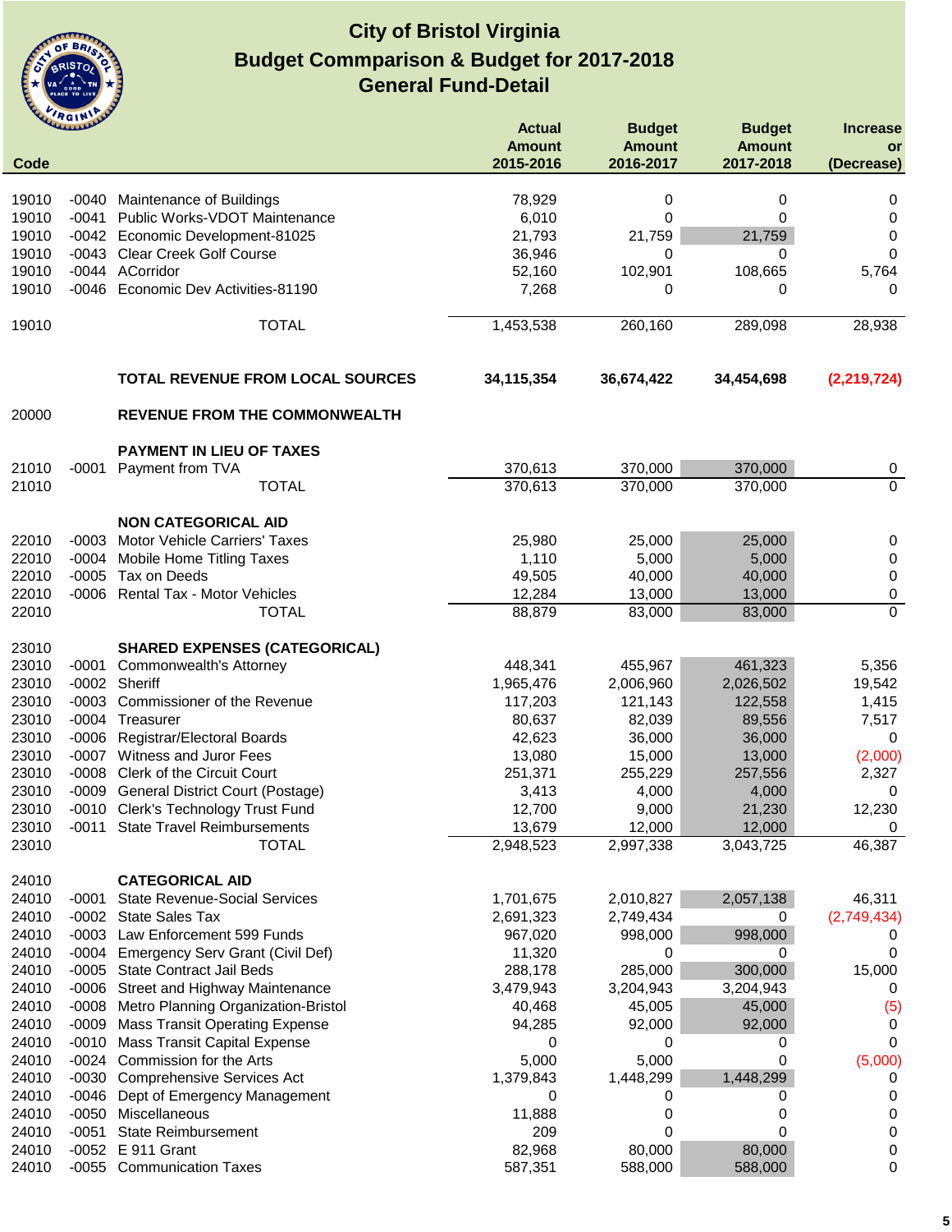# City of Bristol Virginia
## Budget Commparison & Budget for 2017-2018
## General Fund-Detail

| Code | | | Actual Amount 2015-2016 | Budget Amount 2016-2017 | Budget Amount 2017-2018 | Increase or (Decrease) |
|---|---|---|---|---|---|---|
| 19010 | -0040 | Maintenance of Buildings | 78,929 | 0 | 0 | 0 |
| 19010 | -0041 | Public Works-VDOT Maintenance | 6,010 | 0 | 0 | 0 |
| 19010 | -0042 | Economic Development-81025 | 21,793 | 21,759 | 21,759 | 0 |
| 19010 | -0043 | Clear Creek Golf Course | 36,946 | 0 | 0 | 0 |
| 19010 | -0044 | ACorridor | 52,160 | 102,901 | 108,665 | 5,764 |
| 19010 | -0046 | Economic Dev Activities-81190 | 7,268 | 0 | 0 | 0 |
| 19010 | | TOTAL | 1,453,538 | 260,160 | 289,098 | 28,938 |
| | | **TOTAL REVENUE FROM LOCAL SOURCES** | **34,115,354** | **36,674,422** | **34,454,698** | **(2,219,724)** |
| 20000 | | **REVENUE FROM THE COMMONWEALTH** | | | | |
| | | **PAYMENT IN LIEU OF TAXES** | | | | |
| 21010 | -0001 | Payment from TVA | 370,613 | 370,000 | 370,000 | 0 |
| 21010 | | TOTAL | 370,613 | 370,000 | 370,000 | 0 |
| | | **NON CATEGORICAL AID** | | | | |
| 22010 | -0003 | Motor Vehicle Carriers' Taxes | 25,980 | 25,000 | 25,000 | 0 |
| 22010 | -0004 | Mobile Home Titling Taxes | 1,110 | 5,000 | 5,000 | 0 |
| 22010 | -0005 | Tax on Deeds | 49,505 | 40,000 | 40,000 | 0 |
| 22010 | -0006 | Rental Tax - Motor Vehicles | 12,284 | 13,000 | 13,000 | 0 |
| 22010 | | TOTAL | 88,879 | 83,000 | 83,000 | 0 |
| 23010 | | **SHARED EXPENSES (CATEGORICAL)** | | | | |
| 23010 | -0001 | Commonwealth's Attorney | 448,341 | 455,967 | 461,323 | 5,356 |
| 23010 | -0002 | Sheriff | 1,965,476 | 2,006,960 | 2,026,502 | 19,542 |
| 23010 | -0003 | Commissioner of the Revenue | 117,203 | 121,143 | 122,558 | 1,415 |
| 23010 | -0004 | Treasurer | 80,637 | 82,039 | 89,556 | 7,517 |
| 23010 | -0006 | Registrar/Electoral Boards | 42,623 | 36,000 | 36,000 | 0 |
| 23010 | -0007 | Witness and Juror Fees | 13,080 | 15,000 | 13,000 | (2,000) |
| 23010 | -0008 | Clerk of the Circuit Court | 251,371 | 255,229 | 257,556 | 2,327 |
| 23010 | -0009 | General District Court (Postage) | 3,413 | 4,000 | 4,000 | 0 |
| 23010 | -0010 | Clerk's Technology Trust Fund | 12,700 | 9,000 | 21,230 | 12,230 |
| 23010 | -0011 | State Travel Reimbursements | 13,679 | 12,000 | 12,000 | 0 |
| 23010 | | TOTAL | 2,948,523 | 2,997,338 | 3,043,725 | 46,387 |
| 24010 | | **CATEGORICAL AID** | | | | |
| 24010 | -0001 | State Revenue-Social Services | 1,701,675 | 2,010,827 | 2,057,138 | 46,311 |
| 24010 | -0002 | State Sales Tax | 2,691,323 | 2,749,434 | 0 | (2,749,434) |
| 24010 | -0003 | Law Enforcement 599 Funds | 967,020 | 998,000 | 998,000 | 0 |
| 24010 | -0004 | Emergency Serv Grant (Civil Def) | 11,320 | 0 | 0 | 0 |
| 24010 | -0005 | State Contract Jail Beds | 288,178 | 285,000 | 300,000 | 15,000 |
| 24010 | -0006 | Street and Highway Maintenance | 3,479,943 | 3,204,943 | 3,204,943 | 0 |
| 24010 | -0008 | Metro Planning Organization-Bristol | 40,468 | 45,005 | 45,000 | (5) |
| 24010 | -0009 | Mass Transit Operating Expense | 94,285 | 92,000 | 92,000 | 0 |
| 24010 | -0010 | Mass Transit Capital Expense | 0 | 0 | 0 | 0 |
| 24010 | -0024 | Commission for the Arts | 5,000 | 5,000 | 0 | (5,000) |
| 24010 | -0030 | Comprehensive Services Act | 1,379,843 | 1,448,299 | 1,448,299 | 0 |
| 24010 | -0046 | Dept of Emergency Management | 0 | 0 | 0 | 0 |
| 24010 | -0050 | Miscellaneous | 11,888 | 0 | 0 | 0 |
| 24010 | -0051 | State Reimbursement | 209 | 0 | 0 | 0 |
| 24010 | -0052 | E 911 Grant | 82,968 | 80,000 | 80,000 | 0 |
| 24010 | -0055 | Communication Taxes | 587,351 | 588,000 | 588,000 | 0 |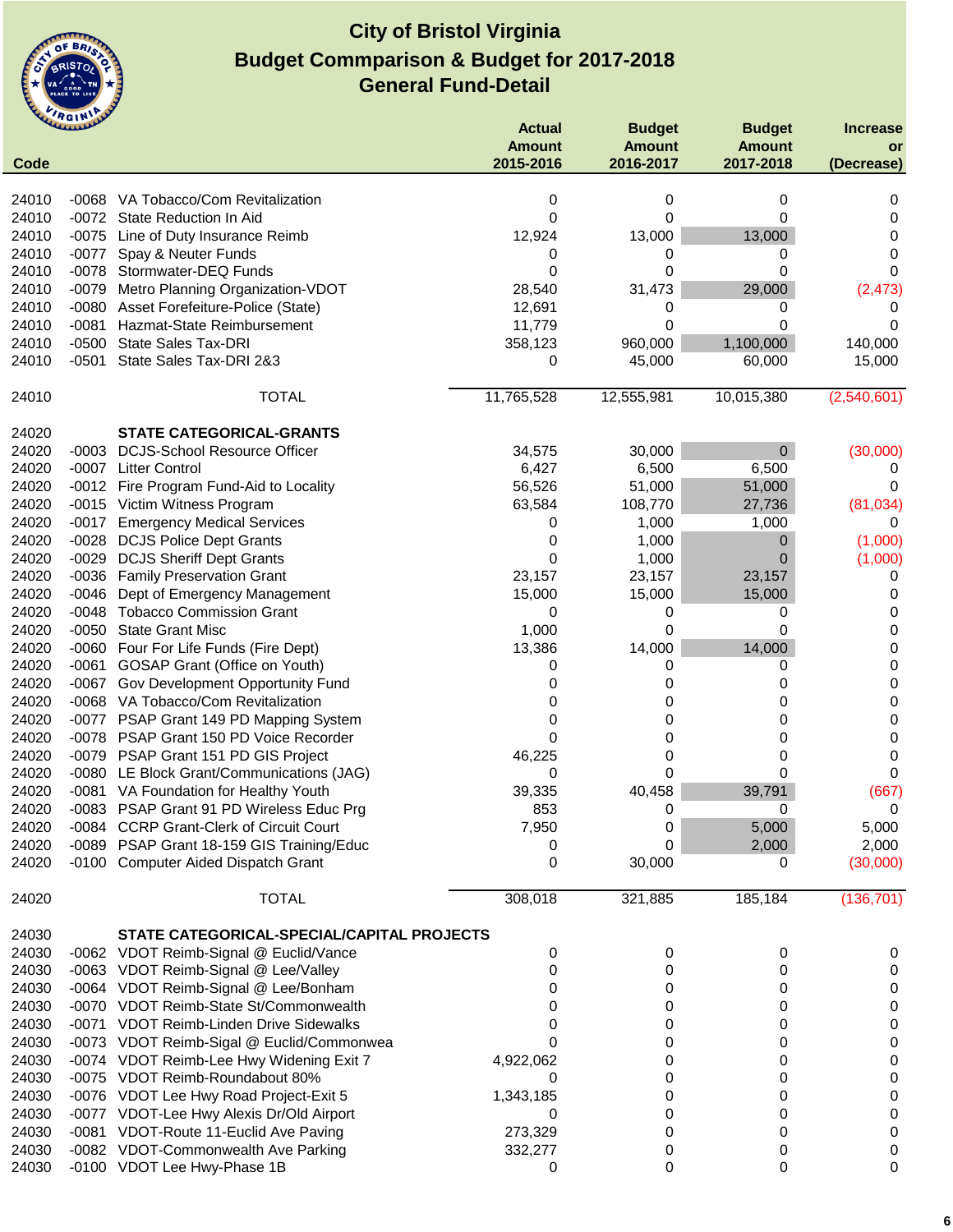# City of Bristol Virginia
## Budget Commparison & Budget for 2017-2018
## General Fund-Detail

| Code | | | Actual Amount 2015-2016 | Budget Amount 2016-2017 | Budget Amount 2017-2018 | Increase or (Decrease) |
|---|---|---|---|---|---|---|
| 24010 | -0068 | VA Tobacco/Com Revitalization | 0 | 0 | 0 | 0 |
| 24010 | -0072 | State Reduction In Aid | 0 | 0 | 0 | 0 |
| 24010 | -0075 | Line of Duty Insurance Reimb | 12,924 | 13,000 | 13,000 | 0 |
| 24010 | -0077 | Spay & Neuter Funds | 0 | 0 | 0 | 0 |
| 24010 | -0078 | Stormwater-DEQ Funds | 0 | 0 | 0 | 0 |
| 24010 | -0079 | Metro Planning Organization-VDOT | 28,540 | 31,473 | 29,000 | (2,473) |
| 24010 | -0080 | Asset Forefeiture-Police (State) | 12,691 | 0 | 0 | 0 |
| 24010 | -0081 | Hazmat-State Reimbursement | 11,779 | 0 | 0 | 0 |
| 24010 | -0500 | State Sales Tax-DRI | 358,123 | 960,000 | 1,100,000 | 140,000 |
| 24010 | -0501 | State Sales Tax-DRI 2&3 | 0 | 45,000 | 60,000 | 15,000 |
| 24010 | | TOTAL | 11,765,528 | 12,555,981 | 10,015,380 | (2,540,601) |
| 24020 | | **STATE CATEGORICAL-GRANTS** | | | | |
| 24020 | -0003 | DCJS-School Resource Officer | 34,575 | 30,000 | 0 | (30,000) |
| 24020 | -0007 | Litter Control | 6,427 | 6,500 | 6,500 | 0 |
| 24020 | -0012 | Fire Program Fund-Aid to Locality | 56,526 | 51,000 | 51,000 | 0 |
| 24020 | -0015 | Victim Witness Program | 63,584 | 108,770 | 27,736 | (81,034) |
| 24020 | -0017 | Emergency Medical Services | 0 | 1,000 | 1,000 | 0 |
| 24020 | -0028 | DCJS Police Dept Grants | 0 | 1,000 | 0 | (1,000) |
| 24020 | -0029 | DCJS Sheriff Dept Grants | 0 | 1,000 | 0 | (1,000) |
| 24020 | -0036 | Family Preservation Grant | 23,157 | 23,157 | 23,157 | 0 |
| 24020 | -0046 | Dept of Emergency Management | 15,000 | 15,000 | 15,000 | 0 |
| 24020 | -0048 | Tobacco Commission Grant | 0 | 0 | 0 | 0 |
| 24020 | -0050 | State Grant Misc | 1,000 | 0 | 0 | 0 |
| 24020 | -0060 | Four For Life Funds (Fire Dept) | 13,386 | 14,000 | 14,000 | 0 |
| 24020 | -0061 | GOSAP Grant (Office on Youth) | 0 | 0 | 0 | 0 |
| 24020 | -0067 | Gov Development Opportunity Fund | 0 | 0 | 0 | 0 |
| 24020 | -0068 | VA Tobacco/Com Revitalization | 0 | 0 | 0 | 0 |
| 24020 | -0077 | PSAP Grant 149 PD Mapping System | 0 | 0 | 0 | 0 |
| 24020 | -0078 | PSAP Grant 150 PD Voice Recorder | 0 | 0 | 0 | 0 |
| 24020 | -0079 | PSAP Grant 151 PD GIS Project | 46,225 | 0 | 0 | 0 |
| 24020 | -0080 | LE Block Grant/Communications (JAG) | 0 | 0 | 0 | 0 |
| 24020 | -0081 | VA Foundation for Healthy Youth | 39,335 | 40,458 | 39,791 | (667) |
| 24020 | -0083 | PSAP Grant 91 PD Wireless Educ Prg | 853 | 0 | 0 | 0 |
| 24020 | -0084 | CCRP Grant-Clerk of Circuit Court | 7,950 | 0 | 5,000 | 5,000 |
| 24020 | -0089 | PSAP Grant 18-159 GIS Training/Educ | 0 | 0 | 2,000 | 2,000 |
| 24020 | -0100 | Computer Aided Dispatch Grant | 0 | 30,000 | 0 | (30,000) |
| 24020 | | TOTAL | 308,018 | 321,885 | 185,184 | (136,701) |
| 24030 | | **STATE CATEGORICAL-SPECIAL/CAPITAL PROJECTS** | | | | |
| 24030 | -0062 | VDOT Reimb-Signal @ Euclid/Vance | 0 | 0 | 0 | 0 |
| 24030 | -0063 | VDOT Reimb-Signal @ Lee/Valley | 0 | 0 | 0 | 0 |
| 24030 | -0064 | VDOT Reimb-Signal @ Lee/Bonham | 0 | 0 | 0 | 0 |
| 24030 | -0070 | VDOT Reimb-State St/Commonwealth | 0 | 0 | 0 | 0 |
| 24030 | -0071 | VDOT Reimb-Linden Drive Sidewalks | 0 | 0 | 0 | 0 |
| 24030 | -0073 | VDOT Reimb-Sigal @ Euclid/Commonwea | 0 | 0 | 0 | 0 |
| 24030 | -0074 | VDOT Reimb-Lee Hwy Widening Exit 7 | 4,922,062 | 0 | 0 | 0 |
| 24030 | -0075 | VDOT Reimb-Roundabout 80% | 0 | 0 | 0 | 0 |
| 24030 | -0076 | VDOT Lee Hwy Road Project-Exit 5 | 1,343,185 | 0 | 0 | 0 |
| 24030 | -0077 | VDOT-Lee Hwy Alexis Dr/Old Airport | 0 | 0 | 0 | 0 |
| 24030 | -0081 | VDOT-Route 11-Euclid Ave Paving | 273,329 | 0 | 0 | 0 |
| 24030 | -0082 | VDOT-Commonwealth Ave Parking | 332,277 | 0 | 0 | 0 |
| 24030 | -0100 | VDOT Lee Hwy-Phase 1B | 0 | 0 | 0 | 0 |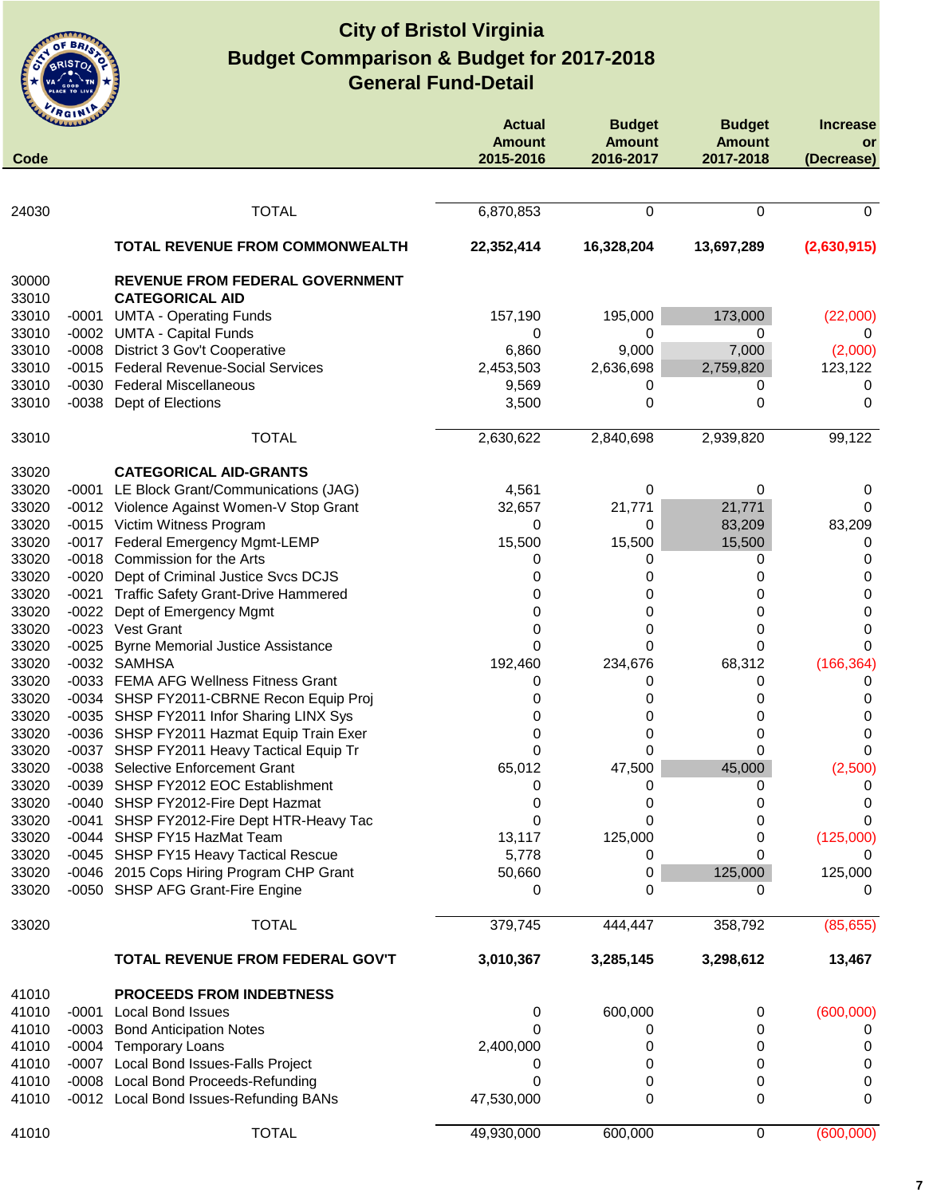# City of Bristol Virginia
## Budget Commparison & Budget for 2017-2018
### General Fund-Detail

| Code | | | Actual Amount 2015-2016 | Budget Amount 2016-2017 | Budget Amount 2017-2018 | Increase or (Decrease) |
|---|---|---|---|---|---|---|
| 24030 | | TOTAL | 6,870,853 | 0 | 0 | 0 |
| | | **TOTAL REVENUE FROM COMMONWEALTH** | **22,352,414** | **16,328,204** | **13,697,289** | **(2,630,915)** |
| 30000 | | **REVENUE FROM FEDERAL GOVERNMENT** | | | | |
| 33010 | | **CATEGORICAL AID** | | | | |
| 33010 | -0001 | UMTA - Operating Funds | 157,190 | 195,000 | 173,000 | (22,000) |
| 33010 | -0002 | UMTA - Capital Funds | 0 | 0 | 0 | 0 |
| 33010 | -0008 | District 3 Gov't Cooperative | 6,860 | 9,000 | 7,000 | (2,000) |
| 33010 | -0015 | Federal Revenue-Social Services | 2,453,503 | 2,636,698 | 2,759,820 | 123,122 |
| 33010 | -0030 | Federal Miscellaneous | 9,569 | 0 | 0 | 0 |
| 33010 | -0038 | Dept of Elections | 3,500 | 0 | 0 | 0 |
| 33010 | | TOTAL | 2,630,622 | 2,840,698 | 2,939,820 | 99,122 |
| 33020 | | **CATEGORICAL AID-GRANTS** | | | | |
| 33020 | -0001 | LE Block Grant/Communications (JAG) | 4,561 | 0 | 0 | 0 |
| 33020 | -0012 | Violence Against Women-V Stop Grant | 32,657 | 21,771 | 21,771 | 0 |
| 33020 | -0015 | Victim Witness Program | 0 | 0 | 83,209 | 83,209 |
| 33020 | -0017 | Federal Emergency Mgmt-LEMP | 15,500 | 15,500 | 15,500 | 0 |
| 33020 | -0018 | Commission for the Arts | 0 | 0 | 0 | 0 |
| 33020 | -0020 | Dept of Criminal Justice Svcs DCJS | 0 | 0 | 0 | 0 |
| 33020 | -0021 | Traffic Safety Grant-Drive Hammered | 0 | 0 | 0 | 0 |
| 33020 | -0022 | Dept of Emergency Mgmt | 0 | 0 | 0 | 0 |
| 33020 | -0023 | Vest Grant | 0 | 0 | 0 | 0 |
| 33020 | -0025 | Byrne Memorial Justice Assistance | 0 | 0 | 0 | 0 |
| 33020 | -0032 | SAMHSA | 192,460 | 234,676 | 68,312 | (166,364) |
| 33020 | -0033 | FEMA AFG Wellness Fitness Grant | 0 | 0 | 0 | 0 |
| 33020 | -0034 | SHSP FY2011-CBRNE Recon Equip Proj | 0 | 0 | 0 | 0 |
| 33020 | -0035 | SHSP FY2011 Infor Sharing LINX Sys | 0 | 0 | 0 | 0 |
| 33020 | -0036 | SHSP FY2011 Hazmat Equip Train Exer | 0 | 0 | 0 | 0 |
| 33020 | -0037 | SHSP FY2011 Heavy Tactical Equip Tr | 0 | 0 | 0 | 0 |
| 33020 | -0038 | Selective Enforcement Grant | 65,012 | 47,500 | 45,000 | (2,500) |
| 33020 | -0039 | SHSP FY2012 EOC Establishment | 0 | 0 | 0 | 0 |
| 33020 | -0040 | SHSP FY2012-Fire Dept Hazmat | 0 | 0 | 0 | 0 |
| 33020 | -0041 | SHSP FY2012-Fire Dept HTR-Heavy Tac | 0 | 0 | 0 | 0 |
| 33020 | -0044 | SHSP FY15 HazMat Team | 13,117 | 125,000 | 0 | (125,000) |
| 33020 | -0045 | SHSP FY15 Heavy Tactical Rescue | 5,778 | 0 | 0 | 0 |
| 33020 | -0046 | 2015 Cops Hiring Program CHP Grant | 50,660 | 0 | 125,000 | 125,000 |
| 33020 | -0050 | SHSP AFG Grant-Fire Engine | 0 | 0 | 0 | 0 |
| 33020 | | TOTAL | 379,745 | 444,447 | 358,792 | (85,655) |
| | | **TOTAL REVENUE FROM FEDERAL GOV'T** | **3,010,367** | **3,285,145** | **3,298,612** | **13,467** |
| 41010 | | **PROCEEDS FROM INDEBTNESS** | | | | |
| 41010 | -0001 | Local Bond Issues | 0 | 600,000 | 0 | (600,000) |
| 41010 | -0003 | Bond Anticipation Notes | 0 | 0 | 0 | 0 |
| 41010 | -0004 | Temporary Loans | 2,400,000 | 0 | 0 | 0 |
| 41010 | -0007 | Local Bond Issues-Falls Project | 0 | 0 | 0 | 0 |
| 41010 | -0008 | Local Bond Proceeds-Refunding | 0 | 0 | 0 | 0 |
| 41010 | -0012 | Local Bond Issues-Refunding BANs | 47,530,000 | 0 | 0 | 0 |
| 41010 | | TOTAL | 49,930,000 | 600,000 | 0 | (600,000) |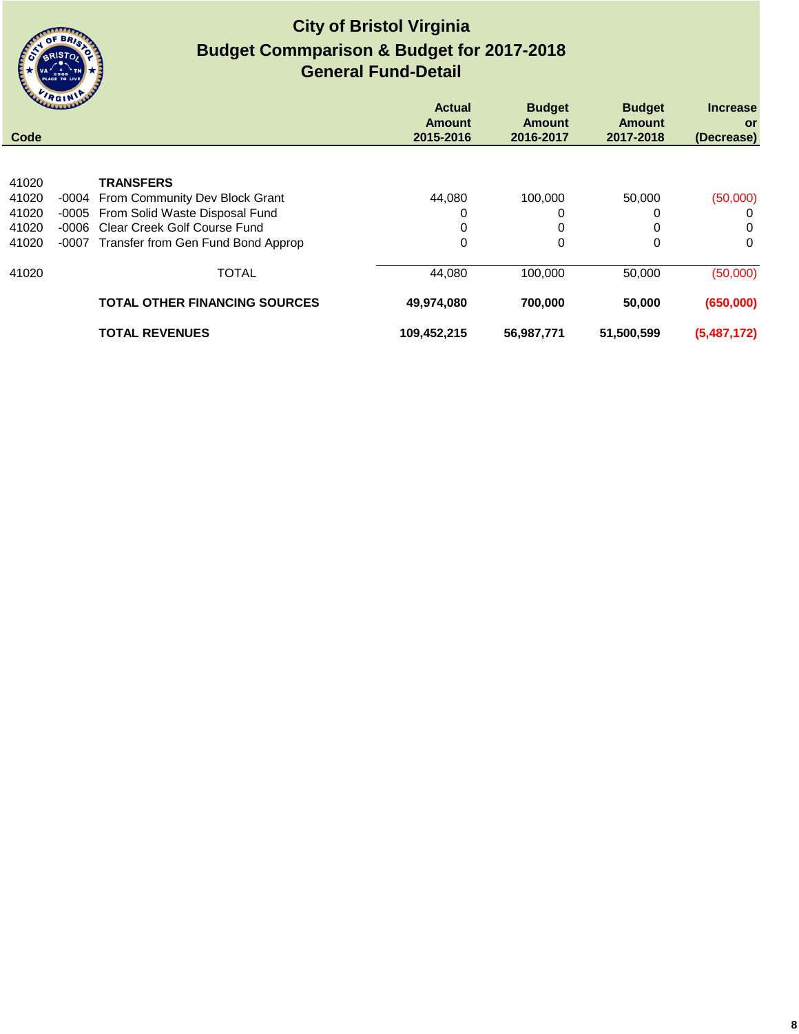# City of Bristol Virginia
## Budget Commparison & Budget for 2017-2018
## General Fund-Detail

| Code | | | Actual Amount 2015-2016 | Budget Amount 2016-2017 | Budget Amount 2017-2018 | Increase or (Decrease) |
|---|---|---|---|---|---|---|
| 41020 | | **TRANSFERS** | | | | |
| 41020 | -0004 | From Community Dev Block Grant | 44,080 | 100,000 | 50,000 | (50,000) |
| 41020 | -0005 | From Solid Waste Disposal Fund | 0 | 0 | 0 | 0 |
| 41020 | -0006 | Clear Creek Golf Course Fund | 0 | 0 | 0 | 0 |
| 41020 | -0007 | Transfer from Gen Fund Bond Approp | 0 | 0 | 0 | 0 |
| 41020 | | TOTAL | 44,080 | 100,000 | 50,000 | (50,000) |
| | | **TOTAL OTHER FINANCING SOURCES** | **49,974,080** | **700,000** | **50,000** | **(650,000)** |
| | | **TOTAL REVENUES** | **109,452,215** | **56,987,771** | **51,500,599** | **(5,487,172)** |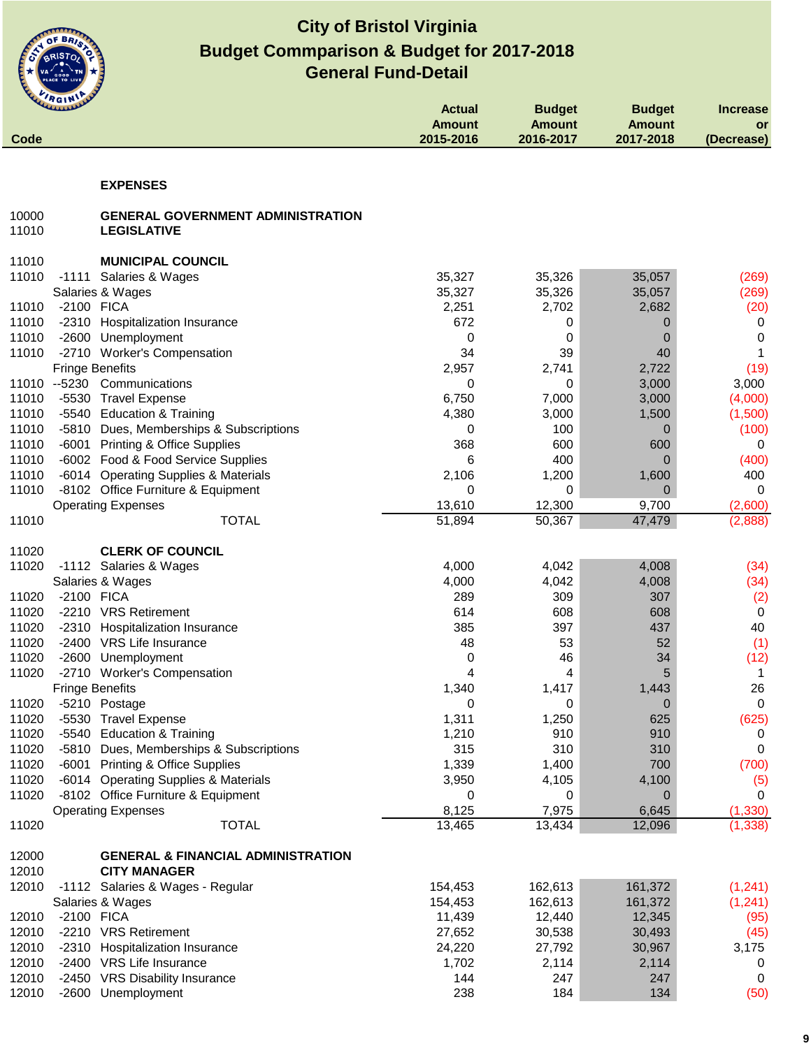# City of Bristol Virginia
## Budget Commparison & Budget for 2017-2018
## General Fund-Detail

| Code | | | Actual Amount 2015-2016 | Budget Amount 2016-2017 | Budget Amount 2017-2018 | Increase or (Decrease) |
|---|---|---|---|---|---|---|
| | | **EXPENSES** | | | | |
| 10000 | | **GENERAL GOVERNMENT ADMINISTRATION** | | | | |
| 11010 | | **LEGISLATIVE** | | | | |
| 11010 | | **MUNICIPAL COUNCIL** | | | | |
| 11010 | -1111 | Salaries & Wages | 35,327 | 35,326 | 35,057 | (269) |
| | Salaries & Wages | | 35,327 | 35,326 | 35,057 | (269) |
| 11010 | -2100 | FICA | 2,251 | 2,702 | 2,682 | (20) |
| 11010 | -2310 | Hospitalization Insurance | 672 | 0 | 0 | 0 |
| 11010 | -2600 | Unemployment | 0 | 0 | 0 | 0 |
| 11010 | -2710 | Worker's Compensation | 34 | 39 | 40 | 1 |
| | Fringe Benefits | | 2,957 | 2,741 | 2,722 | (19) |
| 11010 | --5230 | Communications | 0 | 0 | 3,000 | 3,000 |
| 11010 | -5530 | Travel Expense | 6,750 | 7,000 | 3,000 | (4,000) |
| 11010 | -5540 | Education & Training | 4,380 | 3,000 | 1,500 | (1,500) |
| 11010 | -5810 | Dues, Memberships & Subscriptions | 0 | 100 | 0 | (100) |
| 11010 | -6001 | Printing & Office Supplies | 368 | 600 | 600 | 0 |
| 11010 | -6002 | Food & Food Service Supplies | 6 | 400 | 0 | (400) |
| 11010 | -6014 | Operating Supplies & Materials | 2,106 | 1,200 | 1,600 | 400 |
| 11010 | -8102 | Office Furniture & Equipment | 0 | 0 | 0 | 0 |
| | Operating Expenses | | 13,610 | 12,300 | 9,700 | (2,600) |
| 11010 | | TOTAL | 51,894 | 50,367 | 47,479 | (2,888) |
| 11020 | | **CLERK OF COUNCIL** | | | | |
| 11020 | -1112 | Salaries & Wages | 4,000 | 4,042 | 4,008 | (34) |
| | Salaries & Wages | | 4,000 | 4,042 | 4,008 | (34) |
| 11020 | -2100 | FICA | 289 | 309 | 307 | (2) |
| 11020 | -2210 | VRS Retirement | 614 | 608 | 608 | 0 |
| 11020 | -2310 | Hospitalization Insurance | 385 | 397 | 437 | 40 |
| 11020 | -2400 | VRS Life Insurance | 48 | 53 | 52 | (1) |
| 11020 | -2600 | Unemployment | 0 | 46 | 34 | (12) |
| 11020 | -2710 | Worker's Compensation | 4 | 4 | 5 | 1 |
| | Fringe Benefits | | 1,340 | 1,417 | 1,443 | 26 |
| 11020 | -5210 | Postage | 0 | 0 | 0 | 0 |
| 11020 | -5530 | Travel Expense | 1,311 | 1,250 | 625 | (625) |
| 11020 | -5540 | Education & Training | 1,210 | 910 | 910 | 0 |
| 11020 | -5810 | Dues, Memberships & Subscriptions | 315 | 310 | 310 | 0 |
| 11020 | -6001 | Printing & Office Supplies | 1,339 | 1,400 | 700 | (700) |
| 11020 | -6014 | Operating Supplies & Materials | 3,950 | 4,105 | 4,100 | (5) |
| 11020 | -8102 | Office Furniture & Equipment | 0 | 0 | 0 | 0 |
| | Operating Expenses | | 8,125 | 7,975 | 6,645 | (1,330) |
| 11020 | | TOTAL | 13,465 | 13,434 | 12,096 | (1,338) |
| 12000 | | **GENERAL & FINANCIAL ADMINISTRATION** | | | | |
| 12010 | | **CITY MANAGER** | | | | |
| 12010 | -1112 | Salaries & Wages - Regular | 154,453 | 162,613 | 161,372 | (1,241) |
| | Salaries & Wages | | 154,453 | 162,613 | 161,372 | (1,241) |
| 12010 | -2100 | FICA | 11,439 | 12,440 | 12,345 | (95) |
| 12010 | -2210 | VRS Retirement | 27,652 | 30,538 | 30,493 | (45) |
| 12010 | -2310 | Hospitalization Insurance | 24,220 | 27,792 | 30,967 | 3,175 |
| 12010 | -2400 | VRS Life Insurance | 1,702 | 2,114 | 2,114 | 0 |
| 12010 | -2450 | VRS Disability Insurance | 144 | 247 | 247 | 0 |
| 12010 | -2600 | Unemployment | 238 | 184 | 134 | (50) |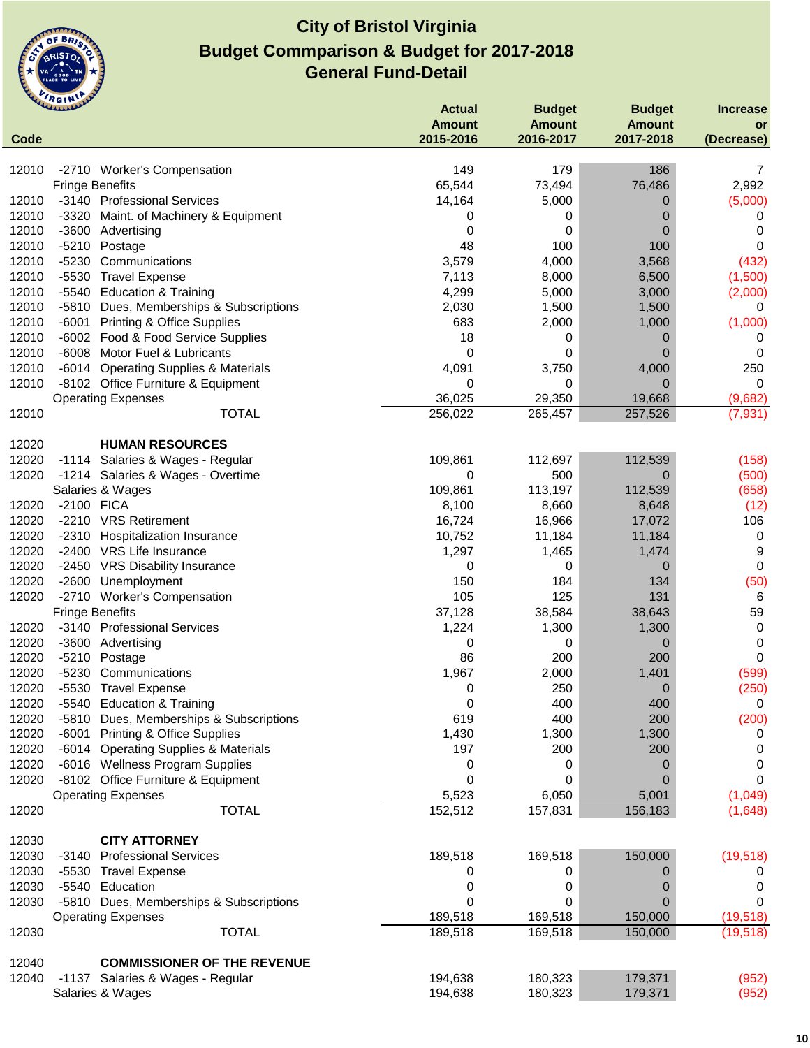# City of Bristol Virginia
## Budget Commparison & Budget for 2017-2018
## General Fund-Detail

| Code | | | Actual Amount 2015-2016 | Budget Amount 2016-2017 | Budget Amount 2017-2018 | Increase or (Decrease) |
|---|---|---|---|---|---|---|
| 12010 | -2710 | Worker's Compensation | 149 | 179 | 186 | 7 |
| | | Fringe Benefits | 65,544 | 73,494 | 76,486 | 2,992 |
| 12010 | -3140 | Professional Services | 14,164 | 5,000 | 0 | (5,000) |
| 12010 | -3320 | Maint. of Machinery & Equipment | 0 | 0 | 0 | 0 |
| 12010 | -3600 | Advertising | 0 | 0 | 0 | 0 |
| 12010 | -5210 | Postage | 48 | 100 | 100 | 0 |
| 12010 | -5230 | Communications | 3,579 | 4,000 | 3,568 | (432) |
| 12010 | -5530 | Travel Expense | 7,113 | 8,000 | 6,500 | (1,500) |
| 12010 | -5540 | Education & Training | 4,299 | 5,000 | 3,000 | (2,000) |
| 12010 | -5810 | Dues, Memberships & Subscriptions | 2,030 | 1,500 | 1,500 | 0 |
| 12010 | -6001 | Printing & Office Supplies | 683 | 2,000 | 1,000 | (1,000) |
| 12010 | -6002 | Food & Food Service Supplies | 18 | 0 | 0 | 0 |
| 12010 | -6008 | Motor Fuel & Lubricants | 0 | 0 | 0 | 0 |
| 12010 | -6014 | Operating Supplies & Materials | 4,091 | 3,750 | 4,000 | 250 |
| 12010 | -8102 | Office Furniture & Equipment | 0 | 0 | 0 | 0 |
| | | Operating Expenses | 36,025 | 29,350 | 19,668 | (9,682) |
| 12010 | | TOTAL | 256,022 | 265,457 | 257,526 | (7,931) |
| | | | | | | |
| 12020 | | **HUMAN RESOURCES** | | | | |
| 12020 | -1114 | Salaries & Wages - Regular | 109,861 | 112,697 | 112,539 | (158) |
| 12020 | -1214 | Salaries & Wages - Overtime | 0 | 500 | 0 | (500) |
| | | Salaries & Wages | 109,861 | 113,197 | 112,539 | (658) |
| 12020 | -2100 | FICA | 8,100 | 8,660 | 8,648 | (12) |
| 12020 | -2210 | VRS Retirement | 16,724 | 16,966 | 17,072 | 106 |
| 12020 | -2310 | Hospitalization Insurance | 10,752 | 11,184 | 11,184 | 0 |
| 12020 | -2400 | VRS Life Insurance | 1,297 | 1,465 | 1,474 | 9 |
| 12020 | -2450 | VRS Disability Insurance | 0 | 0 | 0 | 0 |
| 12020 | -2600 | Unemployment | 150 | 184 | 134 | (50) |
| 12020 | -2710 | Worker's Compensation | 105 | 125 | 131 | 6 |
| | | Fringe Benefits | 37,128 | 38,584 | 38,643 | 59 |
| 12020 | -3140 | Professional Services | 1,224 | 1,300 | 1,300 | 0 |
| 12020 | -3600 | Advertising | 0 | 0 | 0 | 0 |
| 12020 | -5210 | Postage | 86 | 200 | 200 | 0 |
| 12020 | -5230 | Communications | 1,967 | 2,000 | 1,401 | (599) |
| 12020 | -5530 | Travel Expense | 0 | 250 | 0 | (250) |
| 12020 | -5540 | Education & Training | 0 | 400 | 400 | 0 |
| 12020 | -5810 | Dues, Memberships & Subscriptions | 619 | 400 | 200 | (200) |
| 12020 | -6001 | Printing & Office Supplies | 1,430 | 1,300 | 1,300 | 0 |
| 12020 | -6014 | Operating Supplies & Materials | 197 | 200 | 200 | 0 |
| 12020 | -6016 | Wellness Program Supplies | 0 | 0 | 0 | 0 |
| 12020 | -8102 | Office Furniture & Equipment | 0 | 0 | 0 | 0 |
| | | Operating Expenses | 5,523 | 6,050 | 5,001 | (1,049) |
| 12020 | | TOTAL | 152,512 | 157,831 | 156,183 | (1,648) |
| | | | | | | |
| 12030 | | **CITY ATTORNEY** | | | | |
| 12030 | -3140 | Professional Services | 189,518 | 169,518 | 150,000 | (19,518) |
| 12030 | -5530 | Travel Expense | 0 | 0 | 0 | 0 |
| 12030 | -5540 | Education | 0 | 0 | 0 | 0 |
| 12030 | -5810 | Dues, Memberships & Subscriptions | 0 | 0 | 0 | 0 |
| | | Operating Expenses | 189,518 | 169,518 | 150,000 | (19,518) |
| 12030 | | TOTAL | 189,518 | 169,518 | 150,000 | (19,518) |
| | | | | | | |
| 12040 | | **COMMISSIONER OF THE REVENUE** | | | | |
| 12040 | -1137 | Salaries & Wages - Regular | 194,638 | 180,323 | 179,371 | (952) |
| | | Salaries & Wages | 194,638 | 180,323 | 179,371 | (952) |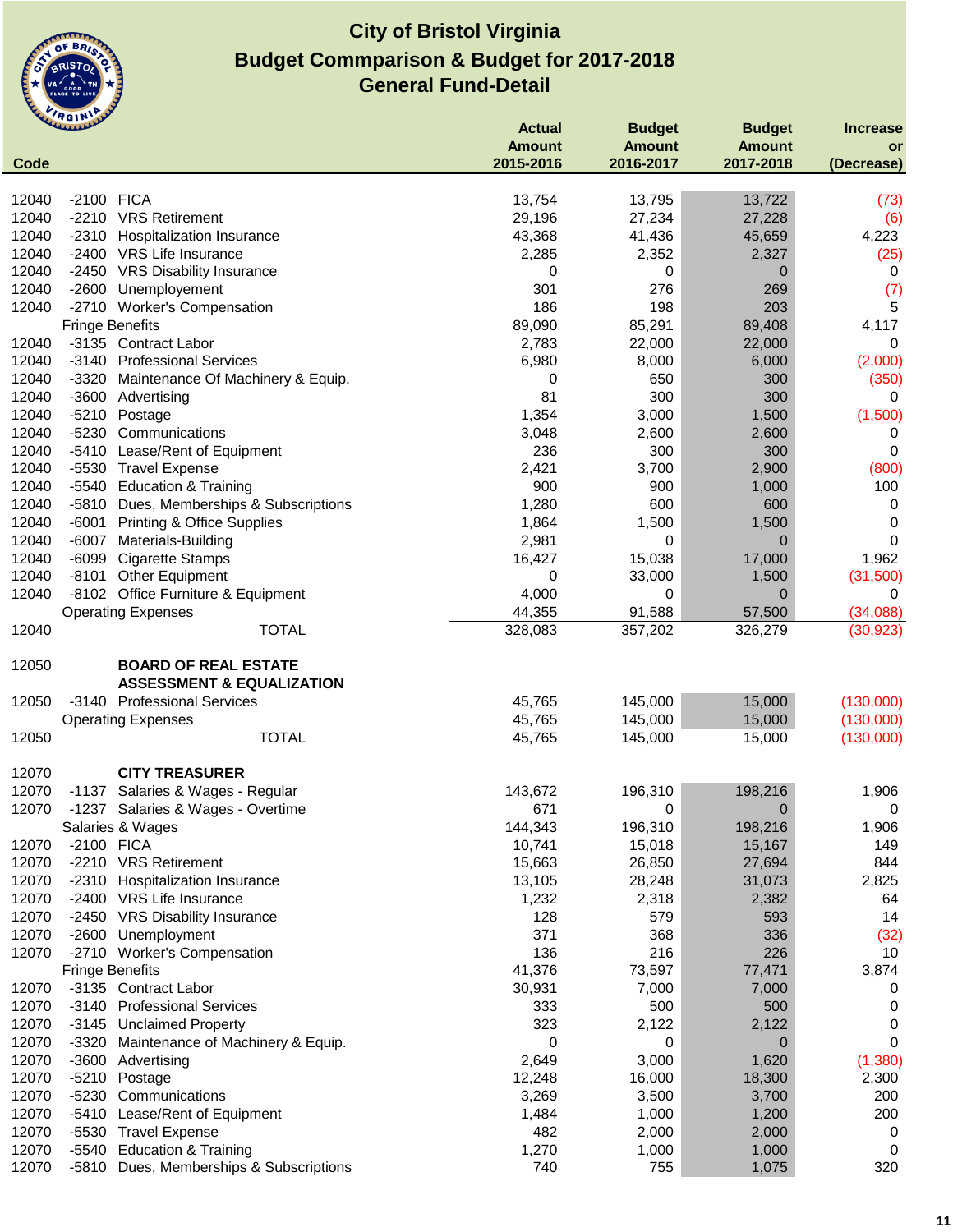# City of Bristol Virginia
## Budget Commparison & Budget for 2017-2018
## General Fund-Detail

| Code | | | Actual Amount 2015-2016 | Budget Amount 2016-2017 | Budget Amount 2017-2018 | Increase or (Decrease) |
|---|---|---|---|---|---|---|
| 12040 | -2100 | FICA | 13,754 | 13,795 | 13,722 | (73) |
| 12040 | -2210 | VRS Retirement | 29,196 | 27,234 | 27,228 | (6) |
| 12040 | -2310 | Hospitalization Insurance | 43,368 | 41,436 | 45,659 | 4,223 |
| 12040 | -2400 | VRS Life Insurance | 2,285 | 2,352 | 2,327 | (25) |
| 12040 | -2450 | VRS Disability Insurance | 0 | 0 | 0 | 0 |
| 12040 | -2600 | Unemployement | 301 | 276 | 269 | (7) |
| 12040 | -2710 | Worker's Compensation | 186 | 198 | 203 | 5 |
| | | Fringe Benefits | 89,090 | 85,291 | 89,408 | 4,117 |
| 12040 | -3135 | Contract Labor | 2,783 | 22,000 | 22,000 | 0 |
| 12040 | -3140 | Professional Services | 6,980 | 8,000 | 6,000 | (2,000) |
| 12040 | -3320 | Maintenance Of Machinery & Equip. | 0 | 650 | 300 | (350) |
| 12040 | -3600 | Advertising | 81 | 300 | 300 | 0 |
| 12040 | -5210 | Postage | 1,354 | 3,000 | 1,500 | (1,500) |
| 12040 | -5230 | Communications | 3,048 | 2,600 | 2,600 | 0 |
| 12040 | -5410 | Lease/Rent of Equipment | 236 | 300 | 300 | 0 |
| 12040 | -5530 | Travel Expense | 2,421 | 3,700 | 2,900 | (800) |
| 12040 | -5540 | Education & Training | 900 | 900 | 1,000 | 100 |
| 12040 | -5810 | Dues, Memberships & Subscriptions | 1,280 | 600 | 600 | 0 |
| 12040 | -6001 | Printing & Office Supplies | 1,864 | 1,500 | 1,500 | 0 |
| 12040 | -6007 | Materials-Building | 2,981 | 0 | 0 | 0 |
| 12040 | -6099 | Cigarette Stamps | 16,427 | 15,038 | 17,000 | 1,962 |
| 12040 | -8101 | Other Equipment | 0 | 33,000 | 1,500 | (31,500) |
| 12040 | -8102 | Office Furniture & Equipment | 4,000 | 0 | 0 | 0 |
| | | Operating Expenses | 44,355 | 91,588 | 57,500 | (34,088) |
| 12040 | | TOTAL | 328,083 | 357,202 | 326,279 | (30,923) |
| | | | | | | |
| 12050 | | **BOARD OF REAL ESTATE ASSESSMENT & EQUALIZATION** | | | | |
| 12050 | -3140 | Professional Services | 45,765 | 145,000 | 15,000 | (130,000) |
| | | Operating Expenses | 45,765 | 145,000 | 15,000 | (130,000) |
| 12050 | | TOTAL | 45,765 | 145,000 | 15,000 | (130,000) |
| | | | | | | |
| 12070 | | **CITY TREASURER** | | | | |
| 12070 | -1137 | Salaries & Wages - Regular | 143,672 | 196,310 | 198,216 | 1,906 |
| 12070 | -1237 | Salaries & Wages - Overtime | 671 | 0 | 0 | 0 |
| | | Salaries & Wages | 144,343 | 196,310 | 198,216 | 1,906 |
| 12070 | -2100 | FICA | 10,741 | 15,018 | 15,167 | 149 |
| 12070 | -2210 | VRS Retirement | 15,663 | 26,850 | 27,694 | 844 |
| 12070 | -2310 | Hospitalization Insurance | 13,105 | 28,248 | 31,073 | 2,825 |
| 12070 | -2400 | VRS Life Insurance | 1,232 | 2,318 | 2,382 | 64 |
| 12070 | -2450 | VRS Disability Insurance | 128 | 579 | 593 | 14 |
| 12070 | -2600 | Unemployment | 371 | 368 | 336 | (32) |
| 12070 | -2710 | Worker's Compensation | 136 | 216 | 226 | 10 |
| | | Fringe Benefits | 41,376 | 73,597 | 77,471 | 3,874 |
| 12070 | -3135 | Contract Labor | 30,931 | 7,000 | 7,000 | 0 |
| 12070 | -3140 | Professional Services | 333 | 500 | 500 | 0 |
| 12070 | -3145 | Unclaimed Property | 323 | 2,122 | 2,122 | 0 |
| 12070 | -3320 | Maintenance of Machinery & Equip. | 0 | 0 | 0 | 0 |
| 12070 | -3600 | Advertising | 2,649 | 3,000 | 1,620 | (1,380) |
| 12070 | -5210 | Postage | 12,248 | 16,000 | 18,300 | 2,300 |
| 12070 | -5230 | Communications | 3,269 | 3,500 | 3,700 | 200 |
| 12070 | -5410 | Lease/Rent of Equipment | 1,484 | 1,000 | 1,200 | 200 |
| 12070 | -5530 | Travel Expense | 482 | 2,000 | 2,000 | 0 |
| 12070 | -5540 | Education & Training | 1,270 | 1,000 | 1,000 | 0 |
| 12070 | -5810 | Dues, Memberships & Subscriptions | 740 | 755 | 1,075 | 320 |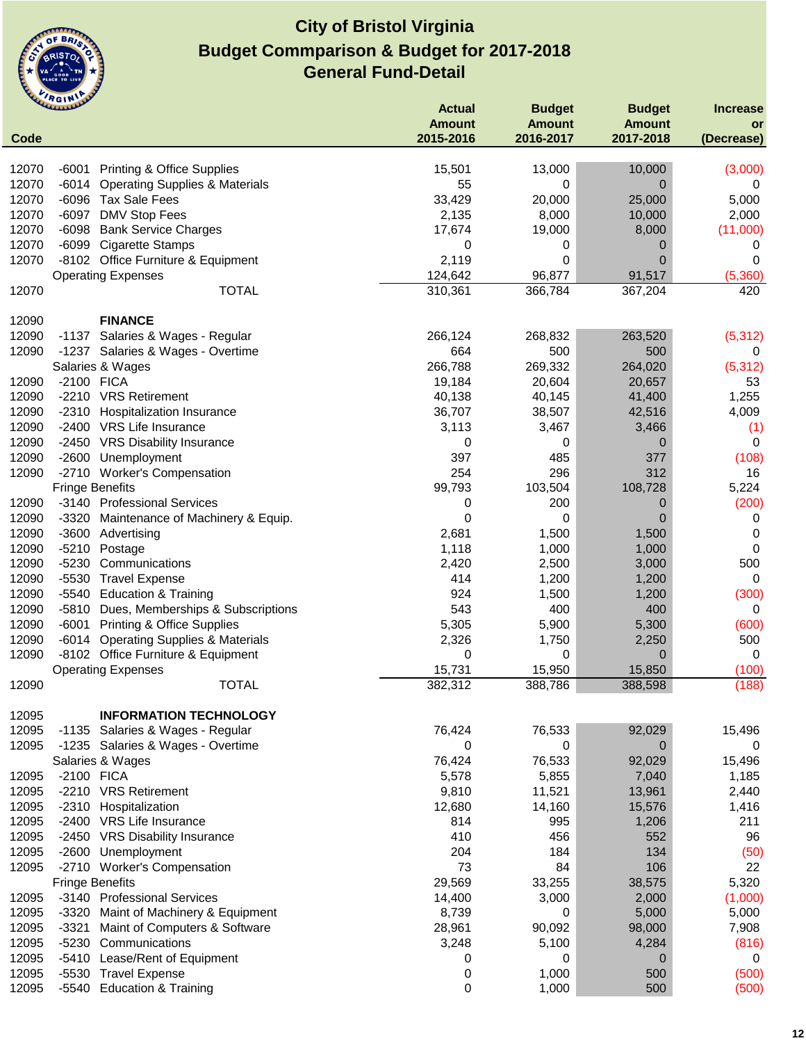# City of Bristol Virginia
## Budget Commparison & Budget for 2017-2018
## General Fund-Detail

| Code | | | Actual Amount 2015-2016 | Budget Amount 2016-2017 | Budget Amount 2017-2018 | Increase or (Decrease) |
|---|---|---|---|---|---|---|
| 12070 | -6001 | Printing & Office Supplies | 15,501 | 13,000 | 10,000 | (3,000) |
| 12070 | -6014 | Operating Supplies & Materials | 55 | 0 | 0 | 0 |
| 12070 | -6096 | Tax Sale Fees | 33,429 | 20,000 | 25,000 | 5,000 |
| 12070 | -6097 | DMV Stop Fees | 2,135 | 8,000 | 10,000 | 2,000 |
| 12070 | -6098 | Bank Service Charges | 17,674 | 19,000 | 8,000 | (11,000) |
| 12070 | -6099 | Cigarette Stamps | 0 | 0 | 0 | 0 |
| 12070 | -8102 | Office Furniture & Equipment | 2,119 | 0 | 0 | 0 |
| | Operating Expenses | | 124,642 | 96,877 | 91,517 | (5,360) |
| 12070 | | TOTAL | 310,361 | 366,784 | 367,204 | 420 |
| | | | | | | |
| 12090 | | **FINANCE** | | | | |
| 12090 | -1137 | Salaries & Wages - Regular | 266,124 | 268,832 | 263,520 | (5,312) |
| 12090 | -1237 | Salaries & Wages - Overtime | 664 | 500 | 500 | 0 |
| | Salaries & Wages | | 266,788 | 269,332 | 264,020 | (5,312) |
| 12090 | -2100 | FICA | 19,184 | 20,604 | 20,657 | 53 |
| 12090 | -2210 | VRS Retirement | 40,138 | 40,145 | 41,400 | 1,255 |
| 12090 | -2310 | Hospitalization Insurance | 36,707 | 38,507 | 42,516 | 4,009 |
| 12090 | -2400 | VRS Life Insurance | 3,113 | 3,467 | 3,466 | (1) |
| 12090 | -2450 | VRS Disability Insurance | 0 | 0 | 0 | 0 |
| 12090 | -2600 | Unemployment | 397 | 485 | 377 | (108) |
| 12090 | -2710 | Worker's Compensation | 254 | 296 | 312 | 16 |
| | Fringe Benefits | | 99,793 | 103,504 | 108,728 | 5,224 |
| 12090 | -3140 | Professional Services | 0 | 200 | 0 | (200) |
| 12090 | -3320 | Maintenance of Machinery & Equip. | 0 | 0 | 0 | 0 |
| 12090 | -3600 | Advertising | 2,681 | 1,500 | 1,500 | 0 |
| 12090 | -5210 | Postage | 1,118 | 1,000 | 1,000 | 0 |
| 12090 | -5230 | Communications | 2,420 | 2,500 | 3,000 | 500 |
| 12090 | -5530 | Travel Expense | 414 | 1,200 | 1,200 | 0 |
| 12090 | -5540 | Education & Training | 924 | 1,500 | 1,200 | (300) |
| 12090 | -5810 | Dues, Memberships & Subscriptions | 543 | 400 | 400 | 0 |
| 12090 | -6001 | Printing & Office Supplies | 5,305 | 5,900 | 5,300 | (600) |
| 12090 | -6014 | Operating Supplies & Materials | 2,326 | 1,750 | 2,250 | 500 |
| 12090 | -8102 | Office Furniture & Equipment | 0 | 0 | 0 | 0 |
| | Operating Expenses | | 15,731 | 15,950 | 15,850 | (100) |
| 12090 | | TOTAL | 382,312 | 388,786 | 388,598 | (188) |
| | | | | | | |
| 12095 | | **INFORMATION TECHNOLOGY** | | | | |
| 12095 | -1135 | Salaries & Wages - Regular | 76,424 | 76,533 | 92,029 | 15,496 |
| 12095 | -1235 | Salaries & Wages - Overtime | 0 | 0 | 0 | 0 |
| | Salaries & Wages | | 76,424 | 76,533 | 92,029 | 15,496 |
| 12095 | -2100 | FICA | 5,578 | 5,855 | 7,040 | 1,185 |
| 12095 | -2210 | VRS Retirement | 9,810 | 11,521 | 13,961 | 2,440 |
| 12095 | -2310 | Hospitalization | 12,680 | 14,160 | 15,576 | 1,416 |
| 12095 | -2400 | VRS Life Insurance | 814 | 995 | 1,206 | 211 |
| 12095 | -2450 | VRS Disability Insurance | 410 | 456 | 552 | 96 |
| 12095 | -2600 | Unemployment | 204 | 184 | 134 | (50) |
| 12095 | -2710 | Worker's Compensation | 73 | 84 | 106 | 22 |
| | Fringe Benefits | | 29,569 | 33,255 | 38,575 | 5,320 |
| 12095 | -3140 | Professional Services | 14,400 | 3,000 | 2,000 | (1,000) |
| 12095 | -3320 | Maint of Machinery & Equipment | 8,739 | 0 | 5,000 | 5,000 |
| 12095 | -3321 | Maint of Computers & Software | 28,961 | 90,092 | 98,000 | 7,908 |
| 12095 | -5230 | Communications | 3,248 | 5,100 | 4,284 | (816) |
| 12095 | -5410 | Lease/Rent of Equipment | 0 | 0 | 0 | 0 |
| 12095 | -5530 | Travel Expense | 0 | 1,000 | 500 | (500) |
| 12095 | -5540 | Education & Training | 0 | 1,000 | 500 | (500) |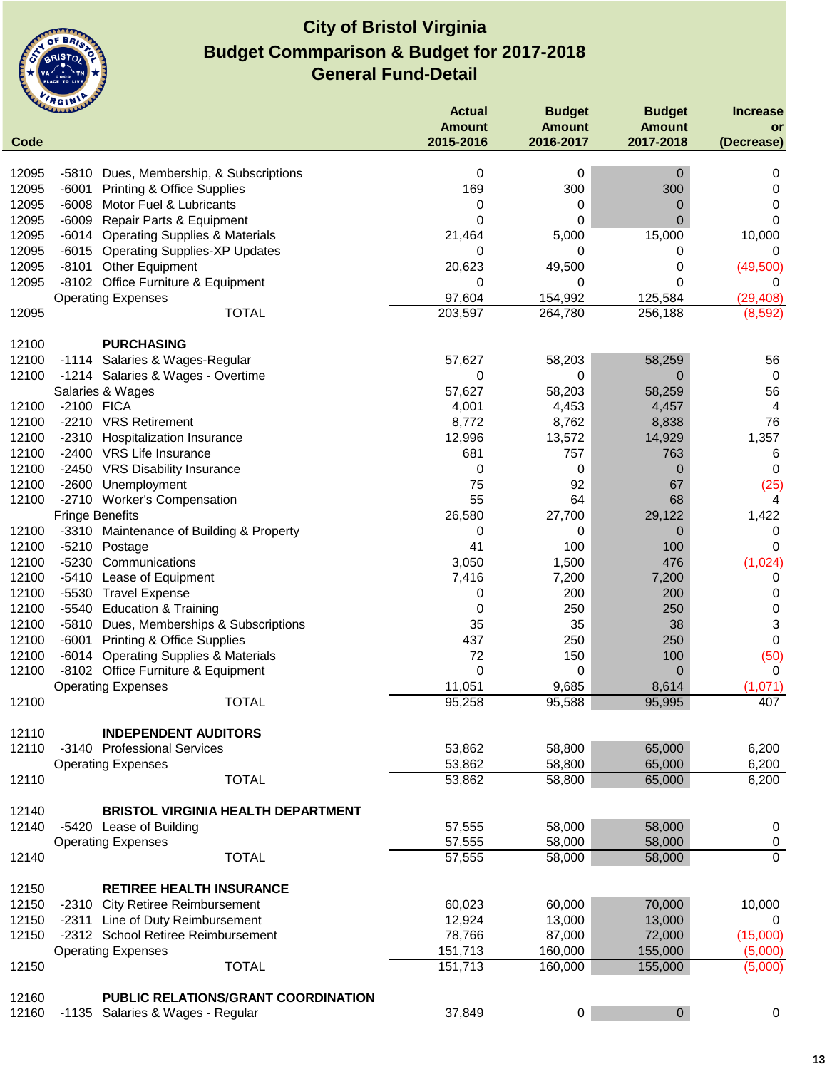# City of Bristol Virginia
## Budget Commparison & Budget for 2017-2018
## General Fund-Detail

| Code | | | Actual Amount 2015-2016 | Budget Amount 2016-2017 | Budget Amount 2017-2018 | Increase or (Decrease) |
|---|---|---|---|---|---|---|
| 12095 | -5810 | Dues, Membership, & Subscriptions | 0 | 0 | 0 | 0 |
| 12095 | -6001 | Printing & Office Supplies | 169 | 300 | 300 | 0 |
| 12095 | -6008 | Motor Fuel & Lubricants | 0 | 0 | 0 | 0 |
| 12095 | -6009 | Repair Parts & Equipment | 0 | 0 | 0 | 0 |
| 12095 | -6014 | Operating Supplies & Materials | 21,464 | 5,000 | 15,000 | 10,000 |
| 12095 | -6015 | Operating Supplies-XP Updates | 0 | 0 | 0 | 0 |
| 12095 | -8101 | Other Equipment | 20,623 | 49,500 | 0 | (49,500) |
| 12095 | -8102 | Office Furniture & Equipment | 0 | 0 | 0 | 0 |
| | | Operating Expenses | 97,604 | 154,992 | 125,584 | (29,408) |
| 12095 | | TOTAL | 203,597 | 264,780 | 256,188 | (8,592) |
| | | | | | | |
| 12100 | | **PURCHASING** | | | | |
| 12100 | -1114 | Salaries & Wages-Regular | 57,627 | 58,203 | 58,259 | 56 |
| 12100 | -1214 | Salaries & Wages - Overtime | 0 | 0 | 0 | 0 |
| | | Salaries & Wages | 57,627 | 58,203 | 58,259 | 56 |
| 12100 | -2100 | FICA | 4,001 | 4,453 | 4,457 | 4 |
| 12100 | -2210 | VRS Retirement | 8,772 | 8,762 | 8,838 | 76 |
| 12100 | -2310 | Hospitalization Insurance | 12,996 | 13,572 | 14,929 | 1,357 |
| 12100 | -2400 | VRS Life Insurance | 681 | 757 | 763 | 6 |
| 12100 | -2450 | VRS Disability Insurance | 0 | 0 | 0 | 0 |
| 12100 | -2600 | Unemployment | 75 | 92 | 67 | (25) |
| 12100 | -2710 | Worker's Compensation | 55 | 64 | 68 | 4 |
| | | Fringe Benefits | 26,580 | 27,700 | 29,122 | 1,422 |
| 12100 | -3310 | Maintenance of Building & Property | 0 | 0 | 0 | 0 |
| 12100 | -5210 | Postage | 41 | 100 | 100 | 0 |
| 12100 | -5230 | Communications | 3,050 | 1,500 | 476 | (1,024) |
| 12100 | -5410 | Lease of Equipment | 7,416 | 7,200 | 7,200 | 0 |
| 12100 | -5530 | Travel Expense | 0 | 200 | 200 | 0 |
| 12100 | -5540 | Education & Training | 0 | 250 | 250 | 0 |
| 12100 | -5810 | Dues, Memberships & Subscriptions | 35 | 35 | 38 | 3 |
| 12100 | -6001 | Printing & Office Supplies | 437 | 250 | 250 | 0 |
| 12100 | -6014 | Operating Supplies & Materials | 72 | 150 | 100 | (50) |
| 12100 | -8102 | Office Furniture & Equipment | 0 | 0 | 0 | 0 |
| | | Operating Expenses | 11,051 | 9,685 | 8,614 | (1,071) |
| 12100 | | TOTAL | 95,258 | 95,588 | 95,995 | 407 |
| | | | | | | |
| 12110 | | **INDEPENDENT AUDITORS** | | | | |
| 12110 | -3140 | Professional Services | 53,862 | 58,800 | 65,000 | 6,200 |
| | | Operating Expenses | 53,862 | 58,800 | 65,000 | 6,200 |
| 12110 | | TOTAL | 53,862 | 58,800 | 65,000 | 6,200 |
| | | | | | | |
| 12140 | | **BRISTOL VIRGINIA HEALTH DEPARTMENT** | | | | |
| 12140 | -5420 | Lease of Building | 57,555 | 58,000 | 58,000 | 0 |
| | | Operating Expenses | 57,555 | 58,000 | 58,000 | 0 |
| 12140 | | TOTAL | 57,555 | 58,000 | 58,000 | 0 |
| | | | | | | |
| 12150 | | **RETIREE HEALTH INSURANCE** | | | | |
| 12150 | -2310 | City Retiree Reimbursement | 60,023 | 60,000 | 70,000 | 10,000 |
| 12150 | -2311 | Line of Duty Reimbursement | 12,924 | 13,000 | 13,000 | 0 |
| 12150 | -2312 | School Retiree Reimbursement | 78,766 | 87,000 | 72,000 | (15,000) |
| | | Operating Expenses | 151,713 | 160,000 | 155,000 | (5,000) |
| 12150 | | TOTAL | 151,713 | 160,000 | 155,000 | (5,000) |
| | | | | | | |
| 12160 | | **PUBLIC RELATIONS/GRANT COORDINATION** | | | | |
| 12160 | -1135 | Salaries & Wages - Regular | 37,849 | 0 | 0 | 0 |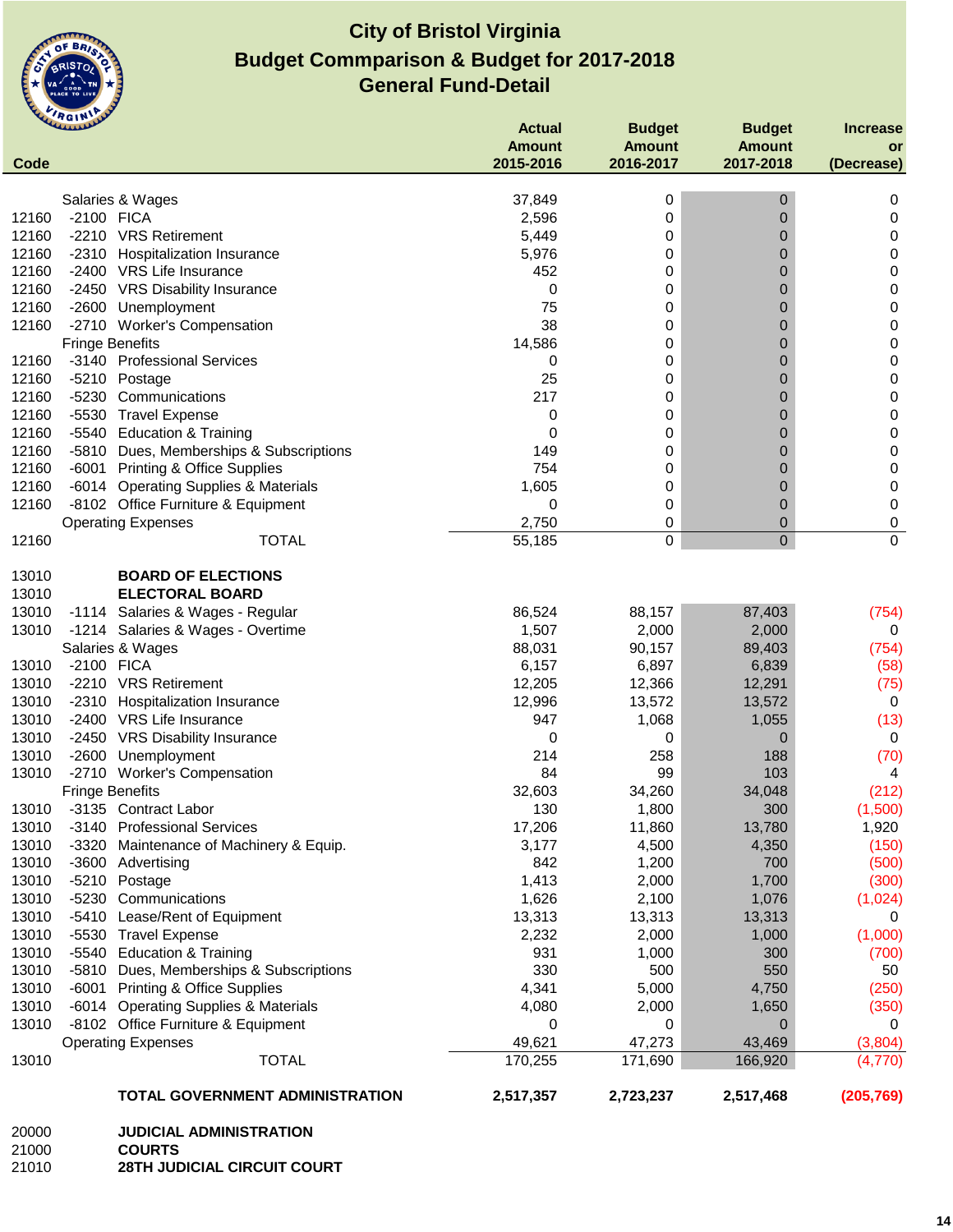# City of Bristol Virginia
## Budget Commparison & Budget for 2017-2018
## General Fund-Detail

| Code | | | Actual Amount 2015-2016 | Budget Amount 2016-2017 | Budget Amount 2017-2018 | Increase or (Decrease) |
|---|---|---|---|---|---|---|
| | | Salaries & Wages | 37,849 | 0 | 0 | 0 |
| 12160 | -2100 | FICA | 2,596 | 0 | 0 | 0 |
| 12160 | -2210 | VRS Retirement | 5,449 | 0 | 0 | 0 |
| 12160 | -2310 | Hospitalization Insurance | 5,976 | 0 | 0 | 0 |
| 12160 | -2400 | VRS Life Insurance | 452 | 0 | 0 | 0 |
| 12160 | -2450 | VRS Disability Insurance | 0 | 0 | 0 | 0 |
| 12160 | -2600 | Unemployment | 75 | 0 | 0 | 0 |
| 12160 | -2710 | Worker's Compensation | 38 | 0 | 0 | 0 |
| | | Fringe Benefits | 14,586 | 0 | 0 | 0 |
| 12160 | -3140 | Professional Services | 0 | 0 | 0 | 0 |
| 12160 | -5210 | Postage | 25 | 0 | 0 | 0 |
| 12160 | -5230 | Communications | 217 | 0 | 0 | 0 |
| 12160 | -5530 | Travel Expense | 0 | 0 | 0 | 0 |
| 12160 | -5540 | Education & Training | 0 | 0 | 0 | 0 |
| 12160 | -5810 | Dues, Memberships & Subscriptions | 149 | 0 | 0 | 0 |
| 12160 | -6001 | Printing & Office Supplies | 754 | 0 | 0 | 0 |
| 12160 | -6014 | Operating Supplies & Materials | 1,605 | 0 | 0 | 0 |
| 12160 | -8102 | Office Furniture & Equipment | 0 | 0 | 0 | 0 |
| | | Operating Expenses | 2,750 | 0 | 0 | 0 |
| 12160 | | TOTAL | 55,185 | 0 | 0 | 0 |
| | | | | | | |
| 13010 | | **BOARD OF ELECTIONS** | | | | |
| 13010 | | **ELECTORAL BOARD** | | | | |
| 13010 | -1114 | Salaries & Wages - Regular | 86,524 | 88,157 | 87,403 | (754) |
| 13010 | -1214 | Salaries & Wages - Overtime | 1,507 | 2,000 | 2,000 | 0 |
| | | Salaries & Wages | 88,031 | 90,157 | 89,403 | (754) |
| 13010 | -2100 | FICA | 6,157 | 6,897 | 6,839 | (58) |
| 13010 | -2210 | VRS Retirement | 12,205 | 12,366 | 12,291 | (75) |
| 13010 | -2310 | Hospitalization Insurance | 12,996 | 13,572 | 13,572 | 0 |
| 13010 | -2400 | VRS Life Insurance | 947 | 1,068 | 1,055 | (13) |
| 13010 | -2450 | VRS Disability Insurance | 0 | 0 | 0 | 0 |
| 13010 | -2600 | Unemployment | 214 | 258 | 188 | (70) |
| 13010 | -2710 | Worker's Compensation | 84 | 99 | 103 | 4 |
| | | Fringe Benefits | 32,603 | 34,260 | 34,048 | (212) |
| 13010 | -3135 | Contract Labor | 130 | 1,800 | 300 | (1,500) |
| 13010 | -3140 | Professional Services | 17,206 | 11,860 | 13,780 | 1,920 |
| 13010 | -3320 | Maintenance of Machinery & Equip. | 3,177 | 4,500 | 4,350 | (150) |
| 13010 | -3600 | Advertising | 842 | 1,200 | 700 | (500) |
| 13010 | -5210 | Postage | 1,413 | 2,000 | 1,700 | (300) |
| 13010 | -5230 | Communications | 1,626 | 2,100 | 1,076 | (1,024) |
| 13010 | -5410 | Lease/Rent of Equipment | 13,313 | 13,313 | 13,313 | 0 |
| 13010 | -5530 | Travel Expense | 2,232 | 2,000 | 1,000 | (1,000) |
| 13010 | -5540 | Education & Training | 931 | 1,000 | 300 | (700) |
| 13010 | -5810 | Dues, Memberships & Subscriptions | 330 | 500 | 550 | 50 |
| 13010 | -6001 | Printing & Office Supplies | 4,341 | 5,000 | 4,750 | (250) |
| 13010 | -6014 | Operating Supplies & Materials | 4,080 | 2,000 | 1,650 | (350) |
| 13010 | -8102 | Office Furniture & Equipment | 0 | 0 | 0 | 0 |
| | | Operating Expenses | 49,621 | 47,273 | 43,469 | (3,804) |
| 13010 | | TOTAL | 170,255 | 171,690 | 166,920 | (4,770) |
| | | | | | | |
| | | **TOTAL GOVERNMENT ADMINISTRATION** | **2,517,357** | **2,723,237** | **2,517,468** | **(205,769)** |
| | | | | | | |
| 20000 | | **JUDICIAL ADMINISTRATION** | | | | |
| 21000 | | **COURTS** | | | | |
| 21010 | | **28TH JUDICIAL CIRCUIT COURT** | | | | |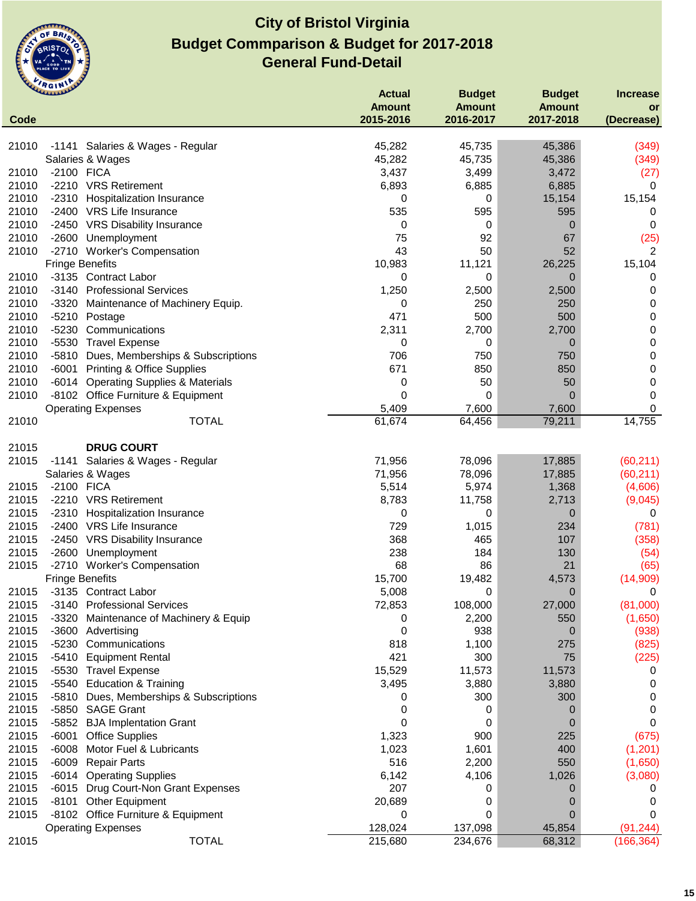# City of Bristol Virginia
## Budget Commparison & Budget for 2017-2018
## General Fund-Detail

| Code | | Actual Amount 2015-2016 | Budget Amount 2016-2017 | Budget Amount 2017-2018 | Increase or (Decrease) |
|---|---|---|---|---|---|
| 21010 | -1141 Salaries & Wages - Regular | 45,282 | 45,735 | 45,386 | (349) |
| | Salaries & Wages | 45,282 | 45,735 | 45,386 | (349) |
| 21010 | -2100 FICA | 3,437 | 3,499 | 3,472 | (27) |
| 21010 | -2210 VRS Retirement | 6,893 | 6,885 | 6,885 | 0 |
| 21010 | -2310 Hospitalization Insurance | 0 | 0 | 15,154 | 15,154 |
| 21010 | -2400 VRS Life Insurance | 535 | 595 | 595 | 0 |
| 21010 | -2450 VRS Disability Insurance | 0 | 0 | 0 | 0 |
| 21010 | -2600 Unemployment | 75 | 92 | 67 | (25) |
| 21010 | -2710 Worker's Compensation | 43 | 50 | 52 | 2 |
| | Fringe Benefits | 10,983 | 11,121 | 26,225 | 15,104 |
| 21010 | -3135 Contract Labor | 0 | 0 | 0 | 0 |
| 21010 | -3140 Professional Services | 1,250 | 2,500 | 2,500 | 0 |
| 21010 | -3320 Maintenance of Machinery Equip. | 0 | 250 | 250 | 0 |
| 21010 | -5210 Postage | 471 | 500 | 500 | 0 |
| 21010 | -5230 Communications | 2,311 | 2,700 | 2,700 | 0 |
| 21010 | -5530 Travel Expense | 0 | 0 | 0 | 0 |
| 21010 | -5810 Dues, Memberships & Subscriptions | 706 | 750 | 750 | 0 |
| 21010 | -6001 Printing & Office Supplies | 671 | 850 | 850 | 0 |
| 21010 | -6014 Operating Supplies & Materials | 0 | 50 | 50 | 0 |
| 21010 | -8102 Office Furniture & Equipment | 0 | 0 | 0 | 0 |
| | Operating Expenses | 5,409 | 7,600 | 7,600 | 0 |
| 21010 | TOTAL | 61,674 | 64,456 | 79,211 | 14,755 |
| | | | | | |
| 21015 | **DRUG COURT** | | | | |
| 21015 | -1141 Salaries & Wages - Regular | 71,956 | 78,096 | 17,885 | (60,211) |
| | Salaries & Wages | 71,956 | 78,096 | 17,885 | (60,211) |
| 21015 | -2100 FICA | 5,514 | 5,974 | 1,368 | (4,606) |
| 21015 | -2210 VRS Retirement | 8,783 | 11,758 | 2,713 | (9,045) |
| 21015 | -2310 Hospitalization Insurance | 0 | 0 | 0 | 0 |
| 21015 | -2400 VRS Life Insurance | 729 | 1,015 | 234 | (781) |
| 21015 | -2450 VRS Disability Insurance | 368 | 465 | 107 | (358) |
| 21015 | -2600 Unemployment | 238 | 184 | 130 | (54) |
| 21015 | -2710 Worker's Compensation | 68 | 86 | 21 | (65) |
| | Fringe Benefits | 15,700 | 19,482 | 4,573 | (14,909) |
| 21015 | -3135 Contract Labor | 5,008 | 0 | 0 | 0 |
| 21015 | -3140 Professional Services | 72,853 | 108,000 | 27,000 | (81,000) |
| 21015 | -3320 Maintenance of Machinery & Equip | 0 | 2,200 | 550 | (1,650) |
| 21015 | -3600 Advertising | 0 | 938 | 0 | (938) |
| 21015 | -5230 Communications | 818 | 1,100 | 275 | (825) |
| 21015 | -5410 Equipment Rental | 421 | 300 | 75 | (225) |
| 21015 | -5530 Travel Expense | 15,529 | 11,573 | 11,573 | 0 |
| 21015 | -5540 Education & Training | 3,495 | 3,880 | 3,880 | 0 |
| 21015 | -5810 Dues, Memberships & Subscriptions | 0 | 300 | 300 | 0 |
| 21015 | -5850 SAGE Grant | 0 | 0 | 0 | 0 |
| 21015 | -5852 BJA Implentation Grant | 0 | 0 | 0 | 0 |
| 21015 | -6001 Office Supplies | 1,323 | 900 | 225 | (675) |
| 21015 | -6008 Motor Fuel & Lubricants | 1,023 | 1,601 | 400 | (1,201) |
| 21015 | -6009 Repair Parts | 516 | 2,200 | 550 | (1,650) |
| 21015 | -6014 Operating Supplies | 6,142 | 4,106 | 1,026 | (3,080) |
| 21015 | -6015 Drug Court-Non Grant Expenses | 207 | 0 | 0 | 0 |
| 21015 | -8101 Other Equipment | 20,689 | 0 | 0 | 0 |
| 21015 | -8102 Office Furniture & Equipment | 0 | 0 | 0 | 0 |
| | Operating Expenses | 128,024 | 137,098 | 45,854 | (91,244) |
| 21015 | TOTAL | 215,680 | 234,676 | 68,312 | (166,364) |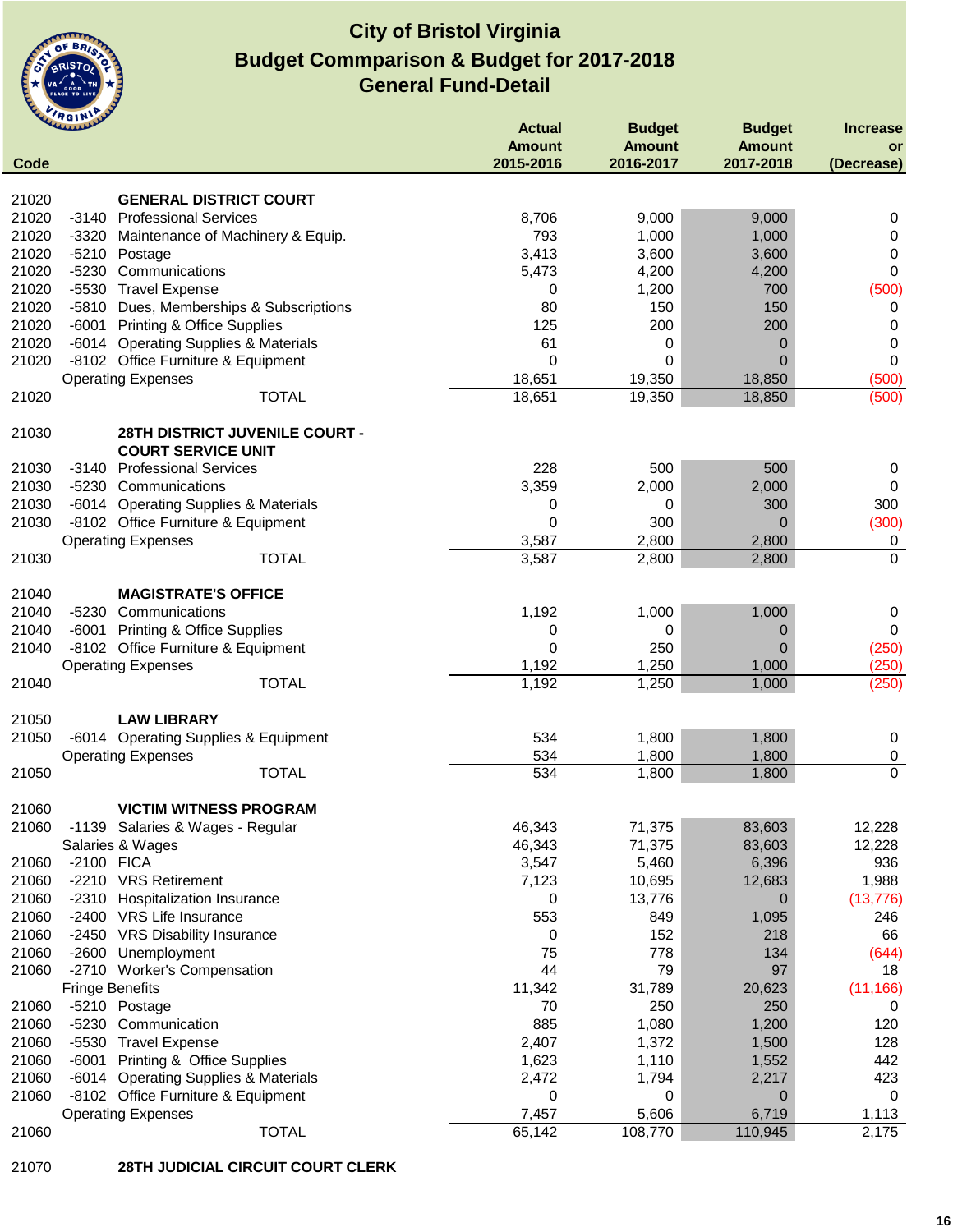# City of Bristol Virginia
## Budget Commparison & Budget for 2017-2018
## General Fund-Detail

| Code | | | Actual Amount 2015-2016 | Budget Amount 2016-2017 | Budget Amount 2017-2018 | Increase or (Decrease) |
|---|---|---|---|---|---|---|
| 21020 | | **GENERAL DISTRICT COURT** | | | | |
| 21020 | -3140 | Professional Services | 8,706 | 9,000 | 9,000 | 0 |
| 21020 | -3320 | Maintenance of Machinery & Equip. | 793 | 1,000 | 1,000 | 0 |
| 21020 | -5210 | Postage | 3,413 | 3,600 | 3,600 | 0 |
| 21020 | -5230 | Communications | 5,473 | 4,200 | 4,200 | 0 |
| 21020 | -5530 | Travel Expense | 0 | 1,200 | 700 | (500) |
| 21020 | -5810 | Dues, Memberships & Subscriptions | 80 | 150 | 150 | 0 |
| 21020 | -6001 | Printing & Office Supplies | 125 | 200 | 200 | 0 |
| 21020 | -6014 | Operating Supplies & Materials | 61 | 0 | 0 | 0 |
| 21020 | -8102 | Office Furniture & Equipment | 0 | 0 | 0 | 0 |
| | | Operating Expenses | 18,651 | 19,350 | 18,850 | (500) |
| 21020 | | TOTAL | 18,651 | 19,350 | 18,850 | (500) |
| 21030 | | **28TH DISTRICT JUVENILE COURT - COURT SERVICE UNIT** | | | | |
| 21030 | -3140 | Professional Services | 228 | 500 | 500 | 0 |
| 21030 | -5230 | Communications | 3,359 | 2,000 | 2,000 | 0 |
| 21030 | -6014 | Operating Supplies & Materials | 0 | 0 | 300 | 300 |
| 21030 | -8102 | Office Furniture & Equipment | 0 | 300 | 0 | (300) |
| | | Operating Expenses | 3,587 | 2,800 | 2,800 | 0 |
| 21030 | | TOTAL | 3,587 | 2,800 | 2,800 | 0 |
| 21040 | | **MAGISTRATE'S OFFICE** | | | | |
| 21040 | -5230 | Communications | 1,192 | 1,000 | 1,000 | 0 |
| 21040 | -6001 | Printing & Office Supplies | 0 | 0 | 0 | 0 |
| 21040 | -8102 | Office Furniture & Equipment | 0 | 250 | 0 | (250) |
| | | Operating Expenses | 1,192 | 1,250 | 1,000 | (250) |
| 21040 | | TOTAL | 1,192 | 1,250 | 1,000 | (250) |
| 21050 | | **LAW LIBRARY** | | | | |
| 21050 | -6014 | Operating Supplies & Equipment | 534 | 1,800 | 1,800 | 0 |
| | | Operating Expenses | 534 | 1,800 | 1,800 | 0 |
| 21050 | | TOTAL | 534 | 1,800 | 1,800 | 0 |
| 21060 | | **VICTIM WITNESS PROGRAM** | | | | |
| 21060 | -1139 | Salaries & Wages - Regular | 46,343 | 71,375 | 83,603 | 12,228 |
| | | Salaries & Wages | 46,343 | 71,375 | 83,603 | 12,228 |
| 21060 | -2100 | FICA | 3,547 | 5,460 | 6,396 | 936 |
| 21060 | -2210 | VRS Retirement | 7,123 | 10,695 | 12,683 | 1,988 |
| 21060 | -2310 | Hospitalization Insurance | 0 | 13,776 | 0 | (13,776) |
| 21060 | -2400 | VRS Life Insurance | 553 | 849 | 1,095 | 246 |
| 21060 | -2450 | VRS Disability Insurance | 0 | 152 | 218 | 66 |
| 21060 | -2600 | Unemployment | 75 | 778 | 134 | (644) |
| 21060 | -2710 | Worker's Compensation | 44 | 79 | 97 | 18 |
| | | Fringe Benefits | 11,342 | 31,789 | 20,623 | (11,166) |
| 21060 | -5210 | Postage | 70 | 250 | 250 | 0 |
| 21060 | -5230 | Communication | 885 | 1,080 | 1,200 | 120 |
| 21060 | -5530 | Travel Expense | 2,407 | 1,372 | 1,500 | 128 |
| 21060 | -6001 | Printing & Office Supplies | 1,623 | 1,110 | 1,552 | 442 |
| 21060 | -6014 | Operating Supplies & Materials | 2,472 | 1,794 | 2,217 | 423 |
| 21060 | -8102 | Office Furniture & Equipment | 0 | 0 | 0 | 0 |
| | | Operating Expenses | 7,457 | 5,606 | 6,719 | 1,113 |
| 21060 | | TOTAL | 65,142 | 108,770 | 110,945 | 2,175 |
| 21070 | | **28TH JUDICIAL CIRCUIT COURT CLERK** | | | | |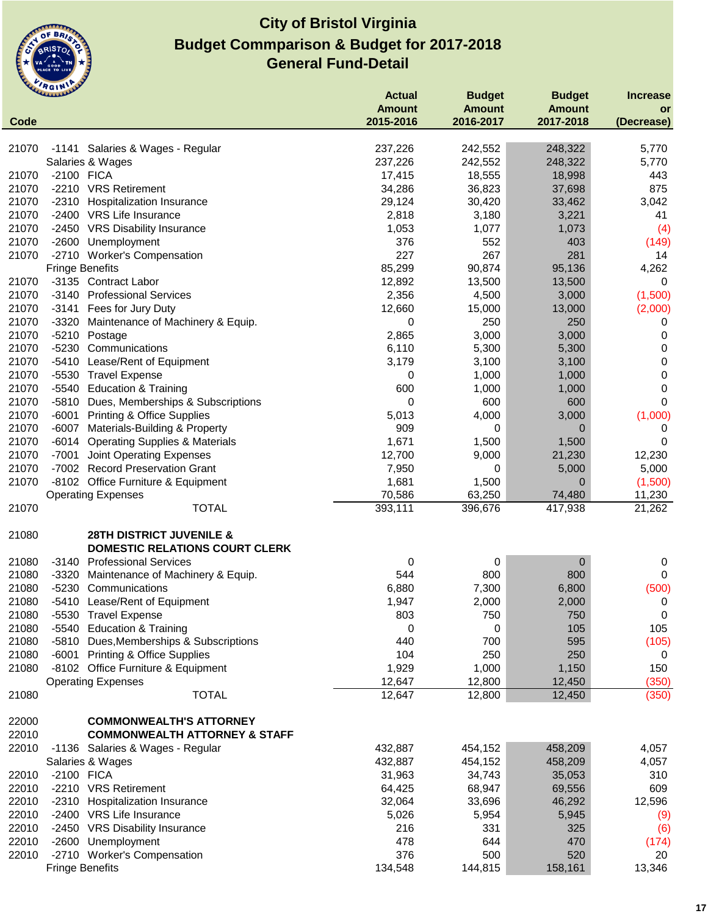# City of Bristol Virginia
## Budget Commparison & Budget for 2017-2018
## General Fund-Detail

| Code | | Actual Amount 2015-2016 | Budget Amount 2016-2017 | Budget Amount 2017-2018 | Increase or (Decrease) |
|---|---|---|---|---|---|
| 21070 | -1141 Salaries & Wages - Regular | 237,226 | 242,552 | 248,322 | 5,770 |
| | Salaries & Wages | 237,226 | 242,552 | 248,322 | 5,770 |
| 21070 | -2100 FICA | 17,415 | 18,555 | 18,998 | 443 |
| 21070 | -2210 VRS Retirement | 34,286 | 36,823 | 37,698 | 875 |
| 21070 | -2310 Hospitalization Insurance | 29,124 | 30,420 | 33,462 | 3,042 |
| 21070 | -2400 VRS Life Insurance | 2,818 | 3,180 | 3,221 | 41 |
| 21070 | -2450 VRS Disability Insurance | 1,053 | 1,077 | 1,073 | (4) |
| 21070 | -2600 Unemployment | 376 | 552 | 403 | (149) |
| 21070 | -2710 Worker's Compensation | 227 | 267 | 281 | 14 |
| | Fringe Benefits | 85,299 | 90,874 | 95,136 | 4,262 |
| 21070 | -3135 Contract Labor | 12,892 | 13,500 | 13,500 | 0 |
| 21070 | -3140 Professional Services | 2,356 | 4,500 | 3,000 | (1,500) |
| 21070 | -3141 Fees for Jury Duty | 12,660 | 15,000 | 13,000 | (2,000) |
| 21070 | -3320 Maintenance of Machinery & Equip. | 0 | 250 | 250 | 0 |
| 21070 | -5210 Postage | 2,865 | 3,000 | 3,000 | 0 |
| 21070 | -5230 Communications | 6,110 | 5,300 | 5,300 | 0 |
| 21070 | -5410 Lease/Rent of Equipment | 3,179 | 3,100 | 3,100 | 0 |
| 21070 | -5530 Travel Expense | 0 | 1,000 | 1,000 | 0 |
| 21070 | -5540 Education & Training | 600 | 1,000 | 1,000 | 0 |
| 21070 | -5810 Dues, Memberships & Subscriptions | 0 | 600 | 600 | 0 |
| 21070 | -6001 Printing & Office Supplies | 5,013 | 4,000 | 3,000 | (1,000) |
| 21070 | -6007 Materials-Building & Property | 909 | 0 | 0 | 0 |
| 21070 | -6014 Operating Supplies & Materials | 1,671 | 1,500 | 1,500 | 0 |
| 21070 | -7001 Joint Operating Expenses | 12,700 | 9,000 | 21,230 | 12,230 |
| 21070 | -7002 Record Preservation Grant | 7,950 | 0 | 5,000 | 5,000 |
| 21070 | -8102 Office Furniture & Equipment | 1,681 | 1,500 | 0 | (1,500) |
| | Operating Expenses | 70,586 | 63,250 | 74,480 | 11,230 |
| 21070 | TOTAL | 393,111 | 396,676 | 417,938 | 21,262 |
| | | | | | |
| 21080 | **28TH DISTRICT JUVENILE & DOMESTIC RELATIONS COURT CLERK** | | | | |
| 21080 | -3140 Professional Services | 0 | 0 | 0 | 0 |
| 21080 | -3320 Maintenance of Machinery & Equip. | 544 | 800 | 800 | 0 |
| 21080 | -5230 Communications | 6,880 | 7,300 | 6,800 | (500) |
| 21080 | -5410 Lease/Rent of Equipment | 1,947 | 2,000 | 2,000 | 0 |
| 21080 | -5530 Travel Expense | 803 | 750 | 750 | 0 |
| 21080 | -5540 Education & Training | 0 | 0 | 105 | 105 |
| 21080 | -5810 Dues,Memberships & Subscriptions | 440 | 700 | 595 | (105) |
| 21080 | -6001 Printing & Office Supplies | 104 | 250 | 250 | 0 |
| 21080 | -8102 Office Furniture & Equipment | 1,929 | 1,000 | 1,150 | 150 |
| | Operating Expenses | 12,647 | 12,800 | 12,450 | (350) |
| 21080 | TOTAL | 12,647 | 12,800 | 12,450 | (350) |
| | | | | | |
| 22000 | **COMMONWEALTH'S ATTORNEY** | | | | |
| 22010 | **COMMONWEALTH ATTORNEY & STAFF** | | | | |
| 22010 | -1136 Salaries & Wages - Regular | 432,887 | 454,152 | 458,209 | 4,057 |
| | Salaries & Wages | 432,887 | 454,152 | 458,209 | 4,057 |
| 22010 | -2100 FICA | 31,963 | 34,743 | 35,053 | 310 |
| 22010 | -2210 VRS Retirement | 64,425 | 68,947 | 69,556 | 609 |
| 22010 | -2310 Hospitalization Insurance | 32,064 | 33,696 | 46,292 | 12,596 |
| 22010 | -2400 VRS Life Insurance | 5,026 | 5,954 | 5,945 | (9) |
| 22010 | -2450 VRS Disability Insurance | 216 | 331 | 325 | (6) |
| 22010 | -2600 Unemployment | 478 | 644 | 470 | (174) |
| 22010 | -2710 Worker's Compensation | 376 | 500 | 520 | 20 |
| | Fringe Benefits | 134,548 | 144,815 | 158,161 | 13,346 |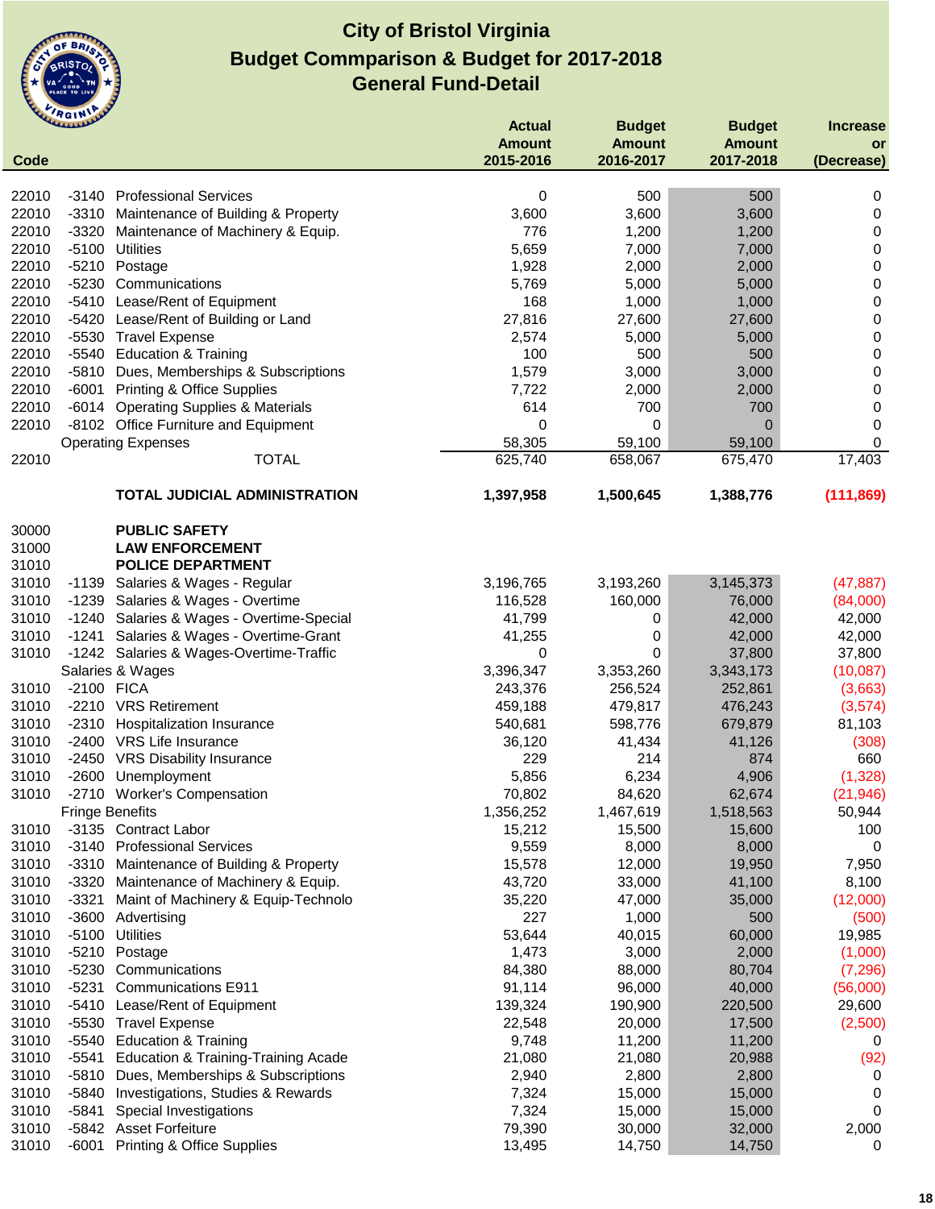# City of Bristol Virginia
## Budget Commparison & Budget for 2017-2018
## General Fund-Detail

| Code | | | Actual Amount 2015-2016 | Budget Amount 2016-2017 | Budget Amount 2017-2018 | Increase or (Decrease) |
|---|---|---|---|---|---|---|
| 22010 | -3140 | Professional Services | 0 | 500 | 500 | 0 |
| 22010 | -3310 | Maintenance of Building & Property | 3,600 | 3,600 | 3,600 | 0 |
| 22010 | -3320 | Maintenance of Machinery & Equip. | 776 | 1,200 | 1,200 | 0 |
| 22010 | -5100 | Utilities | 5,659 | 7,000 | 7,000 | 0 |
| 22010 | -5210 | Postage | 1,928 | 2,000 | 2,000 | 0 |
| 22010 | -5230 | Communications | 5,769 | 5,000 | 5,000 | 0 |
| 22010 | -5410 | Lease/Rent of Equipment | 168 | 1,000 | 1,000 | 0 |
| 22010 | -5420 | Lease/Rent of Building or Land | 27,816 | 27,600 | 27,600 | 0 |
| 22010 | -5530 | Travel Expense | 2,574 | 5,000 | 5,000 | 0 |
| 22010 | -5540 | Education & Training | 100 | 500 | 500 | 0 |
| 22010 | -5810 | Dues, Memberships & Subscriptions | 1,579 | 3,000 | 3,000 | 0 |
| 22010 | -6001 | Printing & Office Supplies | 7,722 | 2,000 | 2,000 | 0 |
| 22010 | -6014 | Operating Supplies & Materials | 614 | 700 | 700 | 0 |
| 22010 | -8102 | Office Furniture and Equipment | 0 | 0 | 0 | 0 |
| | | Operating Expenses | 58,305 | 59,100 | 59,100 | 0 |
| 22010 | | TOTAL | 625,740 | 658,067 | 675,470 | 17,403 |
| | | **TOTAL JUDICIAL ADMINISTRATION** | **1,397,958** | **1,500,645** | **1,388,776** | **(111,869)** |
| 30000 | | **PUBLIC SAFETY** | | | | |
| 31000 | | **LAW ENFORCEMENT** | | | | |
| 31010 | | **POLICE DEPARTMENT** | | | | |
| 31010 | -1139 | Salaries & Wages - Regular | 3,196,765 | 3,193,260 | 3,145,373 | (47,887) |
| 31010 | -1239 | Salaries & Wages - Overtime | 116,528 | 160,000 | 76,000 | (84,000) |
| 31010 | -1240 | Salaries & Wages - Overtime-Special | 41,799 | 0 | 42,000 | 42,000 |
| 31010 | -1241 | Salaries & Wages - Overtime-Grant | 41,255 | 0 | 42,000 | 42,000 |
| 31010 | -1242 | Salaries & Wages-Overtime-Traffic | 0 | 0 | 37,800 | 37,800 |
| | | Salaries & Wages | 3,396,347 | 3,353,260 | 3,343,173 | (10,087) |
| 31010 | -2100 | FICA | 243,376 | 256,524 | 252,861 | (3,663) |
| 31010 | -2210 | VRS Retirement | 459,188 | 479,817 | 476,243 | (3,574) |
| 31010 | -2310 | Hospitalization Insurance | 540,681 | 598,776 | 679,879 | 81,103 |
| 31010 | -2400 | VRS Life Insurance | 36,120 | 41,434 | 41,126 | (308) |
| 31010 | -2450 | VRS Disability Insurance | 229 | 214 | 874 | 660 |
| 31010 | -2600 | Unemployment | 5,856 | 6,234 | 4,906 | (1,328) |
| 31010 | -2710 | Worker's Compensation | 70,802 | 84,620 | 62,674 | (21,946) |
| | | Fringe Benefits | 1,356,252 | 1,467,619 | 1,518,563 | 50,944 |
| 31010 | -3135 | Contract Labor | 15,212 | 15,500 | 15,600 | 100 |
| 31010 | -3140 | Professional Services | 9,559 | 8,000 | 8,000 | 0 |
| 31010 | -3310 | Maintenance of Building & Property | 15,578 | 12,000 | 19,950 | 7,950 |
| 31010 | -3320 | Maintenance of Machinery & Equip. | 43,720 | 33,000 | 41,100 | 8,100 |
| 31010 | -3321 | Maint of Machinery & Equip-Technolo | 35,220 | 47,000 | 35,000 | (12,000) |
| 31010 | -3600 | Advertising | 227 | 1,000 | 500 | (500) |
| 31010 | -5100 | Utilities | 53,644 | 40,015 | 60,000 | 19,985 |
| 31010 | -5210 | Postage | 1,473 | 3,000 | 2,000 | (1,000) |
| 31010 | -5230 | Communications | 84,380 | 88,000 | 80,704 | (7,296) |
| 31010 | -5231 | Communications E911 | 91,114 | 96,000 | 40,000 | (56,000) |
| 31010 | -5410 | Lease/Rent of Equipment | 139,324 | 190,900 | 220,500 | 29,600 |
| 31010 | -5530 | Travel Expense | 22,548 | 20,000 | 17,500 | (2,500) |
| 31010 | -5540 | Education & Training | 9,748 | 11,200 | 11,200 | 0 |
| 31010 | -5541 | Education & Training-Training Acade | 21,080 | 21,080 | 20,988 | (92) |
| 31010 | -5810 | Dues, Memberships & Subscriptions | 2,940 | 2,800 | 2,800 | 0 |
| 31010 | -5840 | Investigations, Studies & Rewards | 7,324 | 15,000 | 15,000 | 0 |
| 31010 | -5841 | Special Investigations | 7,324 | 15,000 | 15,000 | 0 |
| 31010 | -5842 | Asset Forfeiture | 79,390 | 30,000 | 32,000 | 2,000 |
| 31010 | -6001 | Printing & Office Supplies | 13,495 | 14,750 | 14,750 | 0 |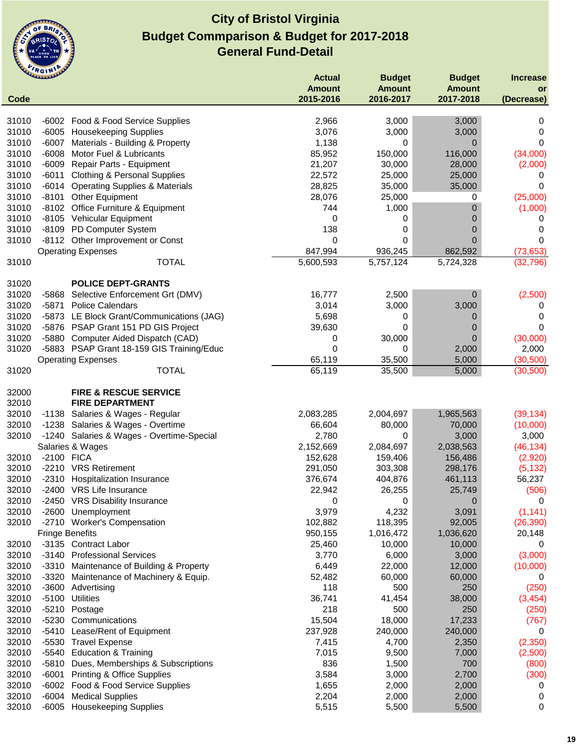# City of Bristol Virginia
## Budget Commparison & Budget for 2017-2018
## General Fund-Detail

| Code | | | Actual Amount 2015-2016 | Budget Amount 2016-2017 | Budget Amount 2017-2018 | Increase or (Decrease) |
|---|---|---|---|---|---|---|
| 31010 | -6002 | Food & Food Service Supplies | 2,966 | 3,000 | 3,000 | 0 |
| 31010 | -6005 | Housekeeping Supplies | 3,076 | 3,000 | 3,000 | 0 |
| 31010 | -6007 | Materials - Building & Property | 1,138 | 0 | 0 | 0 |
| 31010 | -6008 | Motor Fuel & Lubricants | 85,952 | 150,000 | 116,000 | (34,000) |
| 31010 | -6009 | Repair Parts - Equipment | 21,207 | 30,000 | 28,000 | (2,000) |
| 31010 | -6011 | Clothing & Personal Supplies | 22,572 | 25,000 | 25,000 | 0 |
| 31010 | -6014 | Operating Supplies & Materials | 28,825 | 35,000 | 35,000 | 0 |
| 31010 | -8101 | Other Equipment | 28,076 | 25,000 | 0 | (25,000) |
| 31010 | -8102 | Office Furniture & Equipment | 744 | 1,000 | 0 | (1,000) |
| 31010 | -8105 | Vehicular Equipment | 0 | 0 | 0 | 0 |
| 31010 | -8109 | PD Computer System | 138 | 0 | 0 | 0 |
| 31010 | -8112 | Other Improvement or Const | 0 | 0 | 0 | 0 |
| | Operating Expenses | | 847,994 | 936,245 | 862,592 | (73,653) |
| 31010 | | TOTAL | 5,600,593 | 5,757,124 | 5,724,328 | (32,796) |
| | | | | | | |
| 31020 | | **POLICE DEPT-GRANTS** | | | | |
| 31020 | -5868 | Selective Enforcement Grt (DMV) | 16,777 | 2,500 | 0 | (2,500) |
| 31020 | -5871 | Police Calendars | 3,014 | 3,000 | 3,000 | 0 |
| 31020 | -5873 | LE Block Grant/Communications (JAG) | 5,698 | 0 | 0 | 0 |
| 31020 | -5876 | PSAP Grant 151 PD GIS Project | 39,630 | 0 | 0 | 0 |
| 31020 | -5880 | Computer Aided Dispatch (CAD) | 0 | 30,000 | 0 | (30,000) |
| 31020 | -5883 | PSAP Grant 18-159 GIS Training/Educ | 0 | 0 | 2,000 | 2,000 |
| | Operating Expenses | | 65,119 | 35,500 | 5,000 | (30,500) |
| 31020 | | TOTAL | 65,119 | 35,500 | 5,000 | (30,500) |
| | | | | | | |
| 32000 | | **FIRE & RESCUE SERVICE** | | | | |
| 32010 | | **FIRE DEPARTMENT** | | | | |
| 32010 | -1138 | Salaries & Wages - Regular | 2,083,285 | 2,004,697 | 1,965,563 | (39,134) |
| 32010 | -1238 | Salaries & Wages - Overtime | 66,604 | 80,000 | 70,000 | (10,000) |
| 32010 | -1240 | Salaries & Wages - Overtime-Special | 2,780 | 0 | 3,000 | 3,000 |
| | Salaries & Wages | | 2,152,669 | 2,084,697 | 2,038,563 | (46,134) |
| 32010 | -2100 | FICA | 152,628 | 159,406 | 156,486 | (2,920) |
| 32010 | -2210 | VRS Retirement | 291,050 | 303,308 | 298,176 | (5,132) |
| 32010 | -2310 | Hospitalization Insurance | 376,674 | 404,876 | 461,113 | 56,237 |
| 32010 | -2400 | VRS Life Insurance | 22,942 | 26,255 | 25,749 | (506) |
| 32010 | -2450 | VRS Disability Insurance | 0 | 0 | 0 | 0 |
| 32010 | -2600 | Unemployment | 3,979 | 4,232 | 3,091 | (1,141) |
| 32010 | -2710 | Worker's Compensation | 102,882 | 118,395 | 92,005 | (26,390) |
| | Fringe Benefits | | 950,155 | 1,016,472 | 1,036,620 | 20,148 |
| 32010 | -3135 | Contract Labor | 25,460 | 10,000 | 10,000 | 0 |
| 32010 | -3140 | Professional Services | 3,770 | 6,000 | 3,000 | (3,000) |
| 32010 | -3310 | Maintenance of Building & Property | 6,449 | 22,000 | 12,000 | (10,000) |
| 32010 | -3320 | Maintenance of Machinery & Equip. | 52,482 | 60,000 | 60,000 | 0 |
| 32010 | -3600 | Advertising | 118 | 500 | 250 | (250) |
| 32010 | -5100 | Utilities | 36,741 | 41,454 | 38,000 | (3,454) |
| 32010 | -5210 | Postage | 218 | 500 | 250 | (250) |
| 32010 | -5230 | Communications | 15,504 | 18,000 | 17,233 | (767) |
| 32010 | -5410 | Lease/Rent of Equipment | 237,928 | 240,000 | 240,000 | 0 |
| 32010 | -5530 | Travel Expense | 7,415 | 4,700 | 2,350 | (2,350) |
| 32010 | -5540 | Education & Training | 7,015 | 9,500 | 7,000 | (2,500) |
| 32010 | -5810 | Dues, Memberships & Subscriptions | 836 | 1,500 | 700 | (800) |
| 32010 | -6001 | Printing & Office Supplies | 3,584 | 3,000 | 2,700 | (300) |
| 32010 | -6002 | Food & Food Service Supplies | 1,655 | 2,000 | 2,000 | 0 |
| 32010 | -6004 | Medical Supplies | 2,204 | 2,000 | 2,000 | 0 |
| 32010 | -6005 | Housekeeping Supplies | 5,515 | 5,500 | 5,500 | 0 |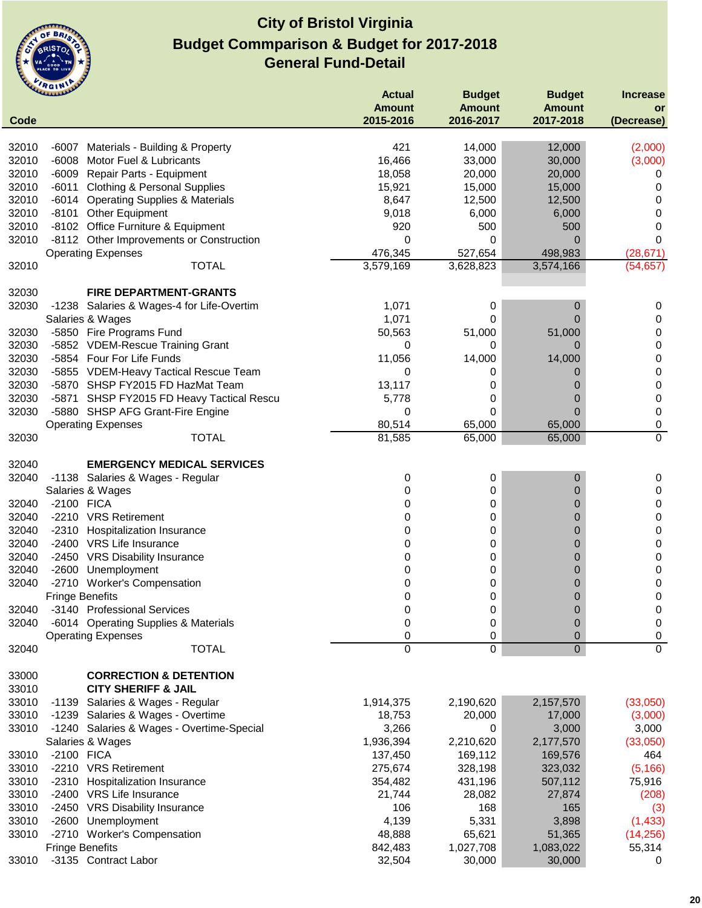# City of Bristol Virginia
## Budget Commparison & Budget for 2017-2018
## General Fund-Detail

| Code | | | Actual Amount 2015-2016 | Budget Amount 2016-2017 | Budget Amount 2017-2018 | Increase or (Decrease) |
|---|---|---|---|---|---|---|
| 32010 | -6007 | Materials - Building & Property | 421 | 14,000 | 12,000 | (2,000) |
| 32010 | -6008 | Motor Fuel & Lubricants | 16,466 | 33,000 | 30,000 | (3,000) |
| 32010 | -6009 | Repair Parts - Equipment | 18,058 | 20,000 | 20,000 | 0 |
| 32010 | -6011 | Clothing & Personal Supplies | 15,921 | 15,000 | 15,000 | 0 |
| 32010 | -6014 | Operating Supplies & Materials | 8,647 | 12,500 | 12,500 | 0 |
| 32010 | -8101 | Other Equipment | 9,018 | 6,000 | 6,000 | 0 |
| 32010 | -8102 | Office Furniture & Equipment | 920 | 500 | 500 | 0 |
| 32010 | -8112 | Other Improvements or Construction | 0 | 0 | 0 | 0 |
| | | Operating Expenses | 476,345 | 527,654 | 498,983 | (28,671) |
| 32010 | | TOTAL | 3,579,169 | 3,628,823 | 3,574,166 | (54,657) |
| | | | | | | |
| 32030 | | **FIRE DEPARTMENT-GRANTS** | | | | |
| 32030 | -1238 | Salaries & Wages-4 for Life-Overtim | 1,071 | 0 | 0 | 0 |
| | | Salaries & Wages | 1,071 | 0 | 0 | 0 |
| 32030 | -5850 | Fire Programs Fund | 50,563 | 51,000 | 51,000 | 0 |
| 32030 | -5852 | VDEM-Rescue Training Grant | 0 | 0 | 0 | 0 |
| 32030 | -5854 | Four For Life Funds | 11,056 | 14,000 | 14,000 | 0 |
| 32030 | -5855 | VDEM-Heavy Tactical Rescue Team | 0 | 0 | 0 | 0 |
| 32030 | -5870 | SHSP FY2015 FD HazMat Team | 13,117 | 0 | 0 | 0 |
| 32030 | -5871 | SHSP FY2015 FD Heavy Tactical Rescu | 5,778 | 0 | 0 | 0 |
| 32030 | -5880 | SHSP AFG Grant-Fire Engine | 0 | 0 | 0 | 0 |
| | | Operating Expenses | 80,514 | 65,000 | 65,000 | 0 |
| 32030 | | TOTAL | 81,585 | 65,000 | 65,000 | 0 |
| | | | | | | |
| 32040 | | **EMERGENCY MEDICAL SERVICES** | | | | |
| 32040 | -1138 | Salaries & Wages - Regular | 0 | 0 | 0 | 0 |
| | | Salaries & Wages | 0 | 0 | 0 | 0 |
| 32040 | -2100 | FICA | 0 | 0 | 0 | 0 |
| 32040 | -2210 | VRS Retirement | 0 | 0 | 0 | 0 |
| 32040 | -2310 | Hospitalization Insurance | 0 | 0 | 0 | 0 |
| 32040 | -2400 | VRS Life Insurance | 0 | 0 | 0 | 0 |
| 32040 | -2450 | VRS Disability Insurance | 0 | 0 | 0 | 0 |
| 32040 | -2600 | Unemployment | 0 | 0 | 0 | 0 |
| 32040 | -2710 | Worker's Compensation | 0 | 0 | 0 | 0 |
| | | Fringe Benefits | 0 | 0 | 0 | 0 |
| 32040 | -3140 | Professional Services | 0 | 0 | 0 | 0 |
| 32040 | -6014 | Operating Supplies & Materials | 0 | 0 | 0 | 0 |
| | | Operating Expenses | 0 | 0 | 0 | 0 |
| 32040 | | TOTAL | 0 | 0 | 0 | 0 |
| | | | | | | |
| 33000 | | **CORRECTION & DETENTION** | | | | |
| 33010 | | **CITY SHERIFF & JAIL** | | | | |
| 33010 | -1139 | Salaries & Wages - Regular | 1,914,375 | 2,190,620 | 2,157,570 | (33,050) |
| 33010 | -1239 | Salaries & Wages - Overtime | 18,753 | 20,000 | 17,000 | (3,000) |
| 33010 | -1240 | Salaries & Wages - Overtime-Special | 3,266 | 0 | 3,000 | 3,000 |
| | | Salaries & Wages | 1,936,394 | 2,210,620 | 2,177,570 | (33,050) |
| 33010 | -2100 | FICA | 137,450 | 169,112 | 169,576 | 464 |
| 33010 | -2210 | VRS Retirement | 275,674 | 328,198 | 323,032 | (5,166) |
| 33010 | -2310 | Hospitalization Insurance | 354,482 | 431,196 | 507,112 | 75,916 |
| 33010 | -2400 | VRS Life Insurance | 21,744 | 28,082 | 27,874 | (208) |
| 33010 | -2450 | VRS Disability Insurance | 106 | 168 | 165 | (3) |
| 33010 | -2600 | Unemployment | 4,139 | 5,331 | 3,898 | (1,433) |
| 33010 | -2710 | Worker's Compensation | 48,888 | 65,621 | 51,365 | (14,256) |
| | | Fringe Benefits | 842,483 | 1,027,708 | 1,083,022 | 55,314 |
| 33010 | -3135 | Contract Labor | 32,504 | 30,000 | 30,000 | 0 |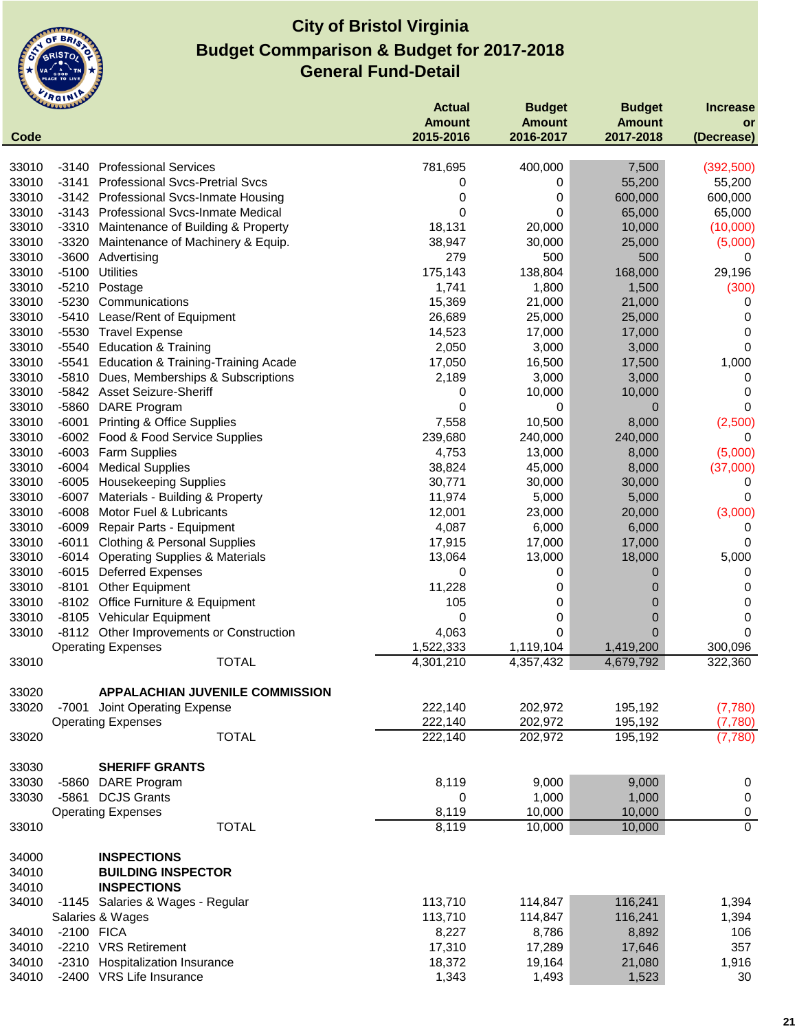# City of Bristol Virginia
## Budget Commparison & Budget for 2017-2018
## General Fund-Detail

| Code | | | Actual Amount 2015-2016 | Budget Amount 2016-2017 | Budget Amount 2017-2018 | Increase or (Decrease) |
|---|---|---|---|---|---|---|
| 33010 | -3140 | Professional Services | 781,695 | 400,000 | 7,500 | (392,500) |
| 33010 | -3141 | Professional Svcs-Pretrial Svcs | 0 | 0 | 55,200 | 55,200 |
| 33010 | -3142 | Professional Svcs-Inmate Housing | 0 | 0 | 600,000 | 600,000 |
| 33010 | -3143 | Professional Svcs-Inmate Medical | 0 | 0 | 65,000 | 65,000 |
| 33010 | -3310 | Maintenance of Building & Property | 18,131 | 20,000 | 10,000 | (10,000) |
| 33010 | -3320 | Maintenance of Machinery & Equip. | 38,947 | 30,000 | 25,000 | (5,000) |
| 33010 | -3600 | Advertising | 279 | 500 | 500 | 0 |
| 33010 | -5100 | Utilities | 175,143 | 138,804 | 168,000 | 29,196 |
| 33010 | -5210 | Postage | 1,741 | 1,800 | 1,500 | (300) |
| 33010 | -5230 | Communications | 15,369 | 21,000 | 21,000 | 0 |
| 33010 | -5410 | Lease/Rent of Equipment | 26,689 | 25,000 | 25,000 | 0 |
| 33010 | -5530 | Travel Expense | 14,523 | 17,000 | 17,000 | 0 |
| 33010 | -5540 | Education & Training | 2,050 | 3,000 | 3,000 | 0 |
| 33010 | -5541 | Education & Training-Training Acade | 17,050 | 16,500 | 17,500 | 1,000 |
| 33010 | -5810 | Dues, Memberships & Subscriptions | 2,189 | 3,000 | 3,000 | 0 |
| 33010 | -5842 | Asset Seizure-Sheriff | 0 | 10,000 | 10,000 | 0 |
| 33010 | -5860 | DARE Program | 0 | 0 | 0 | 0 |
| 33010 | -6001 | Printing & Office Supplies | 7,558 | 10,500 | 8,000 | (2,500) |
| 33010 | -6002 | Food & Food Service Supplies | 239,680 | 240,000 | 240,000 | 0 |
| 33010 | -6003 | Farm Supplies | 4,753 | 13,000 | 8,000 | (5,000) |
| 33010 | -6004 | Medical Supplies | 38,824 | 45,000 | 8,000 | (37,000) |
| 33010 | -6005 | Housekeeping Supplies | 30,771 | 30,000 | 30,000 | 0 |
| 33010 | -6007 | Materials - Building & Property | 11,974 | 5,000 | 5,000 | 0 |
| 33010 | -6008 | Motor Fuel & Lubricants | 12,001 | 23,000 | 20,000 | (3,000) |
| 33010 | -6009 | Repair Parts - Equipment | 4,087 | 6,000 | 6,000 | 0 |
| 33010 | -6011 | Clothing & Personal Supplies | 17,915 | 17,000 | 17,000 | 0 |
| 33010 | -6014 | Operating Supplies & Materials | 13,064 | 13,000 | 18,000 | 5,000 |
| 33010 | -6015 | Deferred Expenses | 0 | 0 | 0 | 0 |
| 33010 | -8101 | Other Equipment | 11,228 | 0 | 0 | 0 |
| 33010 | -8102 | Office Furniture & Equipment | 105 | 0 | 0 | 0 |
| 33010 | -8105 | Vehicular Equipment | 0 | 0 | 0 | 0 |
| 33010 | -8112 | Other Improvements or Construction | 4,063 | 0 | 0 | 0 |
| | | Operating Expenses | 1,522,333 | 1,119,104 | 1,419,200 | 300,096 |
| 33010 | | TOTAL | 4,301,210 | 4,357,432 | 4,679,792 | 322,360 |
| | | | | | | |
| 33020 | | **APPALACHIAN JUVENILE COMMISSION** | | | | |
| 33020 | -7001 | Joint Operating Expense | 222,140 | 202,972 | 195,192 | (7,780) |
| | | Operating Expenses | 222,140 | 202,972 | 195,192 | (7,780) |
| 33020 | | TOTAL | 222,140 | 202,972 | 195,192 | (7,780) |
| | | | | | | |
| 33030 | | **SHERIFF GRANTS** | | | | |
| 33030 | -5860 | DARE Program | 8,119 | 9,000 | 9,000 | 0 |
| 33030 | -5861 | DCJS Grants | 0 | 1,000 | 1,000 | 0 |
| | | Operating Expenses | 8,119 | 10,000 | 10,000 | 0 |
| 33010 | | TOTAL | 8,119 | 10,000 | 10,000 | 0 |
| | | | | | | |
| 34000 | | **INSPECTIONS** | | | | |
| 34010 | | **BUILDING INSPECTOR** | | | | |
| 34010 | | **INSPECTIONS** | | | | |
| 34010 | -1145 | Salaries & Wages - Regular | 113,710 | 114,847 | 116,241 | 1,394 |
| | | Salaries & Wages | 113,710 | 114,847 | 116,241 | 1,394 |
| 34010 | -2100 | FICA | 8,227 | 8,786 | 8,892 | 106 |
| 34010 | -2210 | VRS Retirement | 17,310 | 17,289 | 17,646 | 357 |
| 34010 | -2310 | Hospitalization Insurance | 18,372 | 19,164 | 21,080 | 1,916 |
| 34010 | -2400 | VRS Life Insurance | 1,343 | 1,493 | 1,523 | 30 |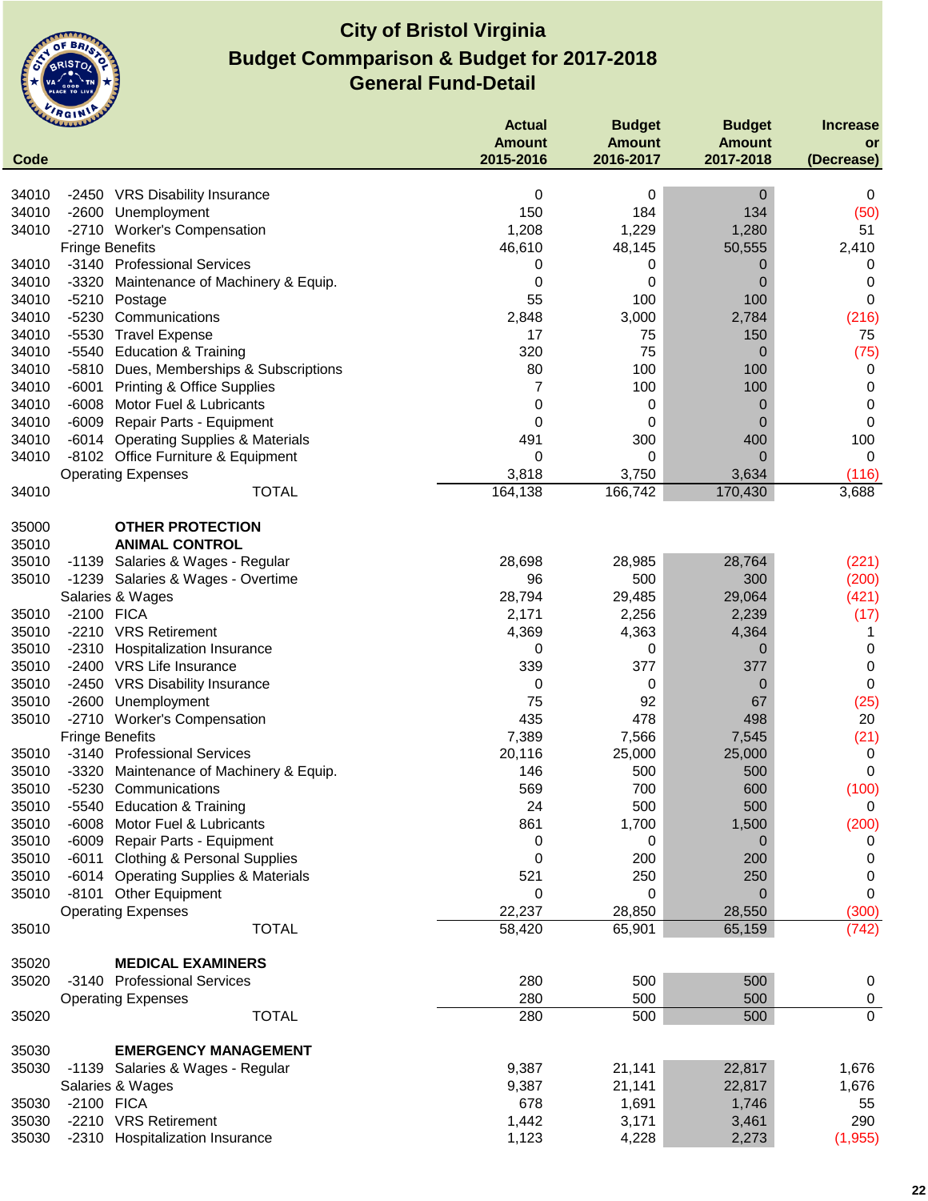# City of Bristol Virginia
## Budget Commparison & Budget for 2017-2018
## General Fund-Detail

| Code | | | Actual Amount 2015-2016 | Budget Amount 2016-2017 | Budget Amount 2017-2018 | Increase or (Decrease) |
|---|---|---|---|---|---|---|
| 34010 | -2450 | VRS Disability Insurance | 0 | 0 | 0 | 0 |
| 34010 | -2600 | Unemployment | 150 | 184 | 134 | (50) |
| 34010 | -2710 | Worker's Compensation | 1,208 | 1,229 | 1,280 | 51 |
| | | Fringe Benefits | 46,610 | 48,145 | 50,555 | 2,410 |
| 34010 | -3140 | Professional Services | 0 | 0 | 0 | 0 |
| 34010 | -3320 | Maintenance of Machinery & Equip. | 0 | 0 | 0 | 0 |
| 34010 | -5210 | Postage | 55 | 100 | 100 | 0 |
| 34010 | -5230 | Communications | 2,848 | 3,000 | 2,784 | (216) |
| 34010 | -5530 | Travel Expense | 17 | 75 | 150 | 75 |
| 34010 | -5540 | Education & Training | 320 | 75 | 0 | (75) |
| 34010 | -5810 | Dues, Memberships & Subscriptions | 80 | 100 | 100 | 0 |
| 34010 | -6001 | Printing & Office Supplies | 7 | 100 | 100 | 0 |
| 34010 | -6008 | Motor Fuel & Lubricants | 0 | 0 | 0 | 0 |
| 34010 | -6009 | Repair Parts - Equipment | 0 | 0 | 0 | 0 |
| 34010 | -6014 | Operating Supplies & Materials | 491 | 300 | 400 | 100 |
| 34010 | -8102 | Office Furniture & Equipment | 0 | 0 | 0 | 0 |
| | | Operating Expenses | 3,818 | 3,750 | 3,634 | (116) |
| 34010 | | TOTAL | 164,138 | 166,742 | 170,430 | 3,688 |
| | | | | | | |
| 35000 | | **OTHER PROTECTION** | | | | |
| 35010 | | **ANIMAL CONTROL** | | | | |
| 35010 | -1139 | Salaries & Wages - Regular | 28,698 | 28,985 | 28,764 | (221) |
| 35010 | -1239 | Salaries & Wages - Overtime | 96 | 500 | 300 | (200) |
| | | Salaries & Wages | 28,794 | 29,485 | 29,064 | (421) |
| 35010 | -2100 | FICA | 2,171 | 2,256 | 2,239 | (17) |
| 35010 | -2210 | VRS Retirement | 4,369 | 4,363 | 4,364 | 1 |
| 35010 | -2310 | Hospitalization Insurance | 0 | 0 | 0 | 0 |
| 35010 | -2400 | VRS Life Insurance | 339 | 377 | 377 | 0 |
| 35010 | -2450 | VRS Disability Insurance | 0 | 0 | 0 | 0 |
| 35010 | -2600 | Unemployment | 75 | 92 | 67 | (25) |
| 35010 | -2710 | Worker's Compensation | 435 | 478 | 498 | 20 |
| | | Fringe Benefits | 7,389 | 7,566 | 7,545 | (21) |
| 35010 | -3140 | Professional Services | 20,116 | 25,000 | 25,000 | 0 |
| 35010 | -3320 | Maintenance of Machinery & Equip. | 146 | 500 | 500 | 0 |
| 35010 | -5230 | Communications | 569 | 700 | 600 | (100) |
| 35010 | -5540 | Education & Training | 24 | 500 | 500 | 0 |
| 35010 | -6008 | Motor Fuel & Lubricants | 861 | 1,700 | 1,500 | (200) |
| 35010 | -6009 | Repair Parts - Equipment | 0 | 0 | 0 | 0 |
| 35010 | -6011 | Clothing & Personal Supplies | 0 | 200 | 200 | 0 |
| 35010 | -6014 | Operating Supplies & Materials | 521 | 250 | 250 | 0 |
| 35010 | -8101 | Other Equipment | 0 | 0 | 0 | 0 |
| | | Operating Expenses | 22,237 | 28,850 | 28,550 | (300) |
| 35010 | | TOTAL | 58,420 | 65,901 | 65,159 | (742) |
| | | | | | | |
| 35020 | | **MEDICAL EXAMINERS** | | | | |
| 35020 | -3140 | Professional Services | 280 | 500 | 500 | 0 |
| | | Operating Expenses | 280 | 500 | 500 | 0 |
| 35020 | | TOTAL | 280 | 500 | 500 | 0 |
| | | | | | | |
| 35030 | | **EMERGENCY MANAGEMENT** | | | | |
| 35030 | -1139 | Salaries & Wages - Regular | 9,387 | 21,141 | 22,817 | 1,676 |
| | | Salaries & Wages | 9,387 | 21,141 | 22,817 | 1,676 |
| 35030 | -2100 | FICA | 678 | 1,691 | 1,746 | 55 |
| 35030 | -2210 | VRS Retirement | 1,442 | 3,171 | 3,461 | 290 |
| 35030 | -2310 | Hospitalization Insurance | 1,123 | 4,228 | 2,273 | (1,955) |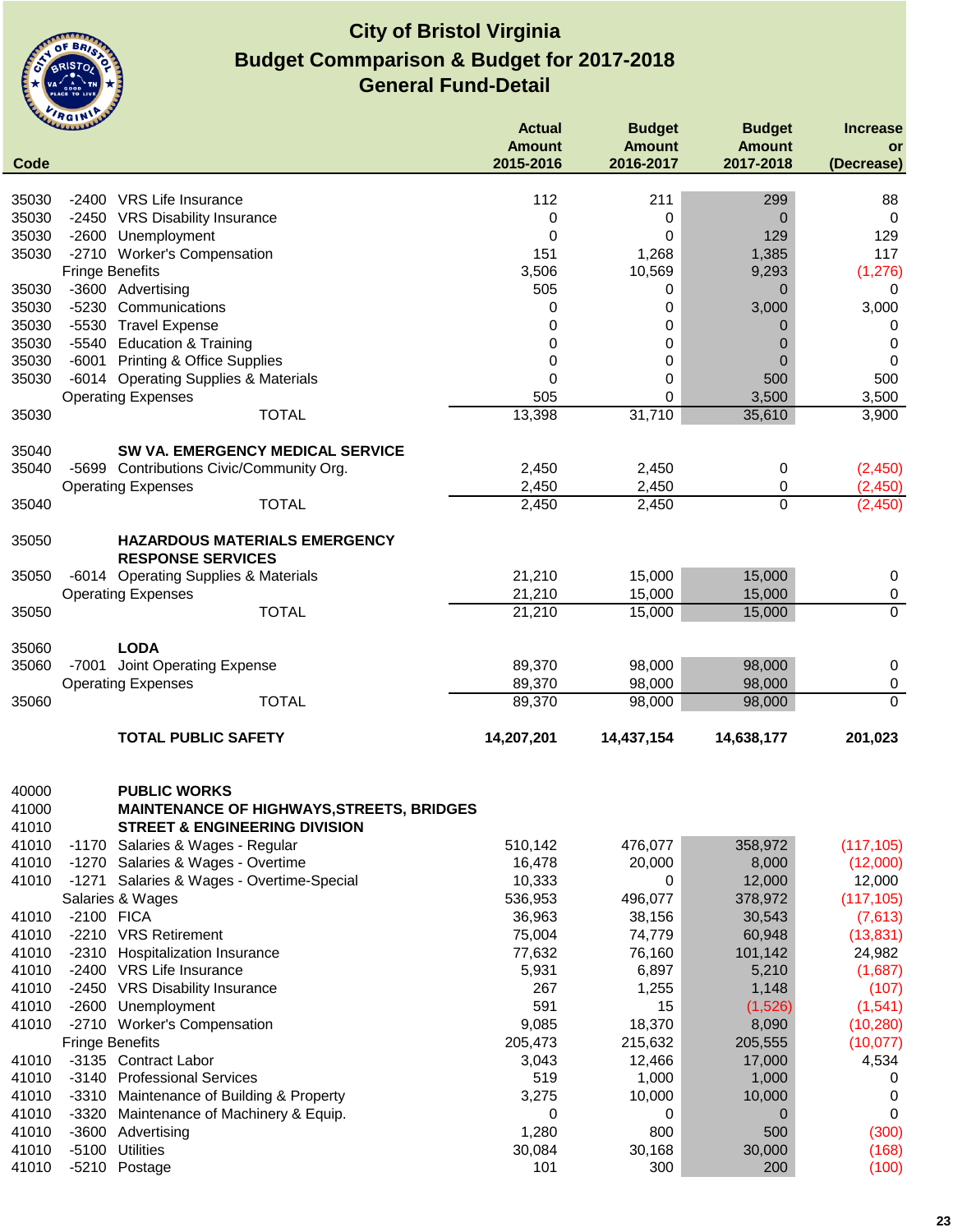# City of Bristol Virginia
## Budget Commparison & Budget for 2017-2018
## General Fund-Detail

| Code | | Description | Actual Amount 2015-2016 | Budget Amount 2016-2017 | Budget Amount 2017-2018 | Increase or (Decrease) |
|---|---|---|---|---|---|---|
| 35030 | -2400 | VRS Life Insurance | 112 | 211 | 299 | 88 |
| 35030 | -2450 | VRS Disability Insurance | 0 | 0 | 0 | 0 |
| 35030 | -2600 | Unemployment | 0 | 0 | 129 | 129 |
| 35030 | -2710 | Worker's Compensation | 151 | 1,268 | 1,385 | 117 |
| | | Fringe Benefits | 3,506 | 10,569 | 9,293 | (1,276) |
| 35030 | -3600 | Advertising | 505 | 0 | 0 | 0 |
| 35030 | -5230 | Communications | 0 | 0 | 3,000 | 3,000 |
| 35030 | -5530 | Travel Expense | 0 | 0 | 0 | 0 |
| 35030 | -5540 | Education & Training | 0 | 0 | 0 | 0 |
| 35030 | -6001 | Printing & Office Supplies | 0 | 0 | 0 | 0 |
| 35030 | -6014 | Operating Supplies & Materials | 0 | 0 | 500 | 500 |
| | | Operating Expenses | 505 | 0 | 3,500 | 3,500 |
| 35030 | | TOTAL | 13,398 | 31,710 | 35,610 | 3,900 |
| | | | | | | |
| 35040 | | **SW VA. EMERGENCY MEDICAL SERVICE** | | | | |
| 35040 | -5699 | Contributions Civic/Community Org. | 2,450 | 2,450 | 0 | (2,450) |
| | | Operating Expenses | 2,450 | 2,450 | 0 | (2,450) |
| 35040 | | TOTAL | 2,450 | 2,450 | 0 | (2,450) |
| | | | | | | |
| 35050 | | **HAZARDOUS MATERIALS EMERGENCY RESPONSE SERVICES** | | | | |
| 35050 | -6014 | Operating Supplies & Materials | 21,210 | 15,000 | 15,000 | 0 |
| | | Operating Expenses | 21,210 | 15,000 | 15,000 | 0 |
| 35050 | | TOTAL | 21,210 | 15,000 | 15,000 | 0 |
| | | | | | | |
| 35060 | | **LODA** | | | | |
| 35060 | -7001 | Joint Operating Expense | 89,370 | 98,000 | 98,000 | 0 |
| | | Operating Expenses | 89,370 | 98,000 | 98,000 | 0 |
| 35060 | | TOTAL | 89,370 | 98,000 | 98,000 | 0 |
| | | | | | | |
| | | **TOTAL PUBLIC SAFETY** | **14,207,201** | **14,437,154** | **14,638,177** | **201,023** |
| | | | | | | |
| 40000 | | **PUBLIC WORKS** | | | | |
| 41000 | | **MAINTENANCE OF HIGHWAYS,STREETS, BRIDGES** | | | | |
| 41010 | | **STREET & ENGINEERING DIVISION** | | | | |
| 41010 | -1170 | Salaries & Wages - Regular | 510,142 | 476,077 | 358,972 | (117,105) |
| 41010 | -1270 | Salaries & Wages - Overtime | 16,478 | 20,000 | 8,000 | (12,000) |
| 41010 | -1271 | Salaries & Wages - Overtime-Special | 10,333 | 0 | 12,000 | 12,000 |
| | | Salaries & Wages | 536,953 | 496,077 | 378,972 | (117,105) |
| 41010 | -2100 | FICA | 36,963 | 38,156 | 30,543 | (7,613) |
| 41010 | -2210 | VRS Retirement | 75,004 | 74,779 | 60,948 | (13,831) |
| 41010 | -2310 | Hospitalization Insurance | 77,632 | 76,160 | 101,142 | 24,982 |
| 41010 | -2400 | VRS Life Insurance | 5,931 | 6,897 | 5,210 | (1,687) |
| 41010 | -2450 | VRS Disability Insurance | 267 | 1,255 | 1,148 | (107) |
| 41010 | -2600 | Unemployment | 591 | 15 | (1,526) | (1,541) |
| 41010 | -2710 | Worker's Compensation | 9,085 | 18,370 | 8,090 | (10,280) |
| | | Fringe Benefits | 205,473 | 215,632 | 205,555 | (10,077) |
| 41010 | -3135 | Contract Labor | 3,043 | 12,466 | 17,000 | 4,534 |
| 41010 | -3140 | Professional Services | 519 | 1,000 | 1,000 | 0 |
| 41010 | -3310 | Maintenance of Building & Property | 3,275 | 10,000 | 10,000 | 0 |
| 41010 | -3320 | Maintenance of Machinery & Equip. | 0 | 0 | 0 | 0 |
| 41010 | -3600 | Advertising | 1,280 | 800 | 500 | (300) |
| 41010 | -5100 | Utilities | 30,084 | 30,168 | 30,000 | (168) |
| 41010 | -5210 | Postage | 101 | 300 | 200 | (100) |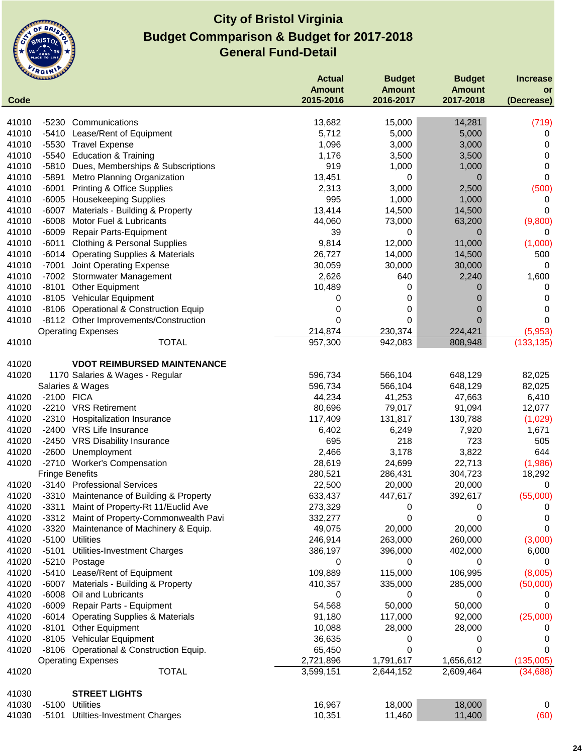# City of Bristol Virginia
## Budget Commparison & Budget for 2017-2018
## General Fund-Detail

| Code | | | Actual Amount 2015-2016 | Budget Amount 2016-2017 | Budget Amount 2017-2018 | Increase or (Decrease) |
|---|---|---|---|---|---|---|
| 41010 | -5230 | Communications | 13,682 | 15,000 | 14,281 | (719) |
| 41010 | -5410 | Lease/Rent of Equipment | 5,712 | 5,000 | 5,000 | 0 |
| 41010 | -5530 | Travel Expense | 1,096 | 3,000 | 3,000 | 0 |
| 41010 | -5540 | Education & Training | 1,176 | 3,500 | 3,500 | 0 |
| 41010 | -5810 | Dues, Memberships & Subscriptions | 919 | 1,000 | 1,000 | 0 |
| 41010 | -5891 | Metro Planning Organization | 13,451 | 0 | 0 | 0 |
| 41010 | -6001 | Printing & Office Supplies | 2,313 | 3,000 | 2,500 | (500) |
| 41010 | -6005 | Housekeeping Supplies | 995 | 1,000 | 1,000 | 0 |
| 41010 | -6007 | Materials - Building & Property | 13,414 | 14,500 | 14,500 | 0 |
| 41010 | -6008 | Motor Fuel & Lubricants | 44,060 | 73,000 | 63,200 | (9,800) |
| 41010 | -6009 | Repair Parts-Equipment | 39 | 0 | 0 | 0 |
| 41010 | -6011 | Clothing & Personal Supplies | 9,814 | 12,000 | 11,000 | (1,000) |
| 41010 | -6014 | Operating Supplies & Materials | 26,727 | 14,000 | 14,500 | 500 |
| 41010 | -7001 | Joint Operating Expense | 30,059 | 30,000 | 30,000 | 0 |
| 41010 | -7002 | Stormwater Management | 2,626 | 640 | 2,240 | 1,600 |
| 41010 | -8101 | Other Equipment | 10,489 | 0 | 0 | 0 |
| 41010 | -8105 | Vehicular Equipment | 0 | 0 | 0 | 0 |
| 41010 | -8106 | Operational & Construction Equip | 0 | 0 | 0 | 0 |
| 41010 | -8112 | Other Improvements/Construction | 0 | 0 | 0 | 0 |
| | | Operating Expenses | 214,874 | 230,374 | 224,421 | (5,953) |
| 41010 | | TOTAL | 957,300 | 942,083 | 808,948 | (133,135) |
| | | | | | | |
| 41020 | | **VDOT REIMBURSED MAINTENANCE** | | | | |
| 41020 | 1170 | Salaries & Wages - Regular | 596,734 | 566,104 | 648,129 | 82,025 |
| | | Salaries & Wages | 596,734 | 566,104 | 648,129 | 82,025 |
| 41020 | -2100 | FICA | 44,234 | 41,253 | 47,663 | 6,410 |
| 41020 | -2210 | VRS Retirement | 80,696 | 79,017 | 91,094 | 12,077 |
| 41020 | -2310 | Hospitalization Insurance | 117,409 | 131,817 | 130,788 | (1,029) |
| 41020 | -2400 | VRS Life Insurance | 6,402 | 6,249 | 7,920 | 1,671 |
| 41020 | -2450 | VRS Disability Insurance | 695 | 218 | 723 | 505 |
| 41020 | -2600 | Unemployment | 2,466 | 3,178 | 3,822 | 644 |
| 41020 | -2710 | Worker's Compensation | 28,619 | 24,699 | 22,713 | (1,986) |
| | | Fringe Benefits | 280,521 | 286,431 | 304,723 | 18,292 |
| 41020 | -3140 | Professional Services | 22,500 | 20,000 | 20,000 | 0 |
| 41020 | -3310 | Maintenance of Building & Property | 633,437 | 447,617 | 392,617 | (55,000) |
| 41020 | -3311 | Maint of Property-Rt 11/Euclid Ave | 273,329 | 0 | 0 | 0 |
| 41020 | -3312 | Maint of Property-Commonwealth Pavi | 332,277 | 0 | 0 | 0 |
| 41020 | -3320 | Maintenance of Machinery & Equip. | 49,075 | 20,000 | 20,000 | 0 |
| 41020 | -5100 | Utilities | 246,914 | 263,000 | 260,000 | (3,000) |
| 41020 | -5101 | Utilities-Investment Charges | 386,197 | 396,000 | 402,000 | 6,000 |
| 41020 | -5210 | Postage | 0 | 0 | 0 | 0 |
| 41020 | -5410 | Lease/Rent of Equipment | 109,889 | 115,000 | 106,995 | (8,005) |
| 41020 | -6007 | Materials - Building & Property | 410,357 | 335,000 | 285,000 | (50,000) |
| 41020 | -6008 | Oil and Lubricants | 0 | 0 | 0 | 0 |
| 41020 | -6009 | Repair Parts - Equipment | 54,568 | 50,000 | 50,000 | 0 |
| 41020 | -6014 | Operating Supplies & Materials | 91,180 | 117,000 | 92,000 | (25,000) |
| 41020 | -8101 | Other Equipment | 10,088 | 28,000 | 28,000 | 0 |
| 41020 | -8105 | Vehicular Equipment | 36,635 | 0 | 0 | 0 |
| 41020 | -8106 | Operational & Construction Equip. | 65,450 | 0 | 0 | 0 |
| | | Operating Expenses | 2,721,896 | 1,791,617 | 1,656,612 | (135,005) |
| 41020 | | TOTAL | 3,599,151 | 2,644,152 | 2,609,464 | (34,688) |
| | | | | | | |
| 41030 | | **STREET LIGHTS** | | | | |
| 41030 | -5100 | Utilities | 16,967 | 18,000 | 18,000 | 0 |
| 41030 | -5101 | Utilties-Investment Charges | 10,351 | 11,460 | 11,400 | (60) |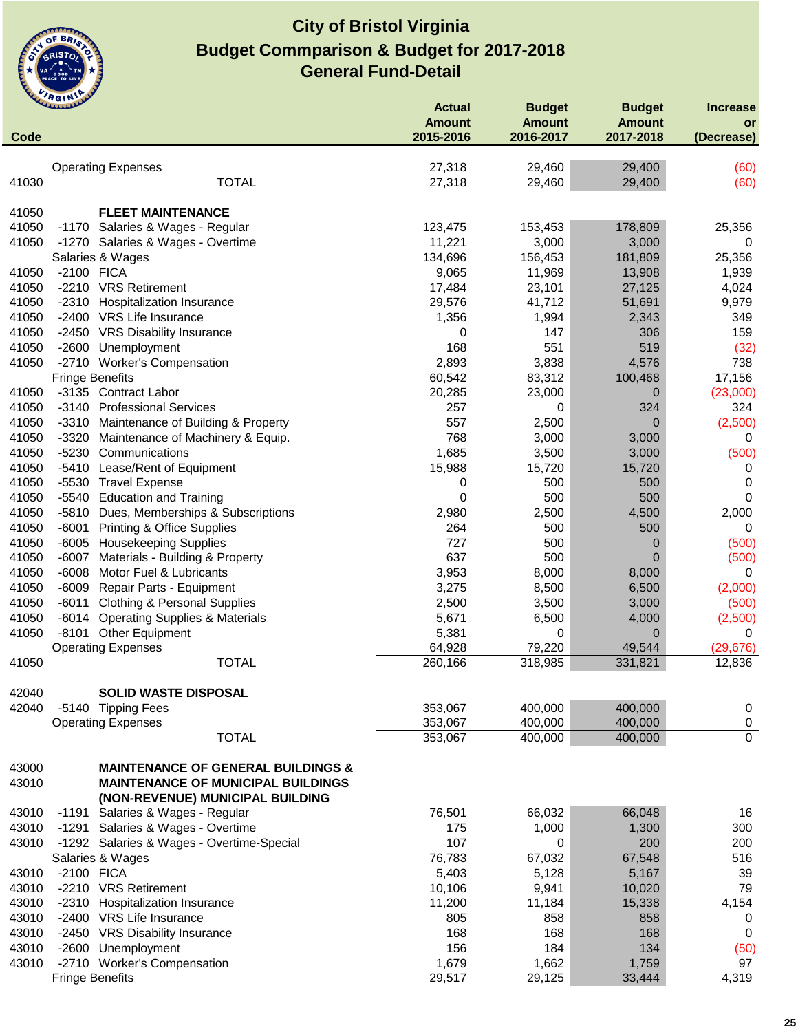# City of Bristol Virginia
## Budget Commparison & Budget for 2017-2018
## General Fund-Detail

| Code | | | Actual Amount 2015-2016 | Budget Amount 2016-2017 | Budget Amount 2017-2018 | Increase or (Decrease) |
|---|---|---|---|---|---|---|
| | | Operating Expenses | 27,318 | 29,460 | 29,400 | (60) |
| 41030 | | TOTAL | 27,318 | 29,460 | 29,400 | (60) |
| | | | | | | |
| 41050 | | **FLEET MAINTENANCE** | | | | |
| 41050 | -1170 | Salaries & Wages - Regular | 123,475 | 153,453 | 178,809 | 25,356 |
| 41050 | -1270 | Salaries & Wages - Overtime | 11,221 | 3,000 | 3,000 | 0 |
| | | Salaries & Wages | 134,696 | 156,453 | 181,809 | 25,356 |
| 41050 | -2100 | FICA | 9,065 | 11,969 | 13,908 | 1,939 |
| 41050 | -2210 | VRS Retirement | 17,484 | 23,101 | 27,125 | 4,024 |
| 41050 | -2310 | Hospitalization Insurance | 29,576 | 41,712 | 51,691 | 9,979 |
| 41050 | -2400 | VRS Life Insurance | 1,356 | 1,994 | 2,343 | 349 |
| 41050 | -2450 | VRS Disability Insurance | 0 | 147 | 306 | 159 |
| 41050 | -2600 | Unemployment | 168 | 551 | 519 | (32) |
| 41050 | -2710 | Worker's Compensation | 2,893 | 3,838 | 4,576 | 738 |
| | | Fringe Benefits | 60,542 | 83,312 | 100,468 | 17,156 |
| 41050 | -3135 | Contract Labor | 20,285 | 23,000 | 0 | (23,000) |
| 41050 | -3140 | Professional Services | 257 | 0 | 324 | 324 |
| 41050 | -3310 | Maintenance of Building & Property | 557 | 2,500 | 0 | (2,500) |
| 41050 | -3320 | Maintenance of Machinery & Equip. | 768 | 3,000 | 3,000 | 0 |
| 41050 | -5230 | Communications | 1,685 | 3,500 | 3,000 | (500) |
| 41050 | -5410 | Lease/Rent of Equipment | 15,988 | 15,720 | 15,720 | 0 |
| 41050 | -5530 | Travel Expense | 0 | 500 | 500 | 0 |
| 41050 | -5540 | Education and Training | 0 | 500 | 500 | 0 |
| 41050 | -5810 | Dues, Memberships & Subscriptions | 2,980 | 2,500 | 4,500 | 2,000 |
| 41050 | -6001 | Printing & Office Supplies | 264 | 500 | 500 | 0 |
| 41050 | -6005 | Housekeeping Supplies | 727 | 500 | 0 | (500) |
| 41050 | -6007 | Materials - Building & Property | 637 | 500 | 0 | (500) |
| 41050 | -6008 | Motor Fuel & Lubricants | 3,953 | 8,000 | 8,000 | 0 |
| 41050 | -6009 | Repair Parts - Equipment | 3,275 | 8,500 | 6,500 | (2,000) |
| 41050 | -6011 | Clothing & Personal Supplies | 2,500 | 3,500 | 3,000 | (500) |
| 41050 | -6014 | Operating Supplies & Materials | 5,671 | 6,500 | 4,000 | (2,500) |
| 41050 | -8101 | Other Equipment | 5,381 | 0 | 0 | 0 |
| | | Operating Expenses | 64,928 | 79,220 | 49,544 | (29,676) |
| 41050 | | TOTAL | 260,166 | 318,985 | 331,821 | 12,836 |
| | | | | | | |
| 42040 | | **SOLID WASTE DISPOSAL** | | | | |
| 42040 | -5140 | Tipping Fees | 353,067 | 400,000 | 400,000 | 0 |
| | | Operating Expenses | 353,067 | 400,000 | 400,000 | 0 |
| | | TOTAL | 353,067 | 400,000 | 400,000 | 0 |
| | | | | | | |
| 43000 | | **MAINTENANCE OF GENERAL BUILDINGS &** | | | | |
| 43010 | | **MAINTENANCE OF MUNICIPAL BUILDINGS** | | | | |
| | | **(NON-REVENUE) MUNICIPAL BUILDING** | | | | |
| 43010 | -1191 | Salaries & Wages - Regular | 76,501 | 66,032 | 66,048 | 16 |
| 43010 | -1291 | Salaries & Wages - Overtime | 175 | 1,000 | 1,300 | 300 |
| 43010 | -1292 | Salaries & Wages - Overtime-Special | 107 | 0 | 200 | 200 |
| | | Salaries & Wages | 76,783 | 67,032 | 67,548 | 516 |
| 43010 | -2100 | FICA | 5,403 | 5,128 | 5,167 | 39 |
| 43010 | -2210 | VRS Retirement | 10,106 | 9,941 | 10,020 | 79 |
| 43010 | -2310 | Hospitalization Insurance | 11,200 | 11,184 | 15,338 | 4,154 |
| 43010 | -2400 | VRS Life Insurance | 805 | 858 | 858 | 0 |
| 43010 | -2450 | VRS Disability Insurance | 168 | 168 | 168 | 0 |
| 43010 | -2600 | Unemployment | 156 | 184 | 134 | (50) |
| 43010 | -2710 | Worker's Compensation | 1,679 | 1,662 | 1,759 | 97 |
| | | Fringe Benefits | 29,517 | 29,125 | 33,444 | 4,319 |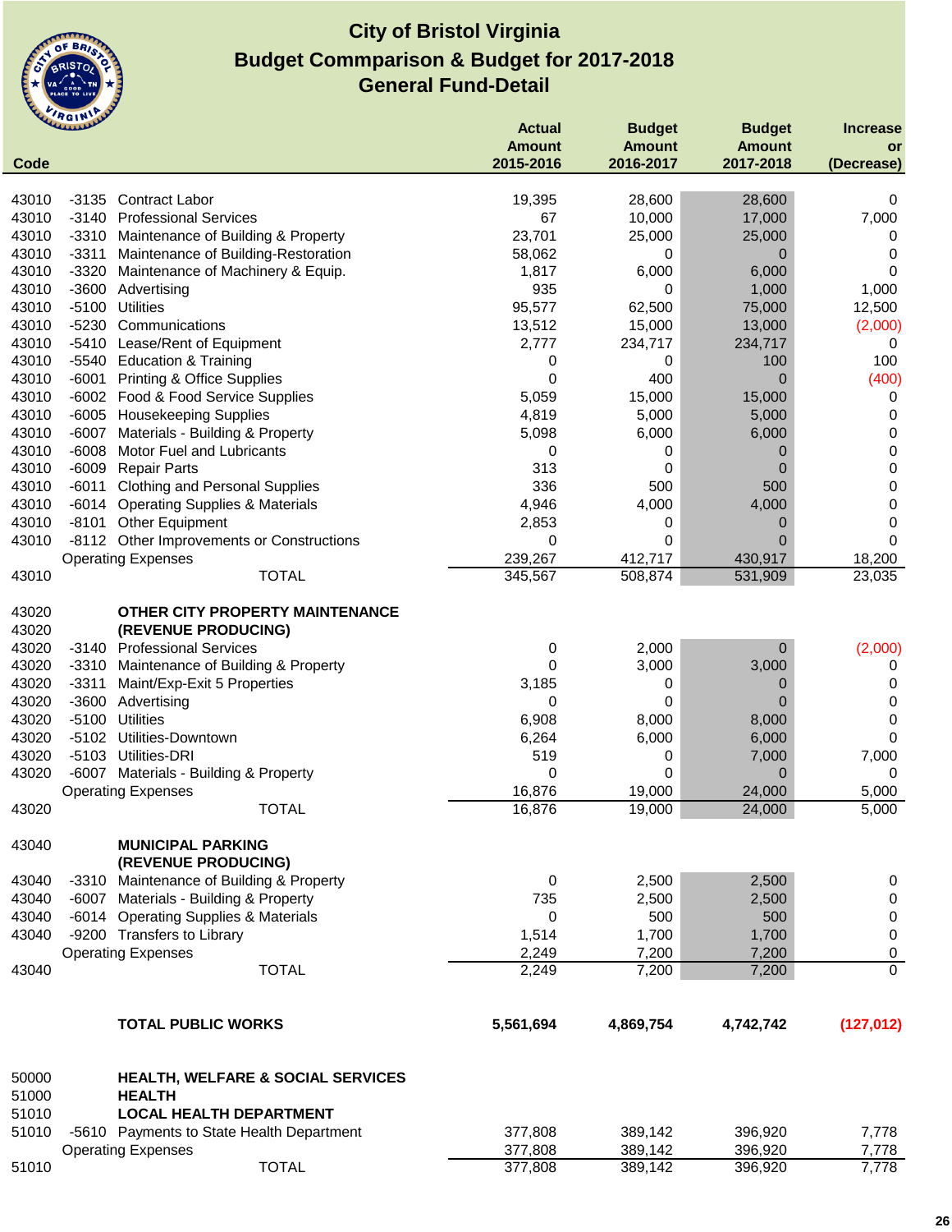# City of Bristol Virginia
## Budget Commparison & Budget for 2017-2018
## General Fund-Detail

| Code | | | Actual Amount 2015-2016 | Budget Amount 2016-2017 | Budget Amount 2017-2018 | Increase or (Decrease) |
|---|---|---|---|---|---|---|
| 43010 | -3135 | Contract Labor | 19,395 | 28,600 | 28,600 | 0 |
| 43010 | -3140 | Professional Services | 67 | 10,000 | 17,000 | 7,000 |
| 43010 | -3310 | Maintenance of Building & Property | 23,701 | 25,000 | 25,000 | 0 |
| 43010 | -3311 | Maintenance of Building-Restoration | 58,062 | 0 | 0 | 0 |
| 43010 | -3320 | Maintenance of Machinery & Equip. | 1,817 | 6,000 | 6,000 | 0 |
| 43010 | -3600 | Advertising | 935 | 0 | 1,000 | 1,000 |
| 43010 | -5100 | Utilities | 95,577 | 62,500 | 75,000 | 12,500 |
| 43010 | -5230 | Communications | 13,512 | 15,000 | 13,000 | (2,000) |
| 43010 | -5410 | Lease/Rent of Equipment | 2,777 | 234,717 | 234,717 | 0 |
| 43010 | -5540 | Education & Training | 0 | 0 | 100 | 100 |
| 43010 | -6001 | Printing & Office Supplies | 0 | 400 | 0 | (400) |
| 43010 | -6002 | Food & Food Service Supplies | 5,059 | 15,000 | 15,000 | 0 |
| 43010 | -6005 | Housekeeping Supplies | 4,819 | 5,000 | 5,000 | 0 |
| 43010 | -6007 | Materials - Building & Property | 5,098 | 6,000 | 6,000 | 0 |
| 43010 | -6008 | Motor Fuel and Lubricants | 0 | 0 | 0 | 0 |
| 43010 | -6009 | Repair Parts | 313 | 0 | 0 | 0 |
| 43010 | -6011 | Clothing and Personal Supplies | 336 | 500 | 500 | 0 |
| 43010 | -6014 | Operating Supplies & Materials | 4,946 | 4,000 | 4,000 | 0 |
| 43010 | -8101 | Other Equipment | 2,853 | 0 | 0 | 0 |
| 43010 | -8112 | Other Improvements or Constructions | 0 | 0 | 0 | 0 |
| | | Operating Expenses | 239,267 | 412,717 | 430,917 | 18,200 |
| 43010 | | TOTAL | 345,567 | 508,874 | 531,909 | 23,035 |
| | | | | | | |
| 43020 | | **OTHER CITY PROPERTY MAINTENANCE** | | | | |
| 43020 | | **(REVENUE PRODUCING)** | | | | |
| 43020 | -3140 | Professional Services | 0 | 2,000 | 0 | (2,000) |
| 43020 | -3310 | Maintenance of Building & Property | 0 | 3,000 | 3,000 | 0 |
| 43020 | -3311 | Maint/Exp-Exit 5 Properties | 3,185 | 0 | 0 | 0 |
| 43020 | -3600 | Advertising | 0 | 0 | 0 | 0 |
| 43020 | -5100 | Utilities | 6,908 | 8,000 | 8,000 | 0 |
| 43020 | -5102 | Utilities-Downtown | 6,264 | 6,000 | 6,000 | 0 |
| 43020 | -5103 | Utilities-DRI | 519 | 0 | 7,000 | 7,000 |
| 43020 | -6007 | Materials - Building & Property | 0 | 0 | 0 | 0 |
| | | Operating Expenses | 16,876 | 19,000 | 24,000 | 5,000 |
| 43020 | | TOTAL | 16,876 | 19,000 | 24,000 | 5,000 |
| | | | | | | |
| 43040 | | **MUNICIPAL PARKING** | | | | |
| | | **(REVENUE PRODUCING)** | | | | |
| 43040 | -3310 | Maintenance of Building & Property | 0 | 2,500 | 2,500 | 0 |
| 43040 | -6007 | Materials - Building & Property | 735 | 2,500 | 2,500 | 0 |
| 43040 | -6014 | Operating Supplies & Materials | 0 | 500 | 500 | 0 |
| 43040 | -9200 | Transfers to Library | 1,514 | 1,700 | 1,700 | 0 |
| | | Operating Expenses | 2,249 | 7,200 | 7,200 | 0 |
| 43040 | | TOTAL | 2,249 | 7,200 | 7,200 | 0 |
| | | | | | | |
| | | **TOTAL PUBLIC WORKS** | **5,561,694** | **4,869,754** | **4,742,742** | **(127,012)** |
| | | | | | | |
| 50000 | | **HEALTH, WELFARE & SOCIAL SERVICES** | | | | |
| 51000 | | **HEALTH** | | | | |
| 51010 | | **LOCAL HEALTH DEPARTMENT** | | | | |
| 51010 | -5610 | Payments to State Health Department | 377,808 | 389,142 | 396,920 | 7,778 |
| | | Operating Expenses | 377,808 | 389,142 | 396,920 | 7,778 |
| 51010 | | TOTAL | 377,808 | 389,142 | 396,920 | 7,778 |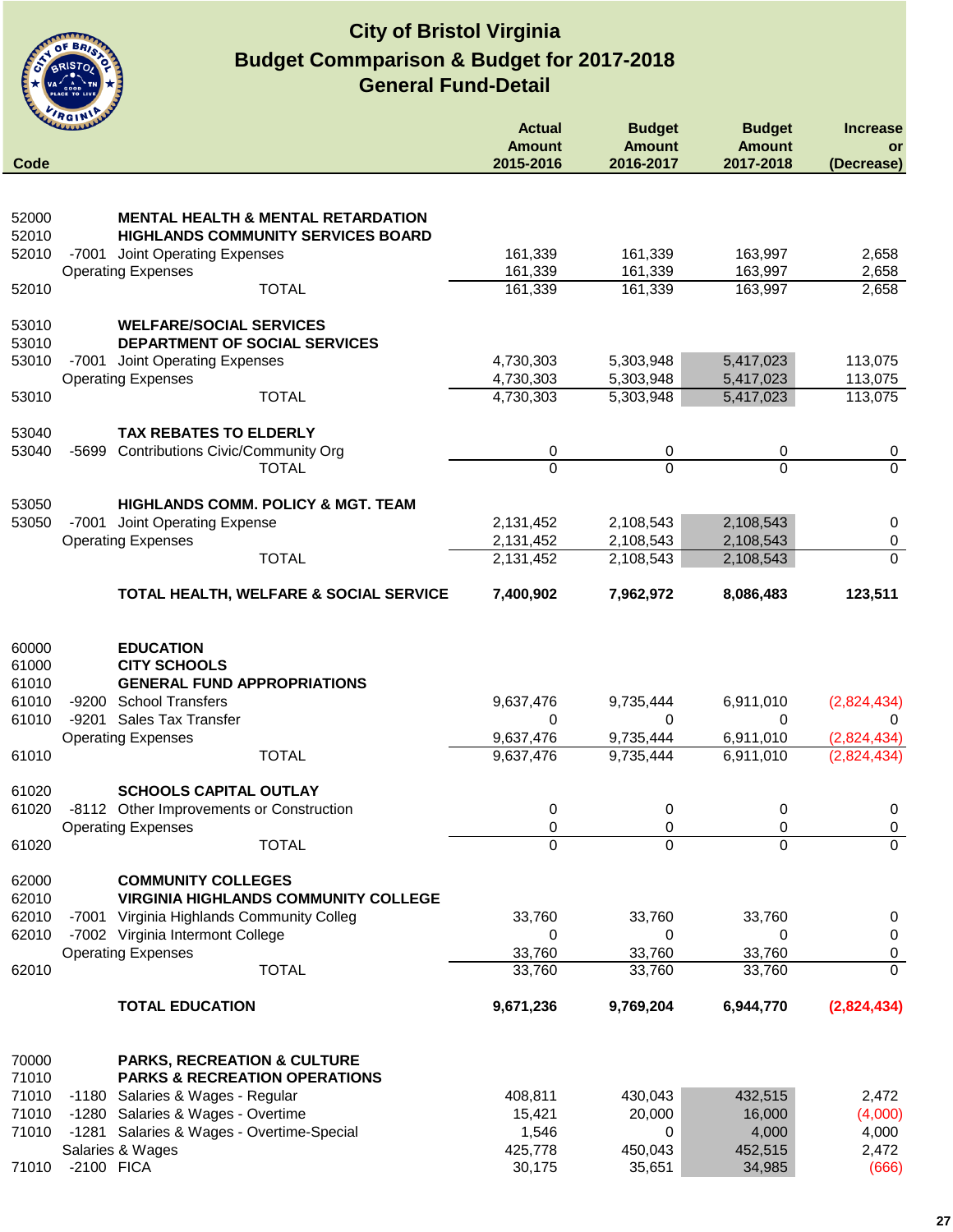# City of Bristol Virginia
## Budget Commparison & Budget for 2017-2018
## General Fund-Detail

| Code | | | Actual Amount 2015-2016 | Budget Amount 2016-2017 | Budget Amount 2017-2018 | Increase or (Decrease) |
|---|---|---|---|---|---|---|
| 52000 | | **MENTAL HEALTH & MENTAL RETARDATION** | | | | |
| 52010 | | **HIGHLANDS COMMUNITY SERVICES BOARD** | | | | |
| 52010 | -7001 | Joint Operating Expenses | 161,339 | 161,339 | 163,997 | 2,658 |
| | | Operating Expenses | 161,339 | 161,339 | 163,997 | 2,658 |
| 52010 | | TOTAL | 161,339 | 161,339 | 163,997 | 2,658 |
| 53010 | | **WELFARE/SOCIAL SERVICES** | | | | |
| 53010 | | **DEPARTMENT OF SOCIAL SERVICES** | | | | |
| 53010 | -7001 | Joint Operating Expenses | 4,730,303 | 5,303,948 | 5,417,023 | 113,075 |
| | | Operating Expenses | 4,730,303 | 5,303,948 | 5,417,023 | 113,075 |
| 53010 | | TOTAL | 4,730,303 | 5,303,948 | 5,417,023 | 113,075 |
| 53040 | | **TAX REBATES TO ELDERLY** | | | | |
| 53040 | -5699 | Contributions Civic/Community Org | 0 | 0 | 0 | 0 |
| | | TOTAL | 0 | 0 | 0 | 0 |
| 53050 | | **HIGHLANDS COMM. POLICY & MGT. TEAM** | | | | |
| 53050 | -7001 | Joint Operating Expense | 2,131,452 | 2,108,543 | 2,108,543 | 0 |
| | | Operating Expenses | 2,131,452 | 2,108,543 | 2,108,543 | 0 |
| | | TOTAL | 2,131,452 | 2,108,543 | 2,108,543 | 0 |
| | | **TOTAL HEALTH, WELFARE & SOCIAL SERVICE** | **7,400,902** | **7,962,972** | **8,086,483** | **123,511** |
| 60000 | | **EDUCATION** | | | | |
| 61000 | | **CITY SCHOOLS** | | | | |
| 61010 | | **GENERAL FUND APPROPRIATIONS** | | | | |
| 61010 | -9200 | School Transfers | 9,637,476 | 9,735,444 | 6,911,010 | (2,824,434) |
| 61010 | -9201 | Sales Tax Transfer | 0 | 0 | 0 | 0 |
| | | Operating Expenses | 9,637,476 | 9,735,444 | 6,911,010 | (2,824,434) |
| 61010 | | TOTAL | 9,637,476 | 9,735,444 | 6,911,010 | (2,824,434) |
| 61020 | | **SCHOOLS CAPITAL OUTLAY** | | | | |
| 61020 | -8112 | Other Improvements or Construction | 0 | 0 | 0 | 0 |
| | | Operating Expenses | 0 | 0 | 0 | 0 |
| 61020 | | TOTAL | 0 | 0 | 0 | 0 |
| 62000 | | **COMMUNITY COLLEGES** | | | | |
| 62010 | | **VIRGINIA HIGHLANDS COMMUNITY COLLEGE** | | | | |
| 62010 | -7001 | Virginia Highlands Community Colleg | 33,760 | 33,760 | 33,760 | 0 |
| 62010 | -7002 | Virginia Intermont College | 0 | 0 | 0 | 0 |
| | | Operating Expenses | 33,760 | 33,760 | 33,760 | 0 |
| 62010 | | TOTAL | 33,760 | 33,760 | 33,760 | 0 |
| | | **TOTAL EDUCATION** | **9,671,236** | **9,769,204** | **6,944,770** | **(2,824,434)** |
| 70000 | | **PARKS, RECREATION & CULTURE** | | | | |
| 71010 | | **PARKS & RECREATION OPERATIONS** | | | | |
| 71010 | -1180 | Salaries & Wages - Regular | 408,811 | 430,043 | 432,515 | 2,472 |
| 71010 | -1280 | Salaries & Wages - Overtime | 15,421 | 20,000 | 16,000 | (4,000) |
| 71010 | -1281 | Salaries & Wages - Overtime-Special | 1,546 | 0 | 4,000 | 4,000 |
| | | Salaries & Wages | 425,778 | 450,043 | 452,515 | 2,472 |
| 71010 | -2100 | FICA | 30,175 | 35,651 | 34,985 | (666) |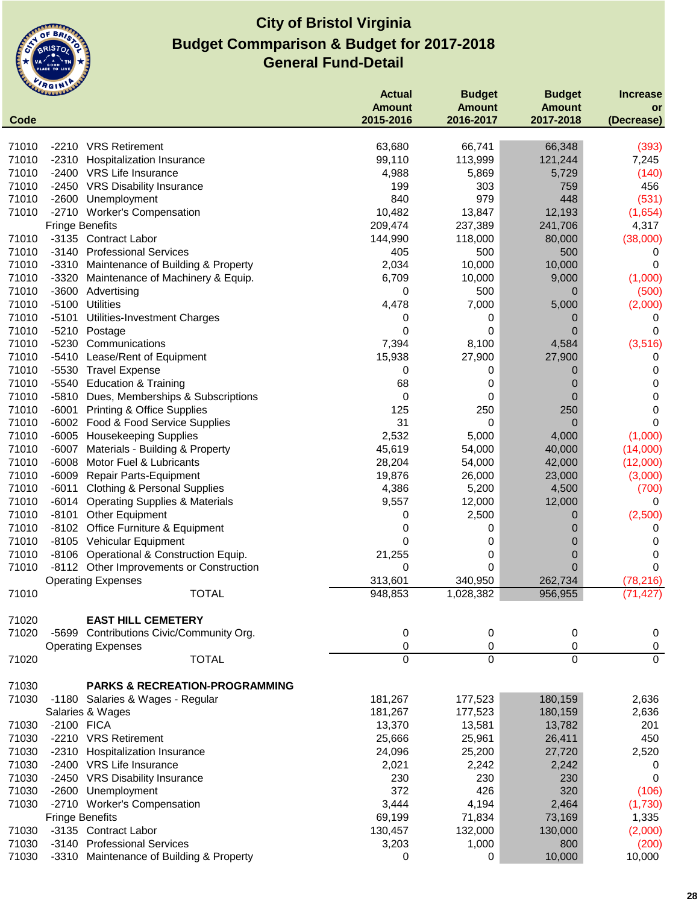# City of Bristol Virginia
## Budget Commparison & Budget for 2017-2018
## General Fund-Detail

| Code | | | Actual Amount 2015-2016 | Budget Amount 2016-2017 | Budget Amount 2017-2018 | Increase or (Decrease) |
|---|---|---|---|---|---|---|
| 71010 | -2210 | VRS Retirement | 63,680 | 66,741 | 66,348 | (393) |
| 71010 | -2310 | Hospitalization Insurance | 99,110 | 113,999 | 121,244 | 7,245 |
| 71010 | -2400 | VRS Life Insurance | 4,988 | 5,869 | 5,729 | (140) |
| 71010 | -2450 | VRS Disability Insurance | 199 | 303 | 759 | 456 |
| 71010 | -2600 | Unemployment | 840 | 979 | 448 | (531) |
| 71010 | -2710 | Worker's Compensation | 10,482 | 13,847 | 12,193 | (1,654) |
| | | Fringe Benefits | 209,474 | 237,389 | 241,706 | 4,317 |
| 71010 | -3135 | Contract Labor | 144,990 | 118,000 | 80,000 | (38,000) |
| 71010 | -3140 | Professional Services | 405 | 500 | 500 | 0 |
| 71010 | -3310 | Maintenance of Building & Property | 2,034 | 10,000 | 10,000 | 0 |
| 71010 | -3320 | Maintenance of Machinery & Equip. | 6,709 | 10,000 | 9,000 | (1,000) |
| 71010 | -3600 | Advertising | 0 | 500 | 0 | (500) |
| 71010 | -5100 | Utilities | 4,478 | 7,000 | 5,000 | (2,000) |
| 71010 | -5101 | Utilities-Investment Charges | 0 | 0 | 0 | 0 |
| 71010 | -5210 | Postage | 0 | 0 | 0 | 0 |
| 71010 | -5230 | Communications | 7,394 | 8,100 | 4,584 | (3,516) |
| 71010 | -5410 | Lease/Rent of Equipment | 15,938 | 27,900 | 27,900 | 0 |
| 71010 | -5530 | Travel Expense | 0 | 0 | 0 | 0 |
| 71010 | -5540 | Education & Training | 68 | 0 | 0 | 0 |
| 71010 | -5810 | Dues, Memberships & Subscriptions | 0 | 0 | 0 | 0 |
| 71010 | -6001 | Printing & Office Supplies | 125 | 250 | 250 | 0 |
| 71010 | -6002 | Food & Food Service Supplies | 31 | 0 | 0 | 0 |
| 71010 | -6005 | Housekeeping Supplies | 2,532 | 5,000 | 4,000 | (1,000) |
| 71010 | -6007 | Materials - Building & Property | 45,619 | 54,000 | 40,000 | (14,000) |
| 71010 | -6008 | Motor Fuel & Lubricants | 28,204 | 54,000 | 42,000 | (12,000) |
| 71010 | -6009 | Repair Parts-Equipment | 19,876 | 26,000 | 23,000 | (3,000) |
| 71010 | -6011 | Clothing & Personal Supplies | 4,386 | 5,200 | 4,500 | (700) |
| 71010 | -6014 | Operating Supplies & Materials | 9,557 | 12,000 | 12,000 | 0 |
| 71010 | -8101 | Other Equipment | 0 | 2,500 | 0 | (2,500) |
| 71010 | -8102 | Office Furniture & Equipment | 0 | 0 | 0 | 0 |
| 71010 | -8105 | Vehicular Equipment | 0 | 0 | 0 | 0 |
| 71010 | -8106 | Operational & Construction Equip. | 21,255 | 0 | 0 | 0 |
| 71010 | -8112 | Other Improvements or Construction | 0 | 0 | 0 | 0 |
| | | Operating Expenses | 313,601 | 340,950 | 262,734 | (78,216) |
| 71010 | | TOTAL | 948,853 | 1,028,382 | 956,955 | (71,427) |
| | | | | | | |
| 71020 | | **EAST HILL CEMETERY** | | | | |
| 71020 | -5699 | Contributions Civic/Community Org. | 0 | 0 | 0 | 0 |
| | | Operating Expenses | 0 | 0 | 0 | 0 |
| 71020 | | TOTAL | 0 | 0 | 0 | 0 |
| | | | | | | |
| 71030 | | **PARKS & RECREATION-PROGRAMMING** | | | | |
| 71030 | -1180 | Salaries & Wages - Regular | 181,267 | 177,523 | 180,159 | 2,636 |
| | | Salaries & Wages | 181,267 | 177,523 | 180,159 | 2,636 |
| 71030 | -2100 | FICA | 13,370 | 13,581 | 13,782 | 201 |
| 71030 | -2210 | VRS Retirement | 25,666 | 25,961 | 26,411 | 450 |
| 71030 | -2310 | Hospitalization Insurance | 24,096 | 25,200 | 27,720 | 2,520 |
| 71030 | -2400 | VRS Life Insurance | 2,021 | 2,242 | 2,242 | 0 |
| 71030 | -2450 | VRS Disability Insurance | 230 | 230 | 230 | 0 |
| 71030 | -2600 | Unemployment | 372 | 426 | 320 | (106) |
| 71030 | -2710 | Worker's Compensation | 3,444 | 4,194 | 2,464 | (1,730) |
| | | Fringe Benefits | 69,199 | 71,834 | 73,169 | 1,335 |
| 71030 | -3135 | Contract Labor | 130,457 | 132,000 | 130,000 | (2,000) |
| 71030 | -3140 | Professional Services | 3,203 | 1,000 | 800 | (200) |
| 71030 | -3310 | Maintenance of Building & Property | 0 | 0 | 10,000 | 10,000 |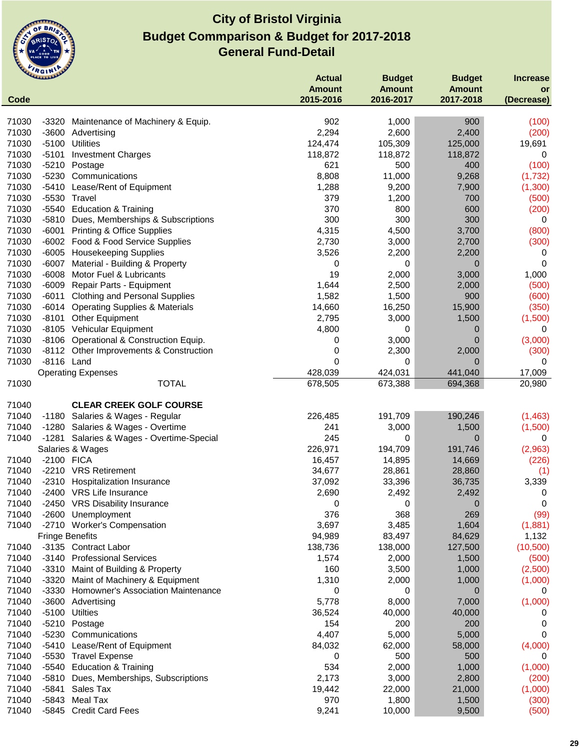# City of Bristol Virginia
## Budget Commparison & Budget for 2017-2018
## General Fund-Detail

| Code | | | Actual Amount 2015-2016 | Budget Amount 2016-2017 | Budget Amount 2017-2018 | Increase or (Decrease) |
|---|---|---|---|---|---|---|
| 71030 | -3320 | Maintenance of Machinery & Equip. | 902 | 1,000 | 900 | (100) |
| 71030 | -3600 | Advertising | 2,294 | 2,600 | 2,400 | (200) |
| 71030 | -5100 | Utilities | 124,474 | 105,309 | 125,000 | 19,691 |
| 71030 | -5101 | Investment Charges | 118,872 | 118,872 | 118,872 | 0 |
| 71030 | -5210 | Postage | 621 | 500 | 400 | (100) |
| 71030 | -5230 | Communications | 8,808 | 11,000 | 9,268 | (1,732) |
| 71030 | -5410 | Lease/Rent of Equipment | 1,288 | 9,200 | 7,900 | (1,300) |
| 71030 | -5530 | Travel | 379 | 1,200 | 700 | (500) |
| 71030 | -5540 | Education & Training | 370 | 800 | 600 | (200) |
| 71030 | -5810 | Dues, Memberships & Subscriptions | 300 | 300 | 300 | 0 |
| 71030 | -6001 | Printing & Office Supplies | 4,315 | 4,500 | 3,700 | (800) |
| 71030 | -6002 | Food & Food Service Supplies | 2,730 | 3,000 | 2,700 | (300) |
| 71030 | -6005 | Housekeeping Supplies | 3,526 | 2,200 | 2,200 | 0 |
| 71030 | -6007 | Material - Building & Property | 0 | 0 | 0 | 0 |
| 71030 | -6008 | Motor Fuel & Lubricants | 19 | 2,000 | 3,000 | 1,000 |
| 71030 | -6009 | Repair Parts - Equipment | 1,644 | 2,500 | 2,000 | (500) |
| 71030 | -6011 | Clothing and Personal Supplies | 1,582 | 1,500 | 900 | (600) |
| 71030 | -6014 | Operating Supplies & Materials | 14,660 | 16,250 | 15,900 | (350) |
| 71030 | -8101 | Other Equipment | 2,795 | 3,000 | 1,500 | (1,500) |
| 71030 | -8105 | Vehicular Equipment | 4,800 | 0 | 0 | 0 |
| 71030 | -8106 | Operational & Construction Equip. | 0 | 3,000 | 0 | (3,000) |
| 71030 | -8112 | Other Improvements & Construction | 0 | 2,300 | 2,000 | (300) |
| 71030 | -8116 | Land | 0 | 0 | 0 | 0 |
| | | Operating Expenses | 428,039 | 424,031 | 441,040 | 17,009 |
| 71030 | | TOTAL | 678,505 | 673,388 | 694,368 | 20,980 |
| | | | | | | |
| 71040 | | **CLEAR CREEK GOLF COURSE** | | | | |
| 71040 | -1180 | Salaries & Wages - Regular | 226,485 | 191,709 | 190,246 | (1,463) |
| 71040 | -1280 | Salaries & Wages - Overtime | 241 | 3,000 | 1,500 | (1,500) |
| 71040 | -1281 | Salaries & Wages - Overtime-Special | 245 | 0 | 0 | 0 |
| | | Salaries & Wages | 226,971 | 194,709 | 191,746 | (2,963) |
| 71040 | -2100 | FICA | 16,457 | 14,895 | 14,669 | (226) |
| 71040 | -2210 | VRS Retirement | 34,677 | 28,861 | 28,860 | (1) |
| 71040 | -2310 | Hospitalization Insurance | 37,092 | 33,396 | 36,735 | 3,339 |
| 71040 | -2400 | VRS Life Insurance | 2,690 | 2,492 | 2,492 | 0 |
| 71040 | -2450 | VRS Disability Insurance | 0 | 0 | 0 | 0 |
| 71040 | -2600 | Unemployment | 376 | 368 | 269 | (99) |
| 71040 | -2710 | Worker's Compensation | 3,697 | 3,485 | 1,604 | (1,881) |
| | | Fringe Benefits | 94,989 | 83,497 | 84,629 | 1,132 |
| 71040 | -3135 | Contract Labor | 138,736 | 138,000 | 127,500 | (10,500) |
| 71040 | -3140 | Professional Services | 1,574 | 2,000 | 1,500 | (500) |
| 71040 | -3310 | Maint of Building & Property | 160 | 3,500 | 1,000 | (2,500) |
| 71040 | -3320 | Maint of Machinery & Equipment | 1,310 | 2,000 | 1,000 | (1,000) |
| 71040 | -3330 | Homowner's Association Maintenance | 0 | 0 | 0 | 0 |
| 71040 | -3600 | Advertising | 5,778 | 8,000 | 7,000 | (1,000) |
| 71040 | -5100 | Utilities | 36,524 | 40,000 | 40,000 | 0 |
| 71040 | -5210 | Postage | 154 | 200 | 200 | 0 |
| 71040 | -5230 | Communications | 4,407 | 5,000 | 5,000 | 0 |
| 71040 | -5410 | Lease/Rent of Equipment | 84,032 | 62,000 | 58,000 | (4,000) |
| 71040 | -5530 | Travel Expense | 0 | 500 | 500 | 0 |
| 71040 | -5540 | Education & Training | 534 | 2,000 | 1,000 | (1,000) |
| 71040 | -5810 | Dues, Memberships, Subscriptions | 2,173 | 3,000 | 2,800 | (200) |
| 71040 | -5841 | Sales Tax | 19,442 | 22,000 | 21,000 | (1,000) |
| 71040 | -5843 | Meal Tax | 970 | 1,800 | 1,500 | (300) |
| 71040 | -5845 | Credit Card Fees | 9,241 | 10,000 | 9,500 | (500) |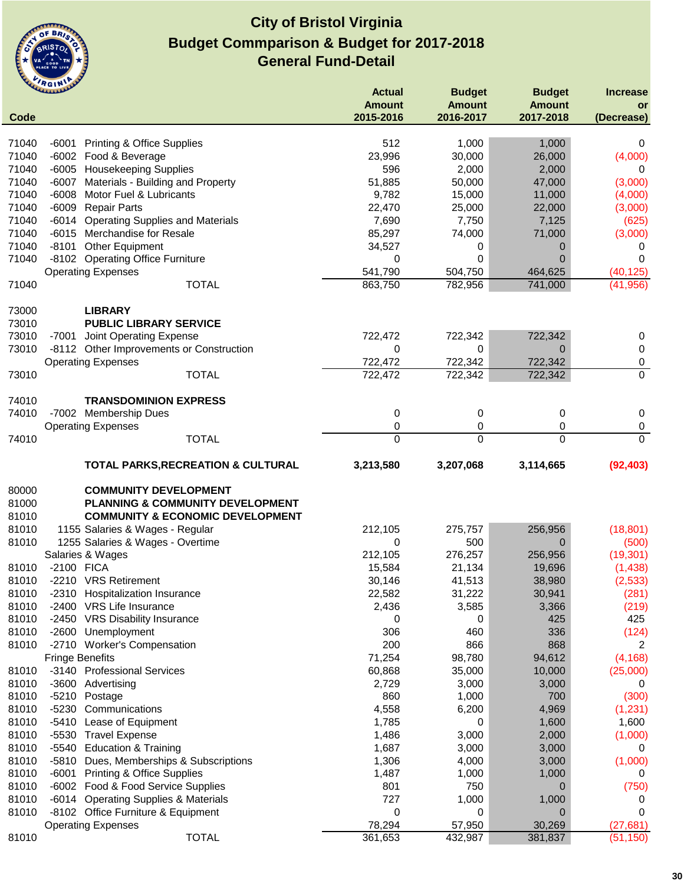# City of Bristol Virginia
## Budget Commparison & Budget for 2017-2018
## General Fund-Detail

| Code | | | Actual Amount 2015-2016 | Budget Amount 2016-2017 | Budget Amount 2017-2018 | Increase or (Decrease) |
|---|---|---|---|---|---|---|
| 71040 | -6001 | Printing & Office Supplies | 512 | 1,000 | 1,000 | 0 |
| 71040 | -6002 | Food & Beverage | 23,996 | 30,000 | 26,000 | (4,000) |
| 71040 | -6005 | Housekeeping Supplies | 596 | 2,000 | 2,000 | 0 |
| 71040 | -6007 | Materials - Building and Property | 51,885 | 50,000 | 47,000 | (3,000) |
| 71040 | -6008 | Motor Fuel & Lubricants | 9,782 | 15,000 | 11,000 | (4,000) |
| 71040 | -6009 | Repair Parts | 22,470 | 25,000 | 22,000 | (3,000) |
| 71040 | -6014 | Operating Supplies and Materials | 7,690 | 7,750 | 7,125 | (625) |
| 71040 | -6015 | Merchandise for Resale | 85,297 | 74,000 | 71,000 | (3,000) |
| 71040 | -8101 | Other Equipment | 34,527 | 0 | 0 | 0 |
| 71040 | -8102 | Operating Office Furniture | 0 | 0 | 0 | 0 |
| | Operating Expenses | | 541,790 | 504,750 | 464,625 | (40,125) |
| 71040 | | TOTAL | 863,750 | 782,956 | 741,000 | (41,956) |
| | | | | | | |
| 73000 | | **LIBRARY** | | | | |
| 73010 | | **PUBLIC LIBRARY SERVICE** | | | | |
| 73010 | -7001 | Joint Operating Expense | 722,472 | 722,342 | 722,342 | 0 |
| 73010 | -8112 | Other Improvements or Construction | 0 | 0 | 0 | 0 |
| | Operating Expenses | | 722,472 | 722,342 | 722,342 | 0 |
| 73010 | | TOTAL | 722,472 | 722,342 | 722,342 | 0 |
| | | | | | | |
| 74010 | | **TRANSDOMINION EXPRESS** | | | | |
| 74010 | -7002 | Membership Dues | 0 | 0 | 0 | 0 |
| | Operating Expenses | | 0 | 0 | 0 | 0 |
| 74010 | | TOTAL | 0 | 0 | 0 | 0 |
| | | | | | | |
| | | **TOTAL PARKS,RECREATION & CULTURAL** | **3,213,580** | **3,207,068** | **3,114,665** | **(92,403)** |
| | | | | | | |
| 80000 | | **COMMUNITY DEVELOPMENT** | | | | |
| 81000 | | **PLANNING & COMMUNITY DEVELOPMENT** | | | | |
| 81010 | | **COMMUNITY & ECONOMIC DEVELOPMENT** | | | | |
| 81010 | 1155 | Salaries & Wages - Regular | 212,105 | 275,757 | 256,956 | (18,801) |
| 81010 | 1255 | Salaries & Wages - Overtime | 0 | 500 | 0 | (500) |
| | Salaries & Wages | | 212,105 | 276,257 | 256,956 | (19,301) |
| 81010 | -2100 | FICA | 15,584 | 21,134 | 19,696 | (1,438) |
| 81010 | -2210 | VRS Retirement | 30,146 | 41,513 | 38,980 | (2,533) |
| 81010 | -2310 | Hospitalization Insurance | 22,582 | 31,222 | 30,941 | (281) |
| 81010 | -2400 | VRS Life Insurance | 2,436 | 3,585 | 3,366 | (219) |
| 81010 | -2450 | VRS Disability Insurance | 0 | 0 | 425 | 425 |
| 81010 | -2600 | Unemployment | 306 | 460 | 336 | (124) |
| 81010 | -2710 | Worker's Compensation | 200 | 866 | 868 | 2 |
| | Fringe Benefits | | 71,254 | 98,780 | 94,612 | (4,168) |
| 81010 | -3140 | Professional Services | 60,868 | 35,000 | 10,000 | (25,000) |
| 81010 | -3600 | Advertising | 2,729 | 3,000 | 3,000 | 0 |
| 81010 | -5210 | Postage | 860 | 1,000 | 700 | (300) |
| 81010 | -5230 | Communications | 4,558 | 6,200 | 4,969 | (1,231) |
| 81010 | -5410 | Lease of Equipment | 1,785 | 0 | 1,600 | 1,600 |
| 81010 | -5530 | Travel Expense | 1,486 | 3,000 | 2,000 | (1,000) |
| 81010 | -5540 | Education & Training | 1,687 | 3,000 | 3,000 | 0 |
| 81010 | -5810 | Dues, Memberships & Subscriptions | 1,306 | 4,000 | 3,000 | (1,000) |
| 81010 | -6001 | Printing & Office Supplies | 1,487 | 1,000 | 1,000 | 0 |
| 81010 | -6002 | Food & Food Service Supplies | 801 | 750 | 0 | (750) |
| 81010 | -6014 | Operating Supplies & Materials | 727 | 1,000 | 1,000 | 0 |
| 81010 | -8102 | Office Furniture & Equipment | 0 | 0 | 0 | 0 |
| | Operating Expenses | | 78,294 | 57,950 | 30,269 | (27,681) |
| 81010 | | TOTAL | 361,653 | 432,987 | 381,837 | (51,150) |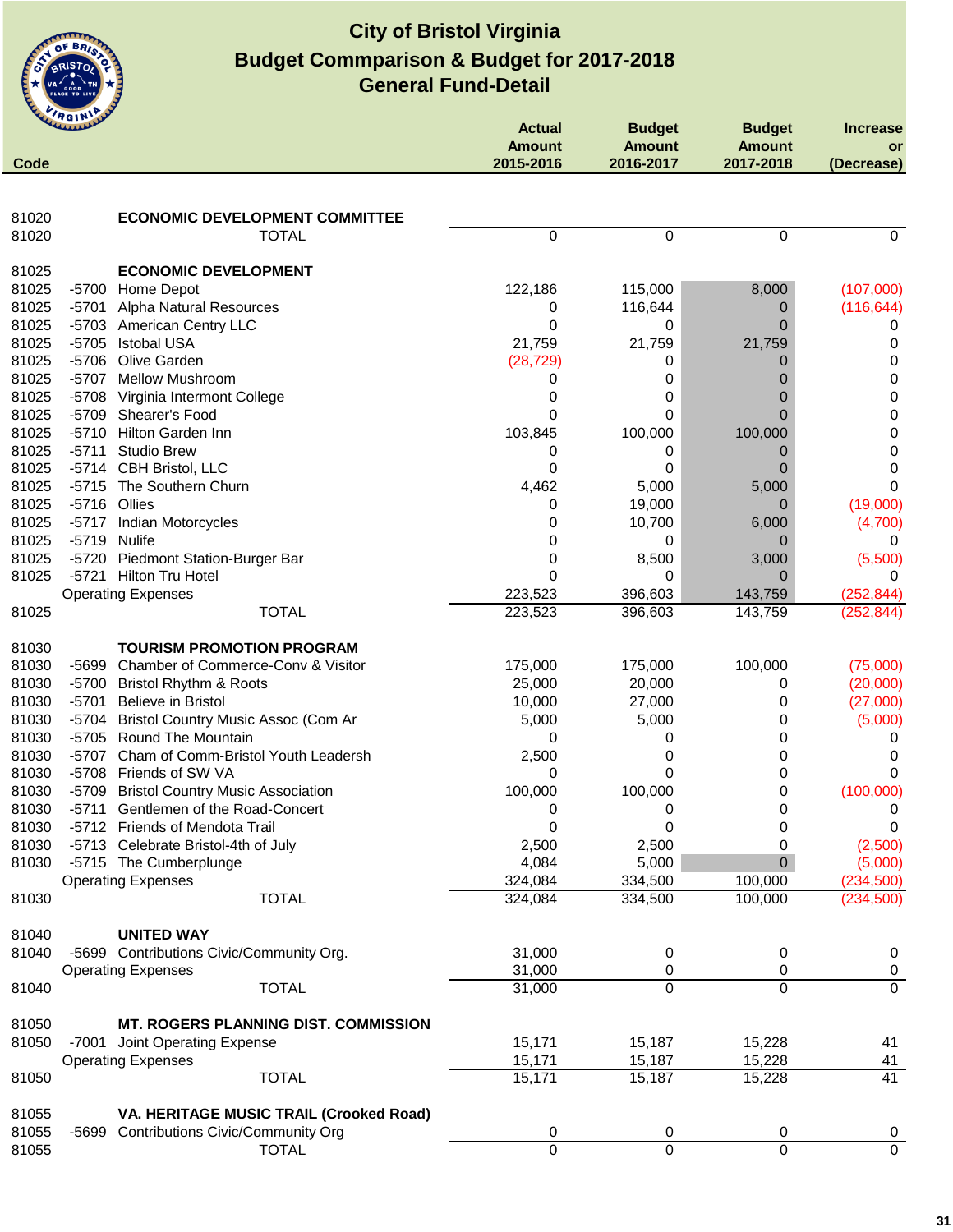# City of Bristol Virginia
## Budget Commparison & Budget for 2017-2018
## General Fund-Detail

| Code | | | Actual Amount 2015-2016 | Budget Amount 2016-2017 | Budget Amount 2017-2018 | Increase or (Decrease) |
|---|---|---|---|---|---|---|
| 81020 | | **ECONOMIC DEVELOPMENT COMMITTEE** | | | | |
| 81020 | | TOTAL | 0 | 0 | 0 | 0 |
| 81025 | | **ECONOMIC DEVELOPMENT** | | | | |
| 81025 | -5700 | Home Depot | 122,186 | 115,000 | 8,000 | (107,000) |
| 81025 | -5701 | Alpha Natural Resources | 0 | 116,644 | 0 | (116,644) |
| 81025 | -5703 | American Centry LLC | 0 | 0 | 0 | 0 |
| 81025 | -5705 | Istobal USA | 21,759 | 21,759 | 21,759 | 0 |
| 81025 | -5706 | Olive Garden | (28,729) | 0 | 0 | 0 |
| 81025 | -5707 | Mellow Mushroom | 0 | 0 | 0 | 0 |
| 81025 | -5708 | Virginia Intermont College | 0 | 0 | 0 | 0 |
| 81025 | -5709 | Shearer's Food | 0 | 0 | 0 | 0 |
| 81025 | -5710 | Hilton Garden Inn | 103,845 | 100,000 | 100,000 | 0 |
| 81025 | -5711 | Studio Brew | 0 | 0 | 0 | 0 |
| 81025 | -5714 | CBH Bristol, LLC | 0 | 0 | 0 | 0 |
| 81025 | -5715 | The Southern Churn | 4,462 | 5,000 | 5,000 | 0 |
| 81025 | -5716 | Ollies | 0 | 19,000 | 0 | (19,000) |
| 81025 | -5717 | Indian Motorcycles | 0 | 10,700 | 6,000 | (4,700) |
| 81025 | -5719 | Nulife | 0 | 0 | 0 | 0 |
| 81025 | -5720 | Piedmont Station-Burger Bar | 0 | 8,500 | 3,000 | (5,500) |
| 81025 | -5721 | Hilton Tru Hotel | 0 | 0 | 0 | 0 |
| | | Operating Expenses | 223,523 | 396,603 | 143,759 | (252,844) |
| 81025 | | TOTAL | 223,523 | 396,603 | 143,759 | (252,844) |
| 81030 | | **TOURISM PROMOTION PROGRAM** | | | | |
| 81030 | -5699 | Chamber of Commerce-Conv & Visitor | 175,000 | 175,000 | 100,000 | (75,000) |
| 81030 | -5700 | Bristol Rhythm & Roots | 25,000 | 20,000 | 0 | (20,000) |
| 81030 | -5701 | Believe in Bristol | 10,000 | 27,000 | 0 | (27,000) |
| 81030 | -5704 | Bristol Country Music Assoc (Com Ar | 5,000 | 5,000 | 0 | (5,000) |
| 81030 | -5705 | Round The Mountain | 0 | 0 | 0 | 0 |
| 81030 | -5707 | Cham of Comm-Bristol Youth Leadersh | 2,500 | 0 | 0 | 0 |
| 81030 | -5708 | Friends of SW VA | 0 | 0 | 0 | 0 |
| 81030 | -5709 | Bristol Country Music Association | 100,000 | 100,000 | 0 | (100,000) |
| 81030 | -5711 | Gentlemen of the Road-Concert | 0 | 0 | 0 | 0 |
| 81030 | -5712 | Friends of Mendota Trail | 0 | 0 | 0 | 0 |
| 81030 | -5713 | Celebrate Bristol-4th of July | 2,500 | 2,500 | 0 | (2,500) |
| 81030 | -5715 | The Cumberplunge | 4,084 | 5,000 | 0 | (5,000) |
| | | Operating Expenses | 324,084 | 334,500 | 100,000 | (234,500) |
| 81030 | | TOTAL | 324,084 | 334,500 | 100,000 | (234,500) |
| 81040 | | **UNITED WAY** | | | | |
| 81040 | -5699 | Contributions Civic/Community Org. | 31,000 | 0 | 0 | 0 |
| | | Operating Expenses | 31,000 | 0 | 0 | 0 |
| 81040 | | TOTAL | 31,000 | 0 | 0 | 0 |
| 81050 | | **MT. ROGERS PLANNING DIST. COMMISSION** | | | | |
| 81050 | -7001 | Joint Operating Expense | 15,171 | 15,187 | 15,228 | 41 |
| | | Operating Expenses | 15,171 | 15,187 | 15,228 | 41 |
| 81050 | | TOTAL | 15,171 | 15,187 | 15,228 | 41 |
| 81055 | | **VA. HERITAGE MUSIC TRAIL (Crooked Road)** | | | | |
| 81055 | -5699 | Contributions Civic/Community Org | 0 | 0 | 0 | 0 |
| 81055 | | TOTAL | 0 | 0 | 0 | 0 |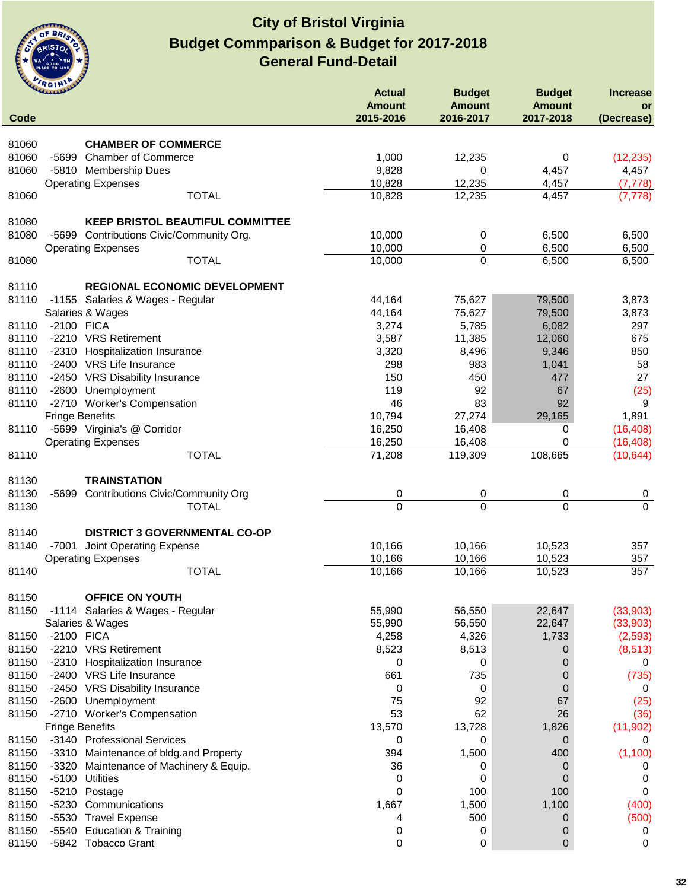# City of Bristol Virginia
## Budget Commparison & Budget for 2017-2018
## General Fund-Detail

| Code | | | Actual Amount 2015-2016 | Budget Amount 2016-2017 | Budget Amount 2017-2018 | Increase or (Decrease) |
|---|---|---|---|---|---|---|
| 81060 | | **CHAMBER OF COMMERCE** | | | | |
| 81060 | -5699 | Chamber of Commerce | 1,000 | 12,235 | 0 | (12,235) |
| 81060 | -5810 | Membership Dues | 9,828 | 0 | 4,457 | 4,457 |
| | Operating Expenses | | 10,828 | 12,235 | 4,457 | (7,778) |
| 81060 | | TOTAL | 10,828 | 12,235 | 4,457 | (7,778) |
| 81080 | | **KEEP BRISTOL BEAUTIFUL COMMITTEE** | | | | |
| 81080 | -5699 | Contributions Civic/Community Org. | 10,000 | 0 | 6,500 | 6,500 |
| | Operating Expenses | | 10,000 | 0 | 6,500 | 6,500 |
| 81080 | | TOTAL | 10,000 | 0 | 6,500 | 6,500 |
| 81110 | | **REGIONAL ECONOMIC DEVELOPMENT** | | | | |
| 81110 | -1155 | Salaries & Wages - Regular | 44,164 | 75,627 | 79,500 | 3,873 |
| | Salaries & Wages | | 44,164 | 75,627 | 79,500 | 3,873 |
| 81110 | -2100 | FICA | 3,274 | 5,785 | 6,082 | 297 |
| 81110 | -2210 | VRS Retirement | 3,587 | 11,385 | 12,060 | 675 |
| 81110 | -2310 | Hospitalization Insurance | 3,320 | 8,496 | 9,346 | 850 |
| 81110 | -2400 | VRS Life Insurance | 298 | 983 | 1,041 | 58 |
| 81110 | -2450 | VRS Disability Insurance | 150 | 450 | 477 | 27 |
| 81110 | -2600 | Unemployment | 119 | 92 | 67 | (25) |
| 81110 | -2710 | Worker's Compensation | 46 | 83 | 92 | 9 |
| | Fringe Benefits | | 10,794 | 27,274 | 29,165 | 1,891 |
| 81110 | -5699 | Virginia's @ Corridor | 16,250 | 16,408 | 0 | (16,408) |
| | Operating Expenses | | 16,250 | 16,408 | 0 | (16,408) |
| 81110 | | TOTAL | 71,208 | 119,309 | 108,665 | (10,644) |
| 81130 | | **TRAINSTATION** | | | | |
| 81130 | -5699 | Contributions Civic/Community Org | 0 | 0 | 0 | 0 |
| 81130 | | TOTAL | 0 | 0 | 0 | 0 |
| 81140 | | **DISTRICT 3 GOVERNMENTAL CO-OP** | | | | |
| 81140 | -7001 | Joint Operating Expense | 10,166 | 10,166 | 10,523 | 357 |
| | Operating Expenses | | 10,166 | 10,166 | 10,523 | 357 |
| 81140 | | TOTAL | 10,166 | 10,166 | 10,523 | 357 |
| 81150 | | **OFFICE ON YOUTH** | | | | |
| 81150 | -1114 | Salaries & Wages - Regular | 55,990 | 56,550 | 22,647 | (33,903) |
| | Salaries & Wages | | 55,990 | 56,550 | 22,647 | (33,903) |
| 81150 | -2100 | FICA | 4,258 | 4,326 | 1,733 | (2,593) |
| 81150 | -2210 | VRS Retirement | 8,523 | 8,513 | 0 | (8,513) |
| 81150 | -2310 | Hospitalization Insurance | 0 | 0 | 0 | 0 |
| 81150 | -2400 | VRS Life Insurance | 661 | 735 | 0 | (735) |
| 81150 | -2450 | VRS Disability Insurance | 0 | 0 | 0 | 0 |
| 81150 | -2600 | Unemployment | 75 | 92 | 67 | (25) |
| 81150 | -2710 | Worker's Compensation | 53 | 62 | 26 | (36) |
| | Fringe Benefits | | 13,570 | 13,728 | 1,826 | (11,902) |
| 81150 | -3140 | Professional Services | 0 | 0 | 0 | 0 |
| 81150 | -3310 | Maintenance of bldg.and Property | 394 | 1,500 | 400 | (1,100) |
| 81150 | -3320 | Maintenance of Machinery & Equip. | 36 | 0 | 0 | 0 |
| 81150 | -5100 | Utilities | 0 | 0 | 0 | 0 |
| 81150 | -5210 | Postage | 0 | 100 | 100 | 0 |
| 81150 | -5230 | Communications | 1,667 | 1,500 | 1,100 | (400) |
| 81150 | -5530 | Travel Expense | 4 | 500 | 0 | (500) |
| 81150 | -5540 | Education & Training | 0 | 0 | 0 | 0 |
| 81150 | -5842 | Tobacco Grant | 0 | 0 | 0 | 0 |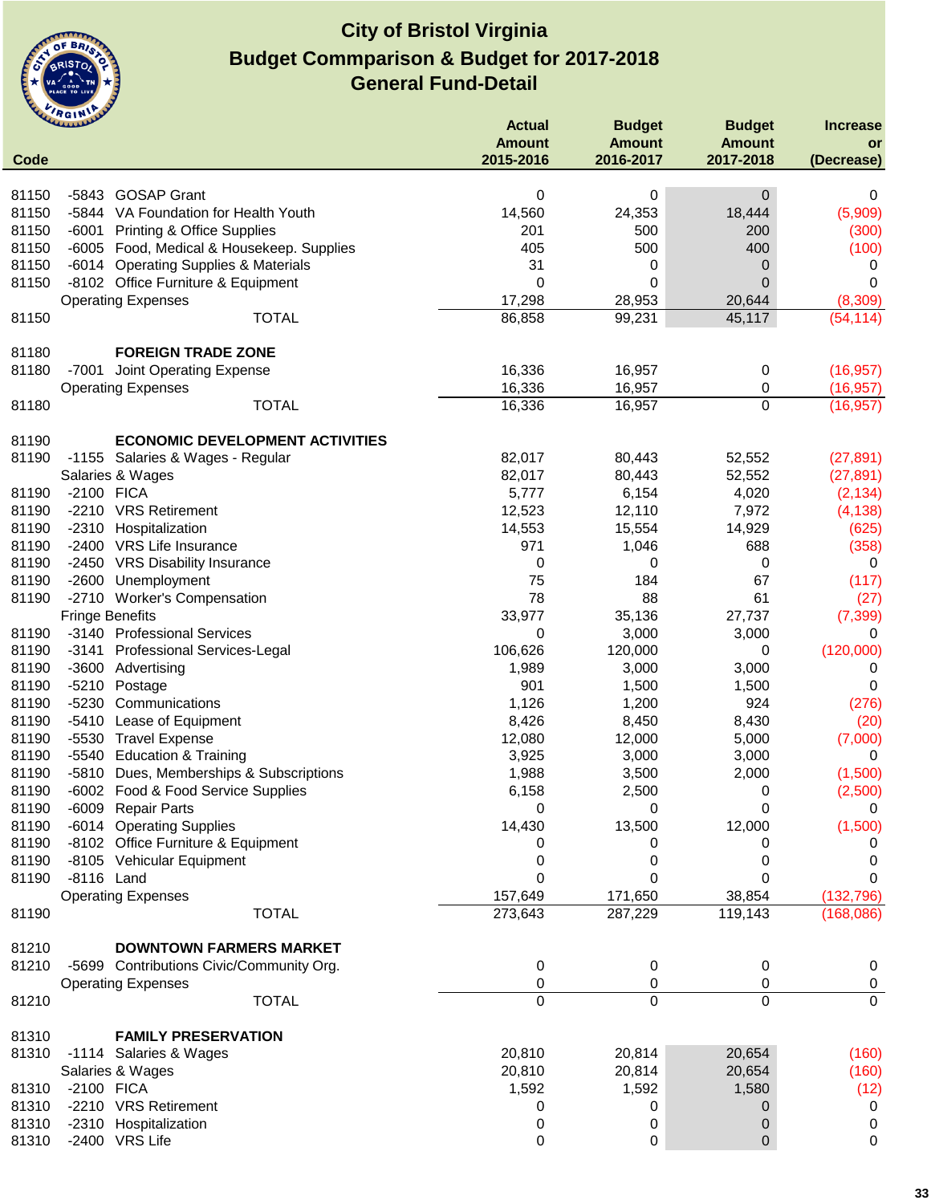# City of Bristol Virginia
## Budget Commparison & Budget for 2017-2018
## General Fund-Detail

| Code | | | Actual Amount 2015-2016 | Budget Amount 2016-2017 | Budget Amount 2017-2018 | Increase or (Decrease) |
|---|---|---|---|---|---|---|
| 81150 | -5843 | GOSAP Grant | 0 | 0 | 0 | 0 |
| 81150 | -5844 | VA Foundation for Health Youth | 14,560 | 24,353 | 18,444 | (5,909) |
| 81150 | -6001 | Printing & Office Supplies | 201 | 500 | 200 | (300) |
| 81150 | -6005 | Food, Medical & Housekeep. Supplies | 405 | 500 | 400 | (100) |
| 81150 | -6014 | Operating Supplies & Materials | 31 | 0 | 0 | 0 |
| 81150 | -8102 | Office Furniture & Equipment | 0 | 0 | 0 | 0 |
| | | Operating Expenses | 17,298 | 28,953 | 20,644 | (8,309) |
| 81150 | | TOTAL | 86,858 | 99,231 | 45,117 | (54,114) |
| | | | | | | |
| 81180 | | **FOREIGN TRADE ZONE** | | | | |
| 81180 | -7001 | Joint Operating Expense | 16,336 | 16,957 | 0 | (16,957) |
| | | Operating Expenses | 16,336 | 16,957 | 0 | (16,957) |
| 81180 | | TOTAL | 16,336 | 16,957 | 0 | (16,957) |
| | | | | | | |
| 81190 | | **ECONOMIC DEVELOPMENT ACTIVITIES** | | | | |
| 81190 | -1155 | Salaries & Wages - Regular | 82,017 | 80,443 | 52,552 | (27,891) |
| | | Salaries & Wages | 82,017 | 80,443 | 52,552 | (27,891) |
| 81190 | -2100 | FICA | 5,777 | 6,154 | 4,020 | (2,134) |
| 81190 | -2210 | VRS Retirement | 12,523 | 12,110 | 7,972 | (4,138) |
| 81190 | -2310 | Hospitalization | 14,553 | 15,554 | 14,929 | (625) |
| 81190 | -2400 | VRS Life Insurance | 971 | 1,046 | 688 | (358) |
| 81190 | -2450 | VRS Disability Insurance | 0 | 0 | 0 | 0 |
| 81190 | -2600 | Unemployment | 75 | 184 | 67 | (117) |
| 81190 | -2710 | Worker's Compensation | 78 | 88 | 61 | (27) |
| | | Fringe Benefits | 33,977 | 35,136 | 27,737 | (7,399) |
| 81190 | -3140 | Professional Services | 0 | 3,000 | 3,000 | 0 |
| 81190 | -3141 | Professional Services-Legal | 106,626 | 120,000 | 0 | (120,000) |
| 81190 | -3600 | Advertising | 1,989 | 3,000 | 3,000 | 0 |
| 81190 | -5210 | Postage | 901 | 1,500 | 1,500 | 0 |
| 81190 | -5230 | Communications | 1,126 | 1,200 | 924 | (276) |
| 81190 | -5410 | Lease of Equipment | 8,426 | 8,450 | 8,430 | (20) |
| 81190 | -5530 | Travel Expense | 12,080 | 12,000 | 5,000 | (7,000) |
| 81190 | -5540 | Education & Training | 3,925 | 3,000 | 3,000 | 0 |
| 81190 | -5810 | Dues, Memberships & Subscriptions | 1,988 | 3,500 | 2,000 | (1,500) |
| 81190 | -6002 | Food & Food Service Supplies | 6,158 | 2,500 | 0 | (2,500) |
| 81190 | -6009 | Repair Parts | 0 | 0 | 0 | 0 |
| 81190 | -6014 | Operating Supplies | 14,430 | 13,500 | 12,000 | (1,500) |
| 81190 | -8102 | Office Furniture & Equipment | 0 | 0 | 0 | 0 |
| 81190 | -8105 | Vehicular Equipment | 0 | 0 | 0 | 0 |
| 81190 | -8116 | Land | 0 | 0 | 0 | 0 |
| | | Operating Expenses | 157,649 | 171,650 | 38,854 | (132,796) |
| 81190 | | TOTAL | 273,643 | 287,229 | 119,143 | (168,086) |
| | | | | | | |
| 81210 | | **DOWNTOWN FARMERS MARKET** | | | | |
| 81210 | -5699 | Contributions Civic/Community Org. | 0 | 0 | 0 | 0 |
| | | Operating Expenses | 0 | 0 | 0 | 0 |
| 81210 | | TOTAL | 0 | 0 | 0 | 0 |
| | | | | | | |
| 81310 | | **FAMILY PRESERVATION** | | | | |
| 81310 | -1114 | Salaries & Wages | 20,810 | 20,814 | 20,654 | (160) |
| | | Salaries & Wages | 20,810 | 20,814 | 20,654 | (160) |
| 81310 | -2100 | FICA | 1,592 | 1,592 | 1,580 | (12) |
| 81310 | -2210 | VRS Retirement | 0 | 0 | 0 | 0 |
| 81310 | -2310 | Hospitalization | 0 | 0 | 0 | 0 |
| 81310 | -2400 | VRS Life | 0 | 0 | 0 | 0 |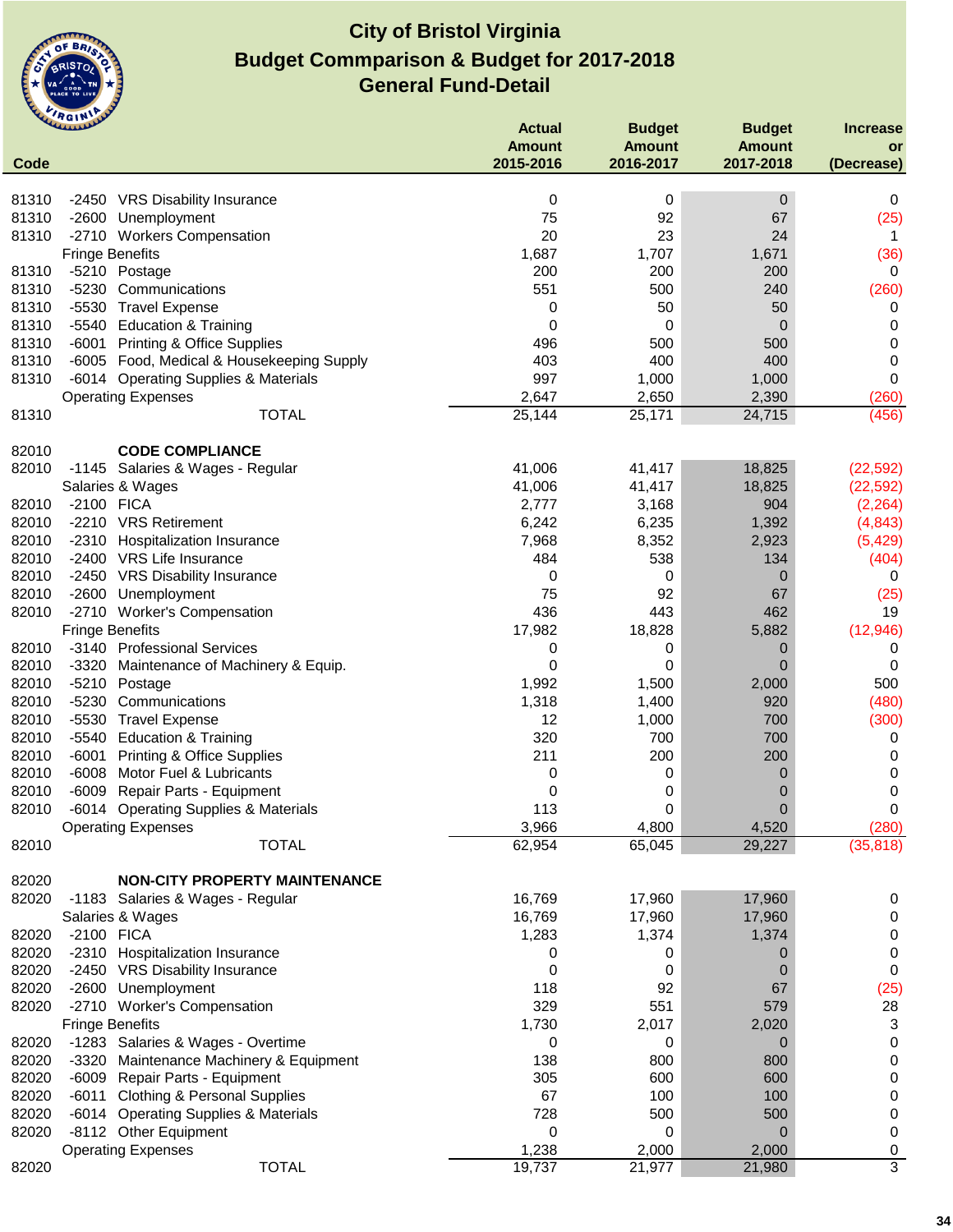# City of Bristol Virginia
## Budget Commparison & Budget for 2017-2018
## General Fund-Detail

| Code | | | Actual Amount 2015-2016 | Budget Amount 2016-2017 | Budget Amount 2017-2018 | Increase or (Decrease) |
|---|---|---|---|---|---|---|
| 81310 | -2450 | VRS Disability Insurance | 0 | 0 | 0 | 0 |
| 81310 | -2600 | Unemployment | 75 | 92 | 67 | (25) |
| 81310 | -2710 | Workers Compensation | 20 | 23 | 24 | 1 |
| | | Fringe Benefits | 1,687 | 1,707 | 1,671 | (36) |
| 81310 | -5210 | Postage | 200 | 200 | 200 | 0 |
| 81310 | -5230 | Communications | 551 | 500 | 240 | (260) |
| 81310 | -5530 | Travel Expense | 0 | 50 | 50 | 0 |
| 81310 | -5540 | Education & Training | 0 | 0 | 0 | 0 |
| 81310 | -6001 | Printing & Office Supplies | 496 | 500 | 500 | 0 |
| 81310 | -6005 | Food, Medical & Housekeeping Supply | 403 | 400 | 400 | 0 |
| 81310 | -6014 | Operating Supplies & Materials | 997 | 1,000 | 1,000 | 0 |
| | | Operating Expenses | 2,647 | 2,650 | 2,390 | (260) |
| 81310 | | TOTAL | 25,144 | 25,171 | 24,715 | (456) |
| | | | | | | |
| 82010 | | **CODE COMPLIANCE** | | | | |
| 82010 | -1145 | Salaries & Wages - Regular | 41,006 | 41,417 | 18,825 | (22,592) |
| | | Salaries & Wages | 41,006 | 41,417 | 18,825 | (22,592) |
| 82010 | -2100 | FICA | 2,777 | 3,168 | 904 | (2,264) |
| 82010 | -2210 | VRS Retirement | 6,242 | 6,235 | 1,392 | (4,843) |
| 82010 | -2310 | Hospitalization Insurance | 7,968 | 8,352 | 2,923 | (5,429) |
| 82010 | -2400 | VRS Life Insurance | 484 | 538 | 134 | (404) |
| 82010 | -2450 | VRS Disability Insurance | 0 | 0 | 0 | 0 |
| 82010 | -2600 | Unemployment | 75 | 92 | 67 | (25) |
| 82010 | -2710 | Worker's Compensation | 436 | 443 | 462 | 19 |
| | | Fringe Benefits | 17,982 | 18,828 | 5,882 | (12,946) |
| 82010 | -3140 | Professional Services | 0 | 0 | 0 | 0 |
| 82010 | -3320 | Maintenance of Machinery & Equip. | 0 | 0 | 0 | 0 |
| 82010 | -5210 | Postage | 1,992 | 1,500 | 2,000 | 500 |
| 82010 | -5230 | Communications | 1,318 | 1,400 | 920 | (480) |
| 82010 | -5530 | Travel Expense | 12 | 1,000 | 700 | (300) |
| 82010 | -5540 | Education & Training | 320 | 700 | 700 | 0 |
| 82010 | -6001 | Printing & Office Supplies | 211 | 200 | 200 | 0 |
| 82010 | -6008 | Motor Fuel & Lubricants | 0 | 0 | 0 | 0 |
| 82010 | -6009 | Repair Parts - Equipment | 0 | 0 | 0 | 0 |
| 82010 | -6014 | Operating Supplies & Materials | 113 | 0 | 0 | 0 |
| | | Operating Expenses | 3,966 | 4,800 | 4,520 | (280) |
| 82010 | | TOTAL | 62,954 | 65,045 | 29,227 | (35,818) |
| | | | | | | |
| 82020 | | **NON-CITY PROPERTY MAINTENANCE** | | | | |
| 82020 | -1183 | Salaries & Wages - Regular | 16,769 | 17,960 | 17,960 | 0 |
| | | Salaries & Wages | 16,769 | 17,960 | 17,960 | 0 |
| 82020 | -2100 | FICA | 1,283 | 1,374 | 1,374 | 0 |
| 82020 | -2310 | Hospitalization Insurance | 0 | 0 | 0 | 0 |
| 82020 | -2450 | VRS Disability Insurance | 0 | 0 | 0 | 0 |
| 82020 | -2600 | Unemployment | 118 | 92 | 67 | (25) |
| 82020 | -2710 | Worker's Compensation | 329 | 551 | 579 | 28 |
| | | Fringe Benefits | 1,730 | 2,017 | 2,020 | 3 |
| 82020 | -1283 | Salaries & Wages - Overtime | 0 | 0 | 0 | 0 |
| 82020 | -3320 | Maintenance Machinery & Equipment | 138 | 800 | 800 | 0 |
| 82020 | -6009 | Repair Parts - Equipment | 305 | 600 | 600 | 0 |
| 82020 | -6011 | Clothing & Personal Supplies | 67 | 100 | 100 | 0 |
| 82020 | -6014 | Operating Supplies & Materials | 728 | 500 | 500 | 0 |
| 82020 | -8112 | Other Equipment | 0 | 0 | 0 | 0 |
| | | Operating Expenses | 1,238 | 2,000 | 2,000 | 0 |
| 82020 | | TOTAL | 19,737 | 21,977 | 21,980 | 3 |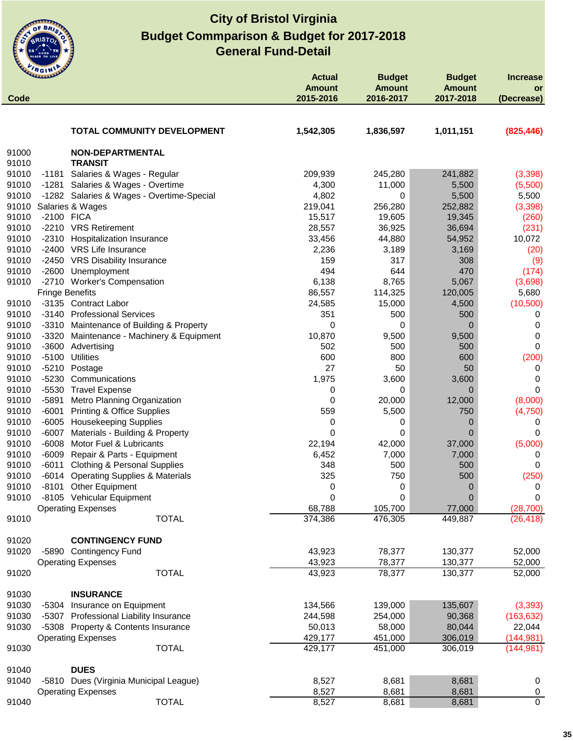# City of Bristol Virginia
## Budget Commparison & Budget for 2017-2018
## General Fund-Detail

| Code | | | Actual Amount 2015-2016 | Budget Amount 2016-2017 | Budget Amount 2017-2018 | Increase or (Decrease) |
|---|---|---|---|---|---|---|
| | | **TOTAL COMMUNITY DEVELOPMENT** | **1,542,305** | **1,836,597** | **1,011,151** | **(825,446)** |
| 91000 | | **NON-DEPARTMENTAL** | | | | |
| 91010 | | **TRANSIT** | | | | |
| 91010 | -1181 | Salaries & Wages - Regular | 209,939 | 245,280 | 241,882 | (3,398) |
| 91010 | -1281 | Salaries & Wages - Overtime | 4,300 | 11,000 | 5,500 | (5,500) |
| 91010 | -1282 | Salaries & Wages - Overtime-Special | 4,802 | 0 | 5,500 | 5,500 |
| 91010 | | Salaries & Wages | 219,041 | 256,280 | 252,882 | (3,398) |
| 91010 | -2100 | FICA | 15,517 | 19,605 | 19,345 | (260) |
| 91010 | -2210 | VRS Retirement | 28,557 | 36,925 | 36,694 | (231) |
| 91010 | -2310 | Hospitalization Insurance | 33,456 | 44,880 | 54,952 | 10,072 |
| 91010 | -2400 | VRS Life Insurance | 2,236 | 3,189 | 3,169 | (20) |
| 91010 | -2450 | VRS Disability Insurance | 159 | 317 | 308 | (9) |
| 91010 | -2600 | Unemployment | 494 | 644 | 470 | (174) |
| 91010 | -2710 | Worker's Compensation | 6,138 | 8,765 | 5,067 | (3,698) |
| | | Fringe Benefits | 86,557 | 114,325 | 120,005 | 5,680 |
| 91010 | -3135 | Contract Labor | 24,585 | 15,000 | 4,500 | (10,500) |
| 91010 | -3140 | Professional Services | 351 | 500 | 500 | 0 |
| 91010 | -3310 | Maintenance of Building & Property | 0 | 0 | 0 | 0 |
| 91010 | -3320 | Maintenance - Machinery & Equipment | 10,870 | 9,500 | 9,500 | 0 |
| 91010 | -3600 | Advertising | 502 | 500 | 500 | 0 |
| 91010 | -5100 | Utilities | 600 | 800 | 600 | (200) |
| 91010 | -5210 | Postage | 27 | 50 | 50 | 0 |
| 91010 | -5230 | Communications | 1,975 | 3,600 | 3,600 | 0 |
| 91010 | -5530 | Travel Expense | 0 | 0 | 0 | 0 |
| 91010 | -5891 | Metro Planning Organization | 0 | 20,000 | 12,000 | (8,000) |
| 91010 | -6001 | Printing & Office Supplies | 559 | 5,500 | 750 | (4,750) |
| 91010 | -6005 | Housekeeping Supplies | 0 | 0 | 0 | 0 |
| 91010 | -6007 | Materials - Building & Property | 0 | 0 | 0 | 0 |
| 91010 | -6008 | Motor Fuel & Lubricants | 22,194 | 42,000 | 37,000 | (5,000) |
| 91010 | -6009 | Repair & Parts - Equipment | 6,452 | 7,000 | 7,000 | 0 |
| 91010 | -6011 | Clothing & Personal Supplies | 348 | 500 | 500 | 0 |
| 91010 | -6014 | Operating Supplies & Materials | 325 | 750 | 500 | (250) |
| 91010 | -8101 | Other Equipment | 0 | 0 | 0 | 0 |
| 91010 | -8105 | Vehicular Equipment | 0 | 0 | 0 | 0 |
| | | Operating Expenses | 68,788 | 105,700 | 77,000 | (28,700) |
| 91010 | | TOTAL | 374,386 | 476,305 | 449,887 | (26,418) |
| 91020 | | **CONTINGENCY FUND** | | | | |
| 91020 | -5890 | Contingency Fund | 43,923 | 78,377 | 130,377 | 52,000 |
| | | Operating Expenses | 43,923 | 78,377 | 130,377 | 52,000 |
| 91020 | | TOTAL | 43,923 | 78,377 | 130,377 | 52,000 |
| 91030 | | **INSURANCE** | | | | |
| 91030 | -5304 | Insurance on Equipment | 134,566 | 139,000 | 135,607 | (3,393) |
| 91030 | -5307 | Professional Liability Insurance | 244,598 | 254,000 | 90,368 | (163,632) |
| 91030 | -5308 | Property & Contents Insurance | 50,013 | 58,000 | 80,044 | 22,044 |
| | | Operating Expenses | 429,177 | 451,000 | 306,019 | (144,981) |
| 91030 | | TOTAL | 429,177 | 451,000 | 306,019 | (144,981) |
| 91040 | | **DUES** | | | | |
| 91040 | -5810 | Dues (Virginia Municipal League) | 8,527 | 8,681 | 8,681 | 0 |
| | | Operating Expenses | 8,527 | 8,681 | 8,681 | 0 |
| 91040 | | TOTAL | 8,527 | 8,681 | 8,681 | 0 |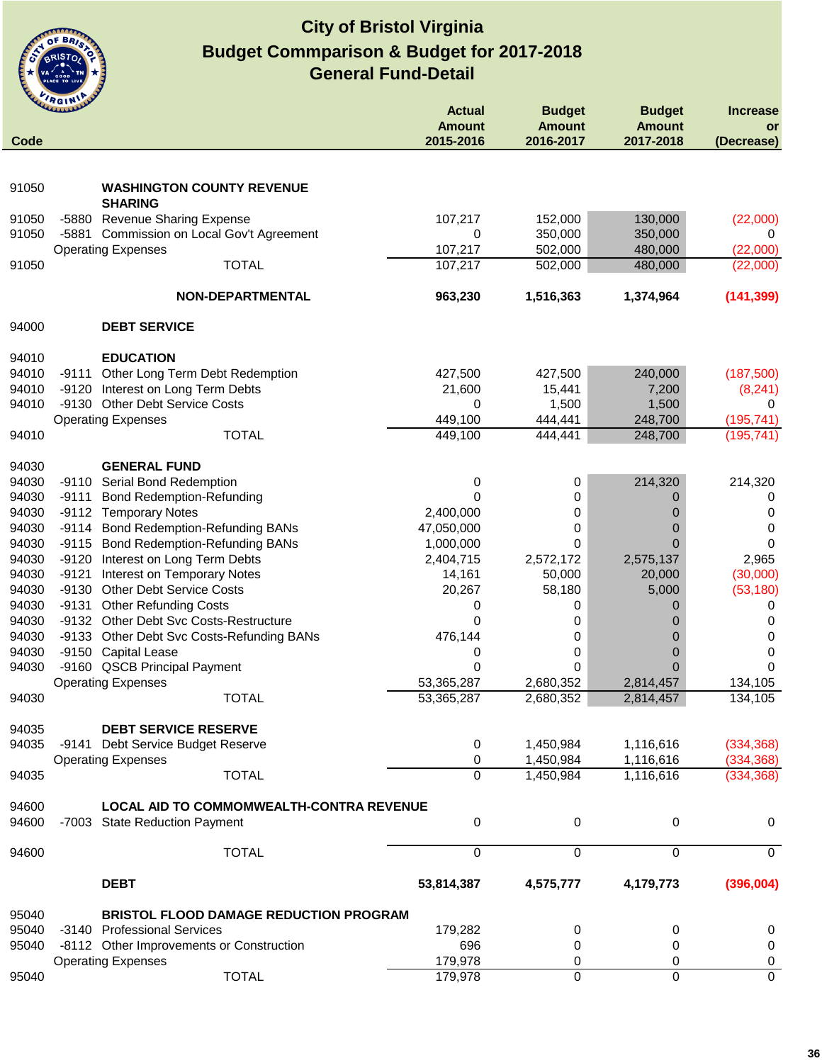# City of Bristol Virginia
## Budget Commparison & Budget for 2017-2018
## General Fund-Detail

| Code | | | Actual Amount 2015-2016 | Budget Amount 2016-2017 | Budget Amount 2017-2018 | Increase or (Decrease) |
|---|---|---|---|---|---|---|
| 91050 | | **WASHINGTON COUNTY REVENUE SHARING** | | | | |
| 91050 | -5880 | Revenue Sharing Expense | 107,217 | 152,000 | 130,000 | (22,000) |
| 91050 | -5881 | Commission on Local Gov't Agreement | 0 | 350,000 | 350,000 | 0 |
| | | Operating Expenses | 107,217 | 502,000 | 480,000 | (22,000) |
| 91050 | | TOTAL | 107,217 | 502,000 | 480,000 | (22,000) |
| | | **NON-DEPARTMENTAL** | **963,230** | **1,516,363** | **1,374,964** | **(141,399)** |
| 94000 | | **DEBT SERVICE** | | | | |
| 94010 | | **EDUCATION** | | | | |
| 94010 | -9111 | Other Long Term Debt Redemption | 427,500 | 427,500 | 240,000 | (187,500) |
| 94010 | -9120 | Interest on Long Term Debts | 21,600 | 15,441 | 7,200 | (8,241) |
| 94010 | -9130 | Other Debt Service Costs | 0 | 1,500 | 1,500 | 0 |
| | | Operating Expenses | 449,100 | 444,441 | 248,700 | (195,741) |
| 94010 | | TOTAL | 449,100 | 444,441 | 248,700 | (195,741) |
| 94030 | | **GENERAL FUND** | | | | |
| 94030 | -9110 | Serial Bond Redemption | 0 | 0 | 214,320 | 214,320 |
| 94030 | -9111 | Bond Redemption-Refunding | 0 | 0 | 0 | 0 |
| 94030 | -9112 | Temporary Notes | 2,400,000 | 0 | 0 | 0 |
| 94030 | -9114 | Bond Redemption-Refunding BANs | 47,050,000 | 0 | 0 | 0 |
| 94030 | -9115 | Bond Redemption-Refunding BANs | 1,000,000 | 0 | 0 | 0 |
| 94030 | -9120 | Interest on Long Term Debts | 2,404,715 | 2,572,172 | 2,575,137 | 2,965 |
| 94030 | -9121 | Interest on Temporary Notes | 14,161 | 50,000 | 20,000 | (30,000) |
| 94030 | -9130 | Other Debt Service Costs | 20,267 | 58,180 | 5,000 | (53,180) |
| 94030 | -9131 | Other Refunding Costs | 0 | 0 | 0 | 0 |
| 94030 | -9132 | Other Debt Svc Costs-Restructure | 0 | 0 | 0 | 0 |
| 94030 | -9133 | Other Debt Svc Costs-Refunding BANs | 476,144 | 0 | 0 | 0 |
| 94030 | -9150 | Capital Lease | 0 | 0 | 0 | 0 |
| 94030 | -9160 | QSCB Principal Payment | 0 | 0 | 0 | 0 |
| | | Operating Expenses | 53,365,287 | 2,680,352 | 2,814,457 | 134,105 |
| 94030 | | TOTAL | 53,365,287 | 2,680,352 | 2,814,457 | 134,105 |
| 94035 | | **DEBT SERVICE RESERVE** | | | | |
| 94035 | -9141 | Debt Service Budget Reserve | 0 | 1,450,984 | 1,116,616 | (334,368) |
| | | Operating Expenses | 0 | 1,450,984 | 1,116,616 | (334,368) |
| 94035 | | TOTAL | 0 | 1,450,984 | 1,116,616 | (334,368) |
| 94600 | | **LOCAL AID TO COMMOMWEALTH-CONTRA REVENUE** | | | | |
| 94600 | -7003 | State Reduction Payment | 0 | 0 | 0 | 0 |
| 94600 | | TOTAL | 0 | 0 | 0 | 0 |
| | | **DEBT** | **53,814,387** | **4,575,777** | **4,179,773** | **(396,004)** |
| 95040 | | **BRISTOL FLOOD DAMAGE REDUCTION PROGRAM** | | | | |
| 95040 | -3140 | Professional Services | 179,282 | 0 | 0 | 0 |
| 95040 | -8112 | Other Improvements or Construction | 696 | 0 | 0 | 0 |
| | | Operating Expenses | 179,978 | 0 | 0 | 0 |
| 95040 | | TOTAL | 179,978 | 0 | 0 | 0 |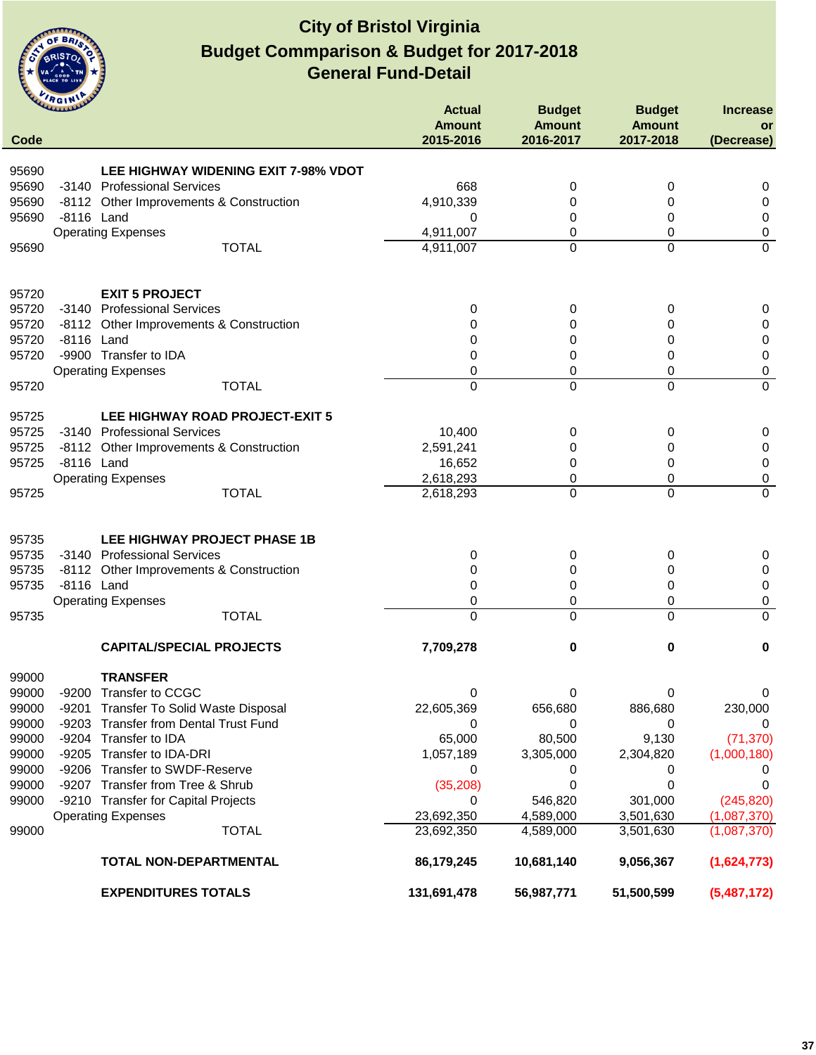# City of Bristol Virginia
## Budget Commparison & Budget for 2017-2018
## General Fund-Detail

| Code | | | Actual Amount 2015-2016 | Budget Amount 2016-2017 | Budget Amount 2017-2018 | Increase or (Decrease) |
|---|---|---|---|---|---|---|
| 95690 | | **LEE HIGHWAY WIDENING EXIT 7-98% VDOT** | | | | |
| 95690 | -3140 | Professional Services | 668 | 0 | 0 | 0 |
| 95690 | -8112 | Other Improvements & Construction | 4,910,339 | 0 | 0 | 0 |
| 95690 | -8116 | Land | 0 | 0 | 0 | 0 |
| | | Operating Expenses | 4,911,007 | 0 | 0 | 0 |
| 95690 | | TOTAL | 4,911,007 | 0 | 0 | 0 |
| 95720 | | **EXIT 5 PROJECT** | | | | |
| 95720 | -3140 | Professional Services | 0 | 0 | 0 | 0 |
| 95720 | -8112 | Other Improvements & Construction | 0 | 0 | 0 | 0 |
| 95720 | -8116 | Land | 0 | 0 | 0 | 0 |
| 95720 | -9900 | Transfer to IDA | 0 | 0 | 0 | 0 |
| | | Operating Expenses | 0 | 0 | 0 | 0 |
| 95720 | | TOTAL | 0 | 0 | 0 | 0 |
| 95725 | | **LEE HIGHWAY ROAD PROJECT-EXIT 5** | | | | |
| 95725 | -3140 | Professional Services | 10,400 | 0 | 0 | 0 |
| 95725 | -8112 | Other Improvements & Construction | 2,591,241 | 0 | 0 | 0 |
| 95725 | -8116 | Land | 16,652 | 0 | 0 | 0 |
| | | Operating Expenses | 2,618,293 | 0 | 0 | 0 |
| 95725 | | TOTAL | 2,618,293 | 0 | 0 | 0 |
| 95735 | | **LEE HIGHWAY PROJECT PHASE 1B** | | | | |
| 95735 | -3140 | Professional Services | 0 | 0 | 0 | 0 |
| 95735 | -8112 | Other Improvements & Construction | 0 | 0 | 0 | 0 |
| 95735 | -8116 | Land | 0 | 0 | 0 | 0 |
| | | Operating Expenses | 0 | 0 | 0 | 0 |
| 95735 | | TOTAL | 0 | 0 | 0 | 0 |
| | | **CAPITAL/SPECIAL PROJECTS** | **7,709,278** | **0** | **0** | **0** |
| 99000 | | **TRANSFER** | | | | |
| 99000 | -9200 | Transfer to CCGC | 0 | 0 | 0 | 0 |
| 99000 | -9201 | Transfer To Solid Waste Disposal | 22,605,369 | 656,680 | 886,680 | 230,000 |
| 99000 | -9203 | Transfer from Dental Trust Fund | 0 | 0 | 0 | 0 |
| 99000 | -9204 | Transfer to IDA | 65,000 | 80,500 | 9,130 | (71,370) |
| 99000 | -9205 | Transfer to IDA-DRI | 1,057,189 | 3,305,000 | 2,304,820 | (1,000,180) |
| 99000 | -9206 | Transfer to SWDF-Reserve | 0 | 0 | 0 | 0 |
| 99000 | -9207 | Transfer from Tree & Shrub | (35,208) | 0 | 0 | 0 |
| 99000 | -9210 | Transfer for Capital Projects | 0 | 546,820 | 301,000 | (245,820) |
| | | Operating Expenses | 23,692,350 | 4,589,000 | 3,501,630 | (1,087,370) |
| 99000 | | TOTAL | 23,692,350 | 4,589,000 | 3,501,630 | (1,087,370) |
| | | **TOTAL NON-DEPARTMENTAL** | **86,179,245** | **10,681,140** | **9,056,367** | **(1,624,773)** |
| | | **EXPENDITURES TOTALS** | **131,691,478** | **56,987,771** | **51,500,599** | **(5,487,172)** |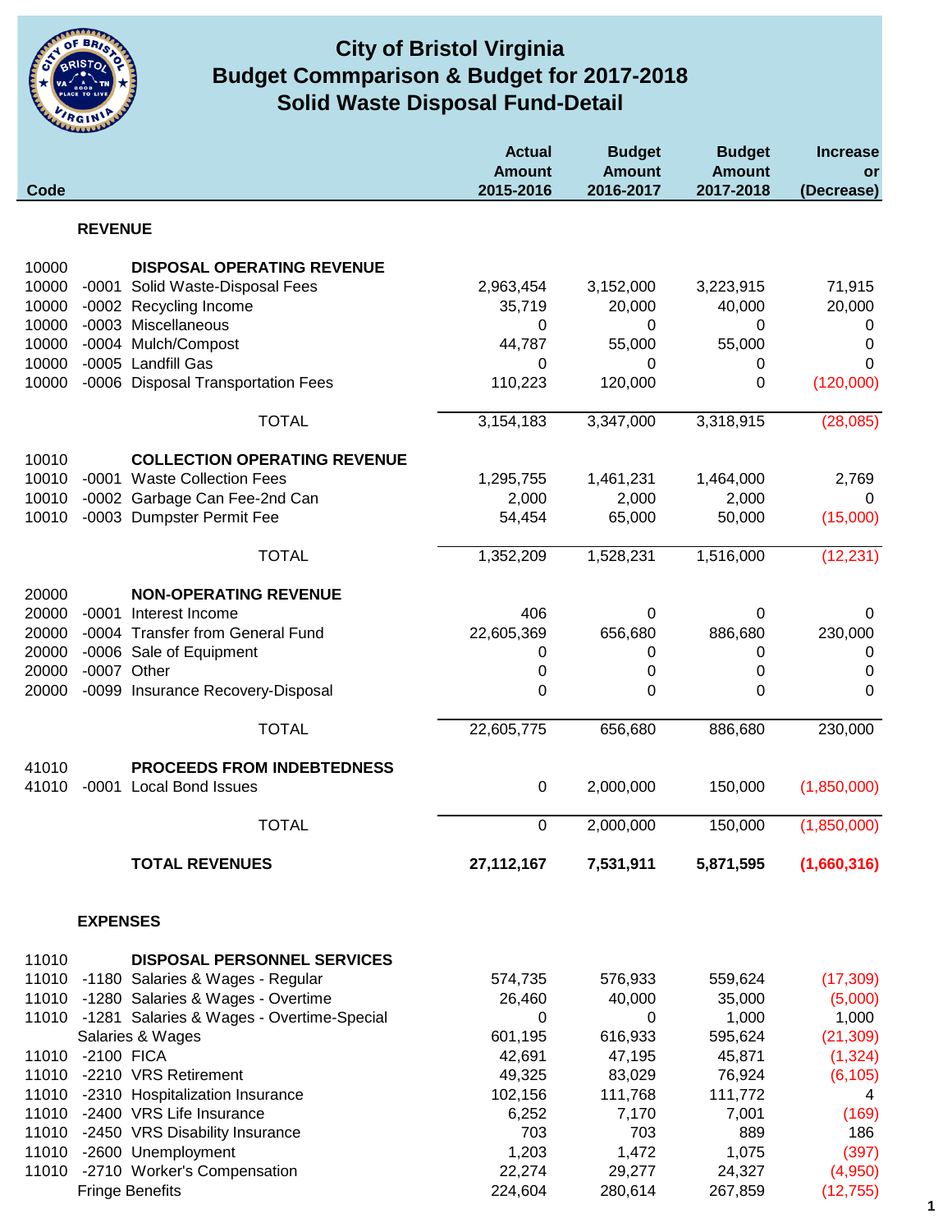# City of Bristol Virginia
## Budget Commparison & Budget for 2017-2018
## Solid Waste Disposal Fund-Detail

| Code | | | Actual Amount 2015-2016 | Budget Amount 2016-2017 | Budget Amount 2017-2018 | Increase or (Decrease) |
|---|---|---|---|---|---|---|
| | **REVENUE** | | | | | |
| 10000 | | **DISPOSAL OPERATING REVENUE** | | | | |
| 10000 | -0001 | Solid Waste-Disposal Fees | 2,963,454 | 3,152,000 | 3,223,915 | 71,915 |
| 10000 | -0002 | Recycling Income | 35,719 | 20,000 | 40,000 | 20,000 |
| 10000 | -0003 | Miscellaneous | 0 | 0 | 0 | 0 |
| 10000 | -0004 | Mulch/Compost | 44,787 | 55,000 | 55,000 | 0 |
| 10000 | -0005 | Landfill Gas | 0 | 0 | 0 | 0 |
| 10000 | -0006 | Disposal Transportation Fees | 110,223 | 120,000 | 0 | (120,000) |
| | | TOTAL | 3,154,183 | 3,347,000 | 3,318,915 | (28,085) |
| 10010 | | **COLLECTION OPERATING REVENUE** | | | | |
| 10010 | -0001 | Waste Collection Fees | 1,295,755 | 1,461,231 | 1,464,000 | 2,769 |
| 10010 | -0002 | Garbage Can Fee-2nd Can | 2,000 | 2,000 | 2,000 | 0 |
| 10010 | -0003 | Dumpster Permit Fee | 54,454 | 65,000 | 50,000 | (15,000) |
| | | TOTAL | 1,352,209 | 1,528,231 | 1,516,000 | (12,231) |
| 20000 | | **NON-OPERATING REVENUE** | | | | |
| 20000 | -0001 | Interest Income | 406 | 0 | 0 | 0 |
| 20000 | -0004 | Transfer from General Fund | 22,605,369 | 656,680 | 886,680 | 230,000 |
| 20000 | -0006 | Sale of Equipment | 0 | 0 | 0 | 0 |
| 20000 | -0007 | Other | 0 | 0 | 0 | 0 |
| 20000 | -0099 | Insurance Recovery-Disposal | 0 | 0 | 0 | 0 |
| | | TOTAL | 22,605,775 | 656,680 | 886,680 | 230,000 |
| 41010 | | **PROCEEDS FROM INDEBTEDNESS** | | | | |
| 41010 | -0001 | Local Bond Issues | 0 | 2,000,000 | 150,000 | (1,850,000) |
| | | TOTAL | 0 | 2,000,000 | 150,000 | (1,850,000) |
| | | **TOTAL REVENUES** | **27,112,167** | **7,531,911** | **5,871,595** | **(1,660,316)** |
| | **EXPENSES** | | | | | |
| 11010 | | **DISPOSAL PERSONNEL SERVICES** | | | | |
| 11010 | -1180 | Salaries & Wages - Regular | 574,735 | 576,933 | 559,624 | (17,309) |
| 11010 | -1280 | Salaries & Wages - Overtime | 26,460 | 40,000 | 35,000 | (5,000) |
| 11010 | -1281 | Salaries & Wages - Overtime-Special | 0 | 0 | 1,000 | 1,000 |
| | Salaries & Wages | | 601,195 | 616,933 | 595,624 | (21,309) |
| 11010 | -2100 | FICA | 42,691 | 47,195 | 45,871 | (1,324) |
| 11010 | -2210 | VRS Retirement | 49,325 | 83,029 | 76,924 | (6,105) |
| 11010 | -2310 | Hospitalization Insurance | 102,156 | 111,768 | 111,772 | 4 |
| 11010 | -2400 | VRS Life Insurance | 6,252 | 7,170 | 7,001 | (169) |
| 11010 | -2450 | VRS Disability Insurance | 703 | 703 | 889 | 186 |
| 11010 | -2600 | Unemployment | 1,203 | 1,472 | 1,075 | (397) |
| 11010 | -2710 | Worker's Compensation | 22,274 | 29,277 | 24,327 | (4,950) |
| | Fringe Benefits | | 224,604 | 280,614 | 267,859 | (12,755) |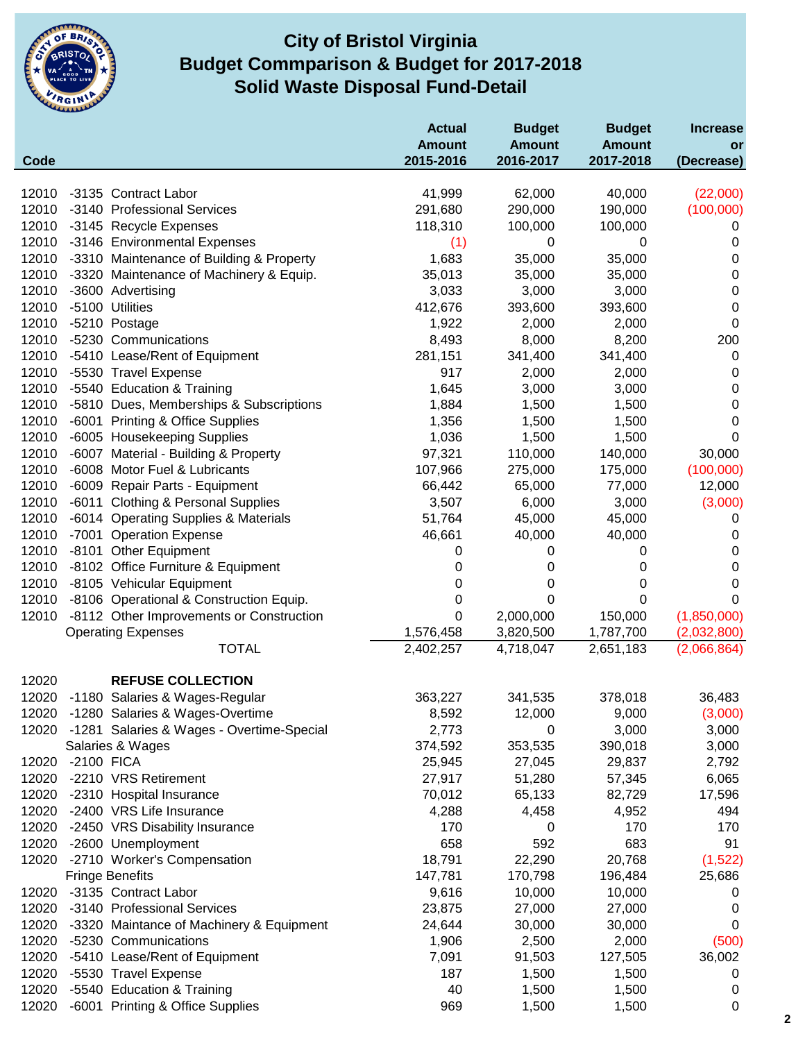# City of Bristol Virginia
## Budget Commparison & Budget for 2017-2018
## Solid Waste Disposal Fund-Detail

| Code | | | Actual Amount 2015-2016 | Budget Amount 2016-2017 | Budget Amount 2017-2018 | Increase or (Decrease) |
|---|---|---|---|---|---|---|
| 12010 | -3135 | Contract Labor | 41,999 | 62,000 | 40,000 | (22,000) |
| 12010 | -3140 | Professional Services | 291,680 | 290,000 | 190,000 | (100,000) |
| 12010 | -3145 | Recycle Expenses | 118,310 | 100,000 | 100,000 | 0 |
| 12010 | -3146 | Environmental Expenses | (1) | 0 | 0 | 0 |
| 12010 | -3310 | Maintenance of Building & Property | 1,683 | 35,000 | 35,000 | 0 |
| 12010 | -3320 | Maintenance of Machinery & Equip. | 35,013 | 35,000 | 35,000 | 0 |
| 12010 | -3600 | Advertising | 3,033 | 3,000 | 3,000 | 0 |
| 12010 | -5100 | Utilities | 412,676 | 393,600 | 393,600 | 0 |
| 12010 | -5210 | Postage | 1,922 | 2,000 | 2,000 | 0 |
| 12010 | -5230 | Communications | 8,493 | 8,000 | 8,200 | 200 |
| 12010 | -5410 | Lease/Rent of Equipment | 281,151 | 341,400 | 341,400 | 0 |
| 12010 | -5530 | Travel Expense | 917 | 2,000 | 2,000 | 0 |
| 12010 | -5540 | Education & Training | 1,645 | 3,000 | 3,000 | 0 |
| 12010 | -5810 | Dues, Memberships & Subscriptions | 1,884 | 1,500 | 1,500 | 0 |
| 12010 | -6001 | Printing & Office Supplies | 1,356 | 1,500 | 1,500 | 0 |
| 12010 | -6005 | Housekeeping Supplies | 1,036 | 1,500 | 1,500 | 0 |
| 12010 | -6007 | Material - Building & Property | 97,321 | 110,000 | 140,000 | 30,000 |
| 12010 | -6008 | Motor Fuel & Lubricants | 107,966 | 275,000 | 175,000 | (100,000) |
| 12010 | -6009 | Repair Parts - Equipment | 66,442 | 65,000 | 77,000 | 12,000 |
| 12010 | -6011 | Clothing & Personal Supplies | 3,507 | 6,000 | 3,000 | (3,000) |
| 12010 | -6014 | Operating Supplies & Materials | 51,764 | 45,000 | 45,000 | 0 |
| 12010 | -7001 | Operation Expense | 46,661 | 40,000 | 40,000 | 0 |
| 12010 | -8101 | Other Equipment | 0 | 0 | 0 | 0 |
| 12010 | -8102 | Office Furniture & Equipment | 0 | 0 | 0 | 0 |
| 12010 | -8105 | Vehicular Equipment | 0 | 0 | 0 | 0 |
| 12010 | -8106 | Operational & Construction Equip. | 0 | 0 | 0 | 0 |
| 12010 | -8112 | Other Improvements or Construction | 0 | 2,000,000 | 150,000 | (1,850,000) |
| | | Operating Expenses | 1,576,458 | 3,820,500 | 1,787,700 | (2,032,800) |
| | | TOTAL | 2,402,257 | 4,718,047 | 2,651,183 | (2,066,864) |
| | | | | | | |
| 12020 | | **REFUSE COLLECTION** | | | | |
| 12020 | -1180 | Salaries & Wages-Regular | 363,227 | 341,535 | 378,018 | 36,483 |
| 12020 | -1280 | Salaries & Wages-Overtime | 8,592 | 12,000 | 9,000 | (3,000) |
| 12020 | -1281 | Salaries & Wages - Overtime-Special | 2,773 | 0 | 3,000 | 3,000 |
| | | Salaries & Wages | 374,592 | 353,535 | 390,018 | 3,000 |
| 12020 | -2100 | FICA | 25,945 | 27,045 | 29,837 | 2,792 |
| 12020 | -2210 | VRS Retirement | 27,917 | 51,280 | 57,345 | 6,065 |
| 12020 | -2310 | Hospital Insurance | 70,012 | 65,133 | 82,729 | 17,596 |
| 12020 | -2400 | VRS Life Insurance | 4,288 | 4,458 | 4,952 | 494 |
| 12020 | -2450 | VRS Disability Insurance | 170 | 0 | 170 | 170 |
| 12020 | -2600 | Unemployment | 658 | 592 | 683 | 91 |
| 12020 | -2710 | Worker's Compensation | 18,791 | 22,290 | 20,768 | (1,522) |
| | | Fringe Benefits | 147,781 | 170,798 | 196,484 | 25,686 |
| 12020 | -3135 | Contract Labor | 9,616 | 10,000 | 10,000 | 0 |
| 12020 | -3140 | Professional Services | 23,875 | 27,000 | 27,000 | 0 |
| 12020 | -3320 | Maintance of Machinery & Equipment | 24,644 | 30,000 | 30,000 | 0 |
| 12020 | -5230 | Communications | 1,906 | 2,500 | 2,000 | (500) |
| 12020 | -5410 | Lease/Rent of Equipment | 7,091 | 91,503 | 127,505 | 36,002 |
| 12020 | -5530 | Travel Expense | 187 | 1,500 | 1,500 | 0 |
| 12020 | -5540 | Education & Training | 40 | 1,500 | 1,500 | 0 |
| 12020 | -6001 | Printing & Office Supplies | 969 | 1,500 | 1,500 | 0 |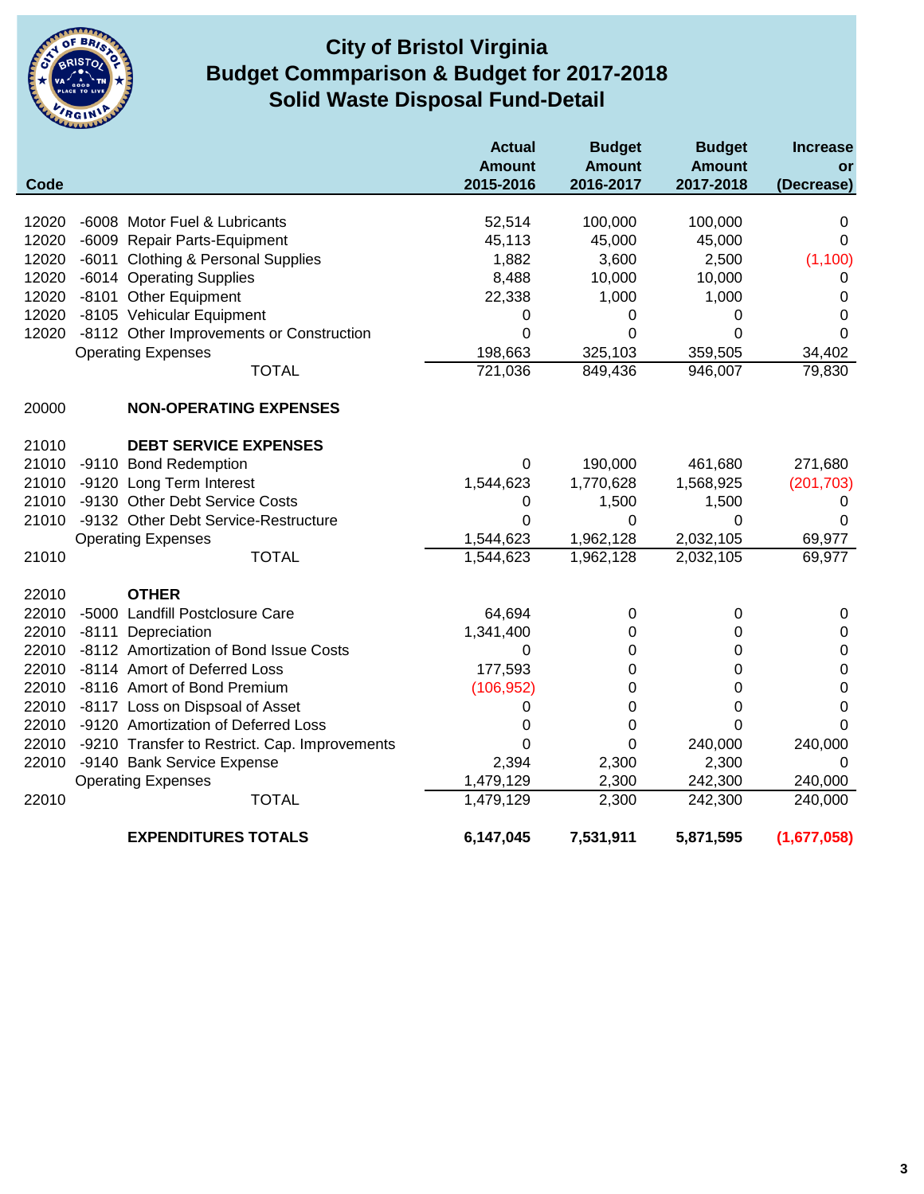# City of Bristol Virginia
## Budget Commparison & Budget for 2017-2018
## Solid Waste Disposal Fund-Detail

| Code | | | Actual Amount 2015-2016 | Budget Amount 2016-2017 | Budget Amount 2017-2018 | Increase or (Decrease) |
|---|---|---|---|---|---|---|
| 12020 | -6008 | Motor Fuel & Lubricants | 52,514 | 100,000 | 100,000 | 0 |
| 12020 | -6009 | Repair Parts-Equipment | 45,113 | 45,000 | 45,000 | 0 |
| 12020 | -6011 | Clothing & Personal Supplies | 1,882 | 3,600 | 2,500 | (1,100) |
| 12020 | -6014 | Operating Supplies | 8,488 | 10,000 | 10,000 | 0 |
| 12020 | -8101 | Other Equipment | 22,338 | 1,000 | 1,000 | 0 |
| 12020 | -8105 | Vehicular Equipment | 0 | 0 | 0 | 0 |
| 12020 | -8112 | Other Improvements or Construction | 0 | 0 | 0 | 0 |
| | | Operating Expenses | 198,663 | 325,103 | 359,505 | 34,402 |
| | | TOTAL | 721,036 | 849,436 | 946,007 | 79,830 |
| 20000 | | **NON-OPERATING EXPENSES** | | | | |
| 21010 | | **DEBT SERVICE EXPENSES** | | | | |
| 21010 | -9110 | Bond Redemption | 0 | 190,000 | 461,680 | 271,680 |
| 21010 | -9120 | Long Term Interest | 1,544,623 | 1,770,628 | 1,568,925 | (201,703) |
| 21010 | -9130 | Other Debt Service Costs | 0 | 1,500 | 1,500 | 0 |
| 21010 | -9132 | Other Debt Service-Restructure | 0 | 0 | 0 | 0 |
| | | Operating Expenses | 1,544,623 | 1,962,128 | 2,032,105 | 69,977 |
| 21010 | | TOTAL | 1,544,623 | 1,962,128 | 2,032,105 | 69,977 |
| 22010 | | **OTHER** | | | | |
| 22010 | -5000 | Landfill Postclosure Care | 64,694 | 0 | 0 | 0 |
| 22010 | -8111 | Depreciation | 1,341,400 | 0 | 0 | 0 |
| 22010 | -8112 | Amortization of Bond Issue Costs | 0 | 0 | 0 | 0 |
| 22010 | -8114 | Amort of Deferred Loss | 177,593 | 0 | 0 | 0 |
| 22010 | -8116 | Amort of Bond Premium | (106,952) | 0 | 0 | 0 |
| 22010 | -8117 | Loss on Dispsoal of Asset | 0 | 0 | 0 | 0 |
| 22010 | -9120 | Amortization of Deferred Loss | 0 | 0 | 0 | 0 |
| 22010 | -9210 | Transfer to Restrict. Cap. Improvements | 0 | 0 | 240,000 | 240,000 |
| 22010 | -9140 | Bank Service Expense | 2,394 | 2,300 | 2,300 | 0 |
| | | Operating Expenses | 1,479,129 | 2,300 | 242,300 | 240,000 |
| 22010 | | TOTAL | 1,479,129 | 2,300 | 242,300 | 240,000 |
| | | **EXPENDITURES TOTALS** | **6,147,045** | **7,531,911** | **5,871,595** | **(1,677,058)** |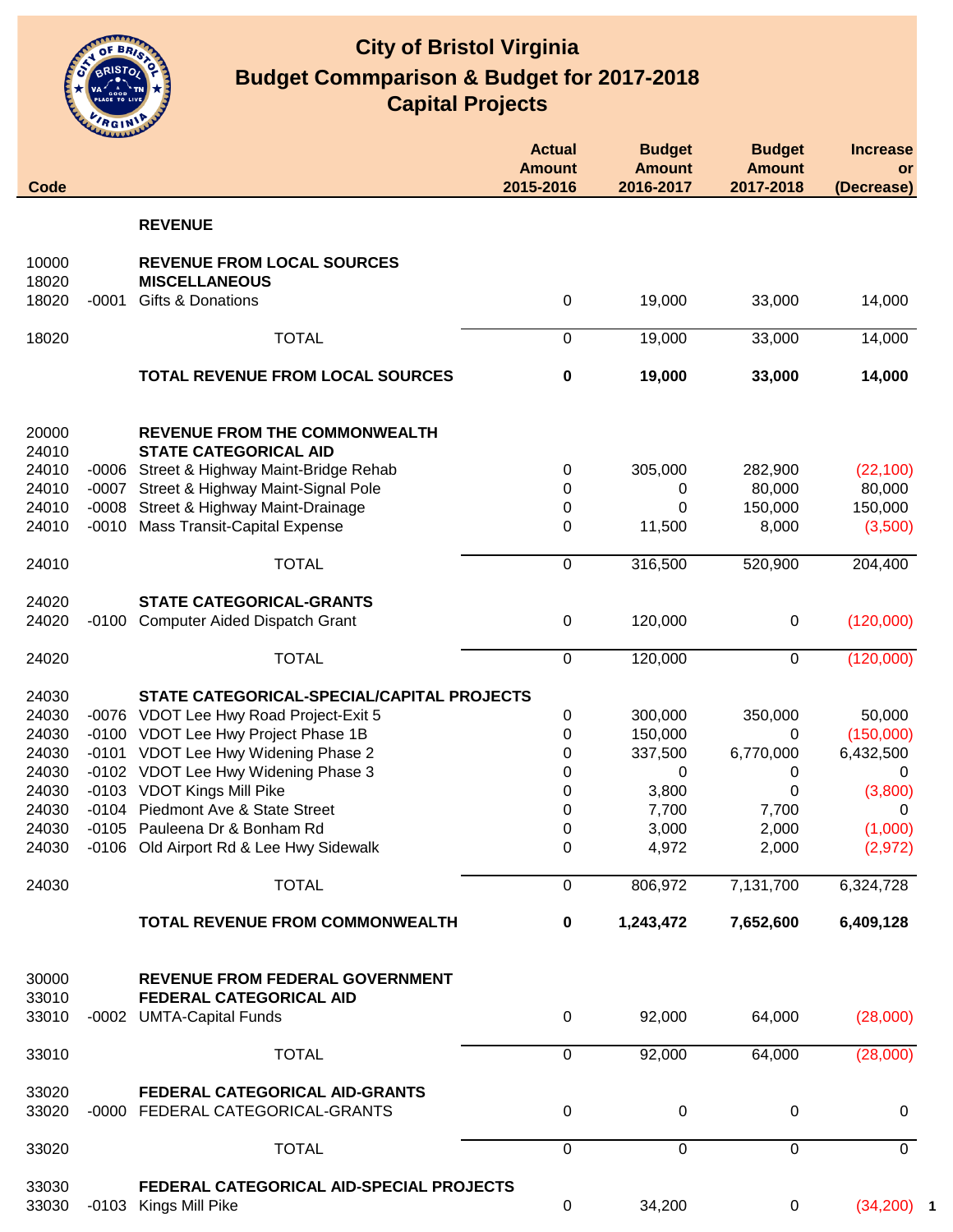# City of Bristol Virginia
## Budget Commparison & Budget for 2017-2018
## Capital Projects

| Code | | | Actual Amount 2015-2016 | Budget Amount 2016-2017 | Budget Amount 2017-2018 | Increase or (Decrease) |
|---|---|---|---|---|---|---|
| | | **REVENUE** | | | | |
| 10000 | | **REVENUE FROM LOCAL SOURCES** | | | | |
| 18020 | | **MISCELLANEOUS** | | | | |
| 18020 | -0001 | Gifts & Donations | 0 | 19,000 | 33,000 | 14,000 |
| 18020 | | TOTAL | 0 | 19,000 | 33,000 | 14,000 |
| | | **TOTAL REVENUE FROM LOCAL SOURCES** | **0** | **19,000** | **33,000** | **14,000** |
| 20000 | | **REVENUE FROM THE COMMONWEALTH** | | | | |
| 24010 | | **STATE CATEGORICAL AID** | | | | |
| 24010 | -0006 | Street & Highway Maint-Bridge Rehab | 0 | 305,000 | 282,900 | (22,100) |
| 24010 | -0007 | Street & Highway Maint-Signal Pole | 0 | 0 | 80,000 | 80,000 |
| 24010 | -0008 | Street & Highway Maint-Drainage | 0 | 0 | 150,000 | 150,000 |
| 24010 | -0010 | Mass Transit-Capital Expense | 0 | 11,500 | 8,000 | (3,500) |
| 24010 | | TOTAL | 0 | 316,500 | 520,900 | 204,400 |
| 24020 | | **STATE CATEGORICAL-GRANTS** | | | | |
| 24020 | -0100 | Computer Aided Dispatch Grant | 0 | 120,000 | 0 | (120,000) |
| 24020 | | TOTAL | 0 | 120,000 | 0 | (120,000) |
| 24030 | | **STATE CATEGORICAL-SPECIAL/CAPITAL PROJECTS** | | | | |
| 24030 | -0076 | VDOT Lee Hwy Road Project-Exit 5 | 0 | 300,000 | 350,000 | 50,000 |
| 24030 | -0100 | VDOT Lee Hwy Project Phase 1B | 0 | 150,000 | 0 | (150,000) |
| 24030 | -0101 | VDOT Lee Hwy Widening Phase 2 | 0 | 337,500 | 6,770,000 | 6,432,500 |
| 24030 | -0102 | VDOT Lee Hwy Widening Phase 3 | 0 | 0 | 0 | 0 |
| 24030 | -0103 | VDOT Kings Mill Pike | 0 | 3,800 | 0 | (3,800) |
| 24030 | -0104 | Piedmont Ave & State Street | 0 | 7,700 | 7,700 | 0 |
| 24030 | -0105 | Pauleena Dr & Bonham Rd | 0 | 3,000 | 2,000 | (1,000) |
| 24030 | -0106 | Old Airport Rd & Lee Hwy Sidewalk | 0 | 4,972 | 2,000 | (2,972) |
| 24030 | | TOTAL | 0 | 806,972 | 7,131,700 | 6,324,728 |
| | | **TOTAL REVENUE FROM COMMONWEALTH** | **0** | **1,243,472** | **7,652,600** | **6,409,128** |
| 30000 | | **REVENUE FROM FEDERAL GOVERNMENT** | | | | |
| 33010 | | **FEDERAL CATEGORICAL AID** | | | | |
| 33010 | -0002 | UMTA-Capital Funds | 0 | 92,000 | 64,000 | (28,000) |
| 33010 | | TOTAL | 0 | 92,000 | 64,000 | (28,000) |
| 33020 | | **FEDERAL CATEGORICAL AID-GRANTS** | | | | |
| 33020 | -0000 | FEDERAL CATEGORICAL-GRANTS | 0 | 0 | 0 | 0 |
| 33020 | | TOTAL | 0 | 0 | 0 | 0 |
| 33030 | | **FEDERAL CATEGORICAL AID-SPECIAL PROJECTS** | | | | |
| 33030 | -0103 | Kings Mill Pike | 0 | 34,200 | 0 | (34,200) |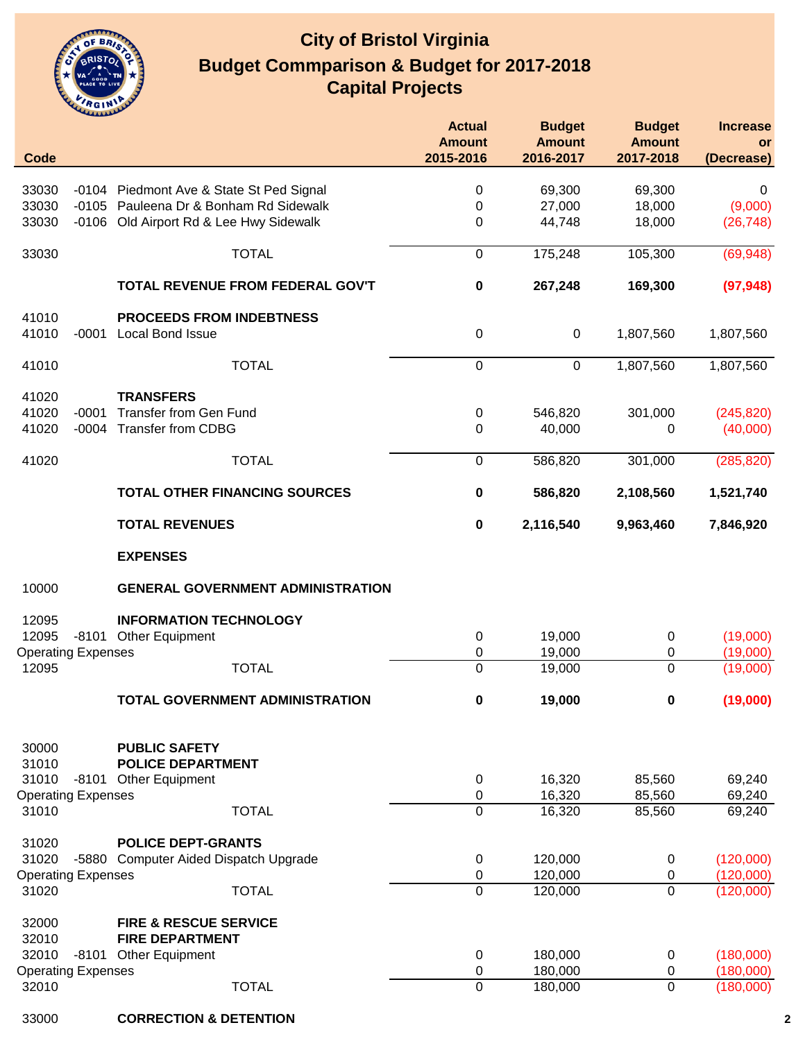# City of Bristol Virginia
## Budget Commparison & Budget for 2017-2018
## Capital Projects

| Code | | | Actual Amount 2015-2016 | Budget Amount 2016-2017 | Budget Amount 2017-2018 | Increase or (Decrease) |
|---|---|---|---|---|---|---|
| 33030 | -0104 | Piedmont Ave & State St Ped Signal | 0 | 69,300 | 69,300 | 0 |
| 33030 | -0105 | Pauleena Dr & Bonham Rd Sidewalk | 0 | 27,000 | 18,000 | (9,000) |
| 33030 | -0106 | Old Airport Rd & Lee Hwy Sidewalk | 0 | 44,748 | 18,000 | (26,748) |
| 33030 | | TOTAL | 0 | 175,248 | 105,300 | (69,948) |
| | | **TOTAL REVENUE FROM FEDERAL GOV'T** | **0** | **267,248** | **169,300** | **(97,948)** |
| 41010 | | **PROCEEDS FROM INDEBTNESS** | | | | |
| 41010 | -0001 | Local Bond Issue | 0 | 0 | 1,807,560 | 1,807,560 |
| 41010 | | TOTAL | 0 | 0 | 1,807,560 | 1,807,560 |
| 41020 | | **TRANSFERS** | | | | |
| 41020 | -0001 | Transfer from Gen Fund | 0 | 546,820 | 301,000 | (245,820) |
| 41020 | -0004 | Transfer from CDBG | 0 | 40,000 | 0 | (40,000) |
| 41020 | | TOTAL | 0 | 586,820 | 301,000 | (285,820) |
| | | **TOTAL OTHER FINANCING SOURCES** | **0** | **586,820** | **2,108,560** | **1,521,740** |
| | | **TOTAL REVENUES** | **0** | **2,116,540** | **9,963,460** | **7,846,920** |
| | | **EXPENSES** | | | | |
| 10000 | | **GENERAL GOVERNMENT ADMINISTRATION** | | | | |
| 12095 | | **INFORMATION TECHNOLOGY** | | | | |
| 12095 | -8101 | Other Equipment | 0 | 19,000 | 0 | (19,000) |
| Operating Expenses | | | 0 | 19,000 | 0 | (19,000) |
| 12095 | | TOTAL | 0 | 19,000 | 0 | (19,000) |
| | | **TOTAL GOVERNMENT ADMINISTRATION** | **0** | **19,000** | **0** | **(19,000)** |
| 30000 | | **PUBLIC SAFETY** | | | | |
| 31010 | | **POLICE DEPARTMENT** | | | | |
| 31010 | -8101 | Other Equipment | 0 | 16,320 | 85,560 | 69,240 |
| Operating Expenses | | | 0 | 16,320 | 85,560 | 69,240 |
| 31010 | | TOTAL | 0 | 16,320 | 85,560 | 69,240 |
| 31020 | | **POLICE DEPT-GRANTS** | | | | |
| 31020 | -5880 | Computer Aided Dispatch Upgrade | 0 | 120,000 | 0 | (120,000) |
| Operating Expenses | | | 0 | 120,000 | 0 | (120,000) |
| 31020 | | TOTAL | 0 | 120,000 | 0 | (120,000) |
| 32000 | | **FIRE & RESCUE SERVICE** | | | | |
| 32010 | | **FIRE DEPARTMENT** | | | | |
| 32010 | -8101 | Other Equipment | 0 | 180,000 | 0 | (180,000) |
| Operating Expenses | | | 0 | 180,000 | 0 | (180,000) |
| 32010 | | TOTAL | 0 | 180,000 | 0 | (180,000) |
| 33000 | | **CORRECTION & DETENTION** | | | | |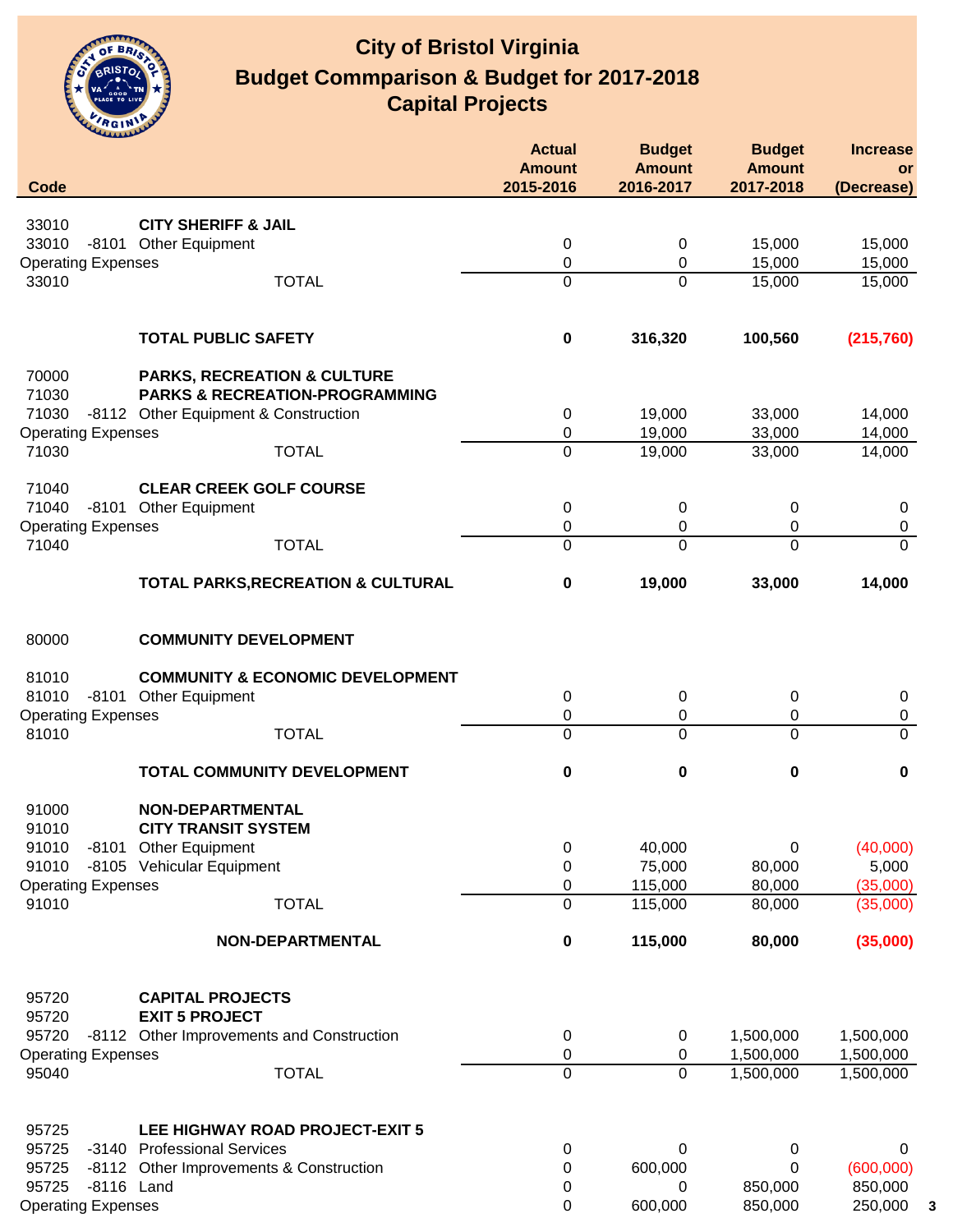# City of Bristol Virginia
## Budget Commparison & Budget for 2017-2018
## Capital Projects

| Code | | | Actual Amount 2015-2016 | Budget Amount 2016-2017 | Budget Amount 2017-2018 | Increase or (Decrease) |
|---|---|---|---|---|---|---|
| 33010 | | **CITY SHERIFF & JAIL** | | | | |
| 33010 | -8101 | Other Equipment | 0 | 0 | 15,000 | 15,000 |
| Operating Expenses | | | 0 | 0 | 15,000 | 15,000 |
| 33010 | | TOTAL | 0 | 0 | 15,000 | 15,000 |
| | | **TOTAL PUBLIC SAFETY** | **0** | **316,320** | **100,560** | **(215,760)** |
| 70000 | | **PARKS, RECREATION & CULTURE** | | | | |
| 71030 | | **PARKS & RECREATION-PROGRAMMING** | | | | |
| 71030 | -8112 | Other Equipment & Construction | 0 | 19,000 | 33,000 | 14,000 |
| Operating Expenses | | | 0 | 19,000 | 33,000 | 14,000 |
| 71030 | | TOTAL | 0 | 19,000 | 33,000 | 14,000 |
| 71040 | | **CLEAR CREEK GOLF COURSE** | | | | |
| 71040 | -8101 | Other Equipment | 0 | 0 | 0 | 0 |
| Operating Expenses | | | 0 | 0 | 0 | 0 |
| 71040 | | TOTAL | 0 | 0 | 0 | 0 |
| | | **TOTAL PARKS,RECREATION & CULTURAL** | **0** | **19,000** | **33,000** | **14,000** |
| 80000 | | **COMMUNITY DEVELOPMENT** | | | | |
| 81010 | | **COMMUNITY & ECONOMIC DEVELOPMENT** | | | | |
| 81010 | -8101 | Other Equipment | 0 | 0 | 0 | 0 |
| Operating Expenses | | | 0 | 0 | 0 | 0 |
| 81010 | | TOTAL | 0 | 0 | 0 | 0 |
| | | **TOTAL COMMUNITY DEVELOPMENT** | **0** | **0** | **0** | **0** |
| 91000 | | **NON-DEPARTMENTAL** | | | | |
| 91010 | | **CITY TRANSIT SYSTEM** | | | | |
| 91010 | -8101 | Other Equipment | 0 | 40,000 | 0 | (40,000) |
| 91010 | -8105 | Vehicular Equipment | 0 | 75,000 | 80,000 | 5,000 |
| Operating Expenses | | | 0 | 115,000 | 80,000 | (35,000) |
| 91010 | | TOTAL | 0 | 115,000 | 80,000 | (35,000) |
| | | **NON-DEPARTMENTAL** | **0** | **115,000** | **80,000** | **(35,000)** |
| 95720 | | **CAPITAL PROJECTS** | | | | |
| 95720 | | **EXIT 5 PROJECT** | | | | |
| 95720 | -8112 | Other Improvements and Construction | 0 | 0 | 1,500,000 | 1,500,000 |
| Operating Expenses | | | 0 | 0 | 1,500,000 | 1,500,000 |
| 95040 | | TOTAL | 0 | 0 | 1,500,000 | 1,500,000 |
| 95725 | | **LEE HIGHWAY ROAD PROJECT-EXIT 5** | | | | |
| 95725 | -3140 | Professional Services | 0 | 0 | 0 | 0 |
| 95725 | -8112 | Other Improvements & Construction | 0 | 600,000 | 0 | (600,000) |
| 95725 | -8116 | Land | 0 | 0 | 850,000 | 850,000 |
| Operating Expenses | | | 0 | 600,000 | 850,000 | 250,000 |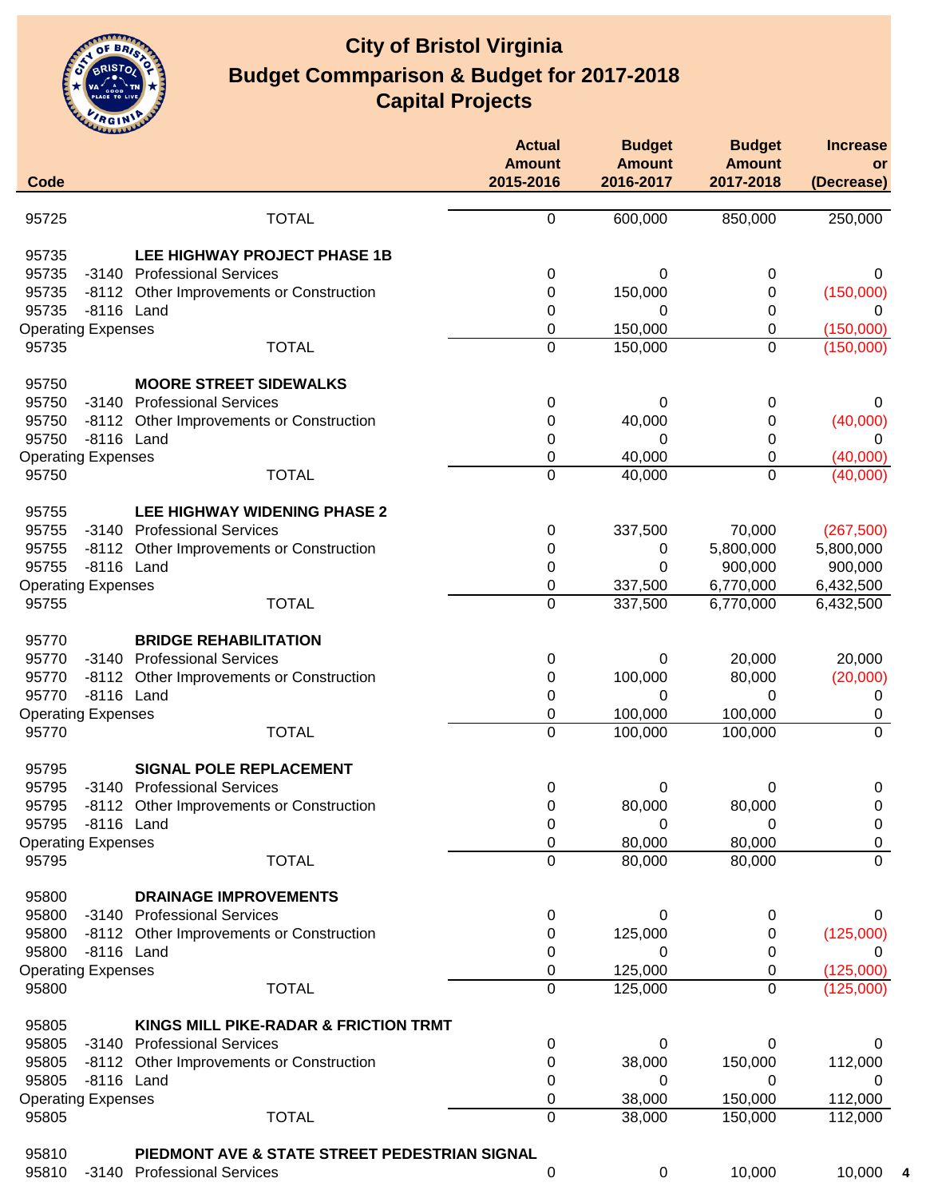# City of Bristol Virginia
## Budget Commparison & Budget for 2017-2018
## Capital Projects

| Code | | | Actual Amount 2015-2016 | Budget Amount 2016-2017 | Budget Amount 2017-2018 | Increase or (Decrease) |
|---|---|---|---|---|---|---|
| 95725 | | TOTAL | 0 | 600,000 | 850,000 | 250,000 |
| | | | | | | |
| 95735 | | **LEE HIGHWAY PROJECT PHASE 1B** | | | | |
| 95735 | -3140 | Professional Services | 0 | 0 | 0 | 0 |
| 95735 | -8112 | Other Improvements or Construction | 0 | 150,000 | 0 | (150,000) |
| 95735 | -8116 | Land | 0 | 0 | 0 | 0 |
| Operating Expenses | | | 0 | 150,000 | 0 | (150,000) |
| 95735 | | TOTAL | 0 | 150,000 | 0 | (150,000) |
| | | | | | | |
| 95750 | | **MOORE STREET SIDEWALKS** | | | | |
| 95750 | -3140 | Professional Services | 0 | 0 | 0 | 0 |
| 95750 | -8112 | Other Improvements or Construction | 0 | 40,000 | 0 | (40,000) |
| 95750 | -8116 | Land | 0 | 0 | 0 | 0 |
| Operating Expenses | | | 0 | 40,000 | 0 | (40,000) |
| 95750 | | TOTAL | 0 | 40,000 | 0 | (40,000) |
| | | | | | | |
| 95755 | | **LEE HIGHWAY WIDENING PHASE 2** | | | | |
| 95755 | -3140 | Professional Services | 0 | 337,500 | 70,000 | (267,500) |
| 95755 | -8112 | Other Improvements or Construction | 0 | 0 | 5,800,000 | 5,800,000 |
| 95755 | -8116 | Land | 0 | 0 | 900,000 | 900,000 |
| Operating Expenses | | | 0 | 337,500 | 6,770,000 | 6,432,500 |
| 95755 | | TOTAL | 0 | 337,500 | 6,770,000 | 6,432,500 |
| | | | | | | |
| 95770 | | **BRIDGE REHABILITATION** | | | | |
| 95770 | -3140 | Professional Services | 0 | 0 | 20,000 | 20,000 |
| 95770 | -8112 | Other Improvements or Construction | 0 | 100,000 | 80,000 | (20,000) |
| 95770 | -8116 | Land | 0 | 0 | 0 | 0 |
| Operating Expenses | | | 0 | 100,000 | 100,000 | 0 |
| 95770 | | TOTAL | 0 | 100,000 | 100,000 | 0 |
| | | | | | | |
| 95795 | | **SIGNAL POLE REPLACEMENT** | | | | |
| 95795 | -3140 | Professional Services | 0 | 0 | 0 | 0 |
| 95795 | -8112 | Other Improvements or Construction | 0 | 80,000 | 80,000 | 0 |
| 95795 | -8116 | Land | 0 | 0 | 0 | 0 |
| Operating Expenses | | | 0 | 80,000 | 80,000 | 0 |
| 95795 | | TOTAL | 0 | 80,000 | 80,000 | 0 |
| | | | | | | |
| 95800 | | **DRAINAGE IMPROVEMENTS** | | | | |
| 95800 | -3140 | Professional Services | 0 | 0 | 0 | 0 |
| 95800 | -8112 | Other Improvements or Construction | 0 | 125,000 | 0 | (125,000) |
| 95800 | -8116 | Land | 0 | 0 | 0 | 0 |
| Operating Expenses | | | 0 | 125,000 | 0 | (125,000) |
| 95800 | | TOTAL | 0 | 125,000 | 0 | (125,000) |
| | | | | | | |
| 95805 | | **KINGS MILL PIKE-RADAR & FRICTION TRMT** | | | | |
| 95805 | -3140 | Professional Services | 0 | 0 | 0 | 0 |
| 95805 | -8112 | Other Improvements or Construction | 0 | 38,000 | 150,000 | 112,000 |
| 95805 | -8116 | Land | 0 | 0 | 0 | 0 |
| Operating Expenses | | | 0 | 38,000 | 150,000 | 112,000 |
| 95805 | | TOTAL | 0 | 38,000 | 150,000 | 112,000 |
| | | | | | | |
| 95810 | | **PIEDMONT AVE & STATE STREET PEDESTRIAN SIGNAL** | | | | |
| 95810 | -3140 | Professional Services | 0 | 0 | 10,000 | 10,000 |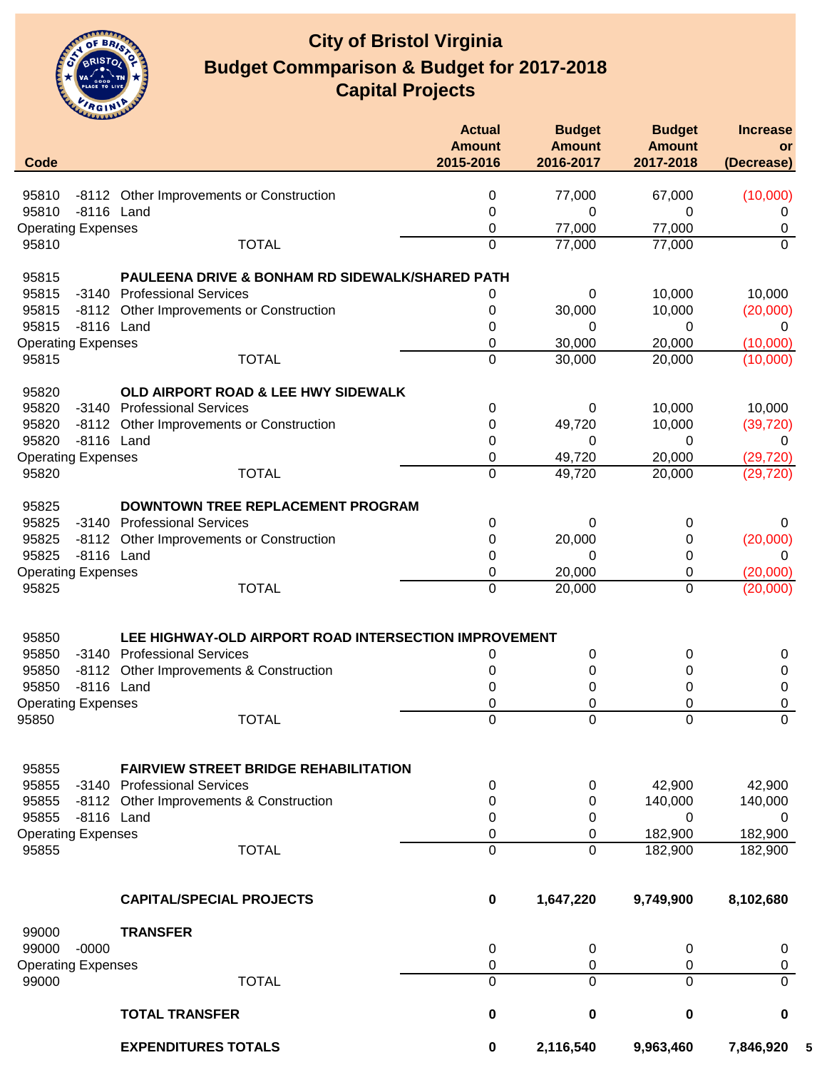# City of Bristol Virginia
## Budget Commparison & Budget for 2017-2018
## Capital Projects

| Code | | | Actual Amount 2015-2016 | Budget Amount 2016-2017 | Budget Amount 2017-2018 | Increase or (Decrease) |
|---|---|---|---|---|---|---|
| 95810 | -8112 | Other Improvements or Construction | 0 | 77,000 | 67,000 | (10,000) |
| 95810 | -8116 | Land | 0 | 0 | 0 | 0 |
| Operating Expenses | | | 0 | 77,000 | 77,000 | 0 |
| 95810 | | TOTAL | 0 | 77,000 | 77,000 | 0 |
| 95815 | | **PAULEENA DRIVE & BONHAM RD SIDEWALK/SHARED PATH** | | | | |
| 95815 | -3140 | Professional Services | 0 | 0 | 10,000 | 10,000 |
| 95815 | -8112 | Other Improvements or Construction | 0 | 30,000 | 10,000 | (20,000) |
| 95815 | -8116 | Land | 0 | 0 | 0 | 0 |
| Operating Expenses | | | 0 | 30,000 | 20,000 | (10,000) |
| 95815 | | TOTAL | 0 | 30,000 | 20,000 | (10,000) |
| 95820 | | **OLD AIRPORT ROAD & LEE HWY SIDEWALK** | | | | |
| 95820 | -3140 | Professional Services | 0 | 0 | 10,000 | 10,000 |
| 95820 | -8112 | Other Improvements or Construction | 0 | 49,720 | 10,000 | (39,720) |
| 95820 | -8116 | Land | 0 | 0 | 0 | 0 |
| Operating Expenses | | | 0 | 49,720 | 20,000 | (29,720) |
| 95820 | | TOTAL | 0 | 49,720 | 20,000 | (29,720) |
| 95825 | | **DOWNTOWN TREE REPLACEMENT PROGRAM** | | | | |
| 95825 | -3140 | Professional Services | 0 | 0 | 0 | 0 |
| 95825 | -8112 | Other Improvements or Construction | 0 | 20,000 | 0 | (20,000) |
| 95825 | -8116 | Land | 0 | 0 | 0 | 0 |
| Operating Expenses | | | 0 | 20,000 | 0 | (20,000) |
| 95825 | | TOTAL | 0 | 20,000 | 0 | (20,000) |
| 95850 | | **LEE HIGHWAY-OLD AIRPORT ROAD INTERSECTION IMPROVEMENT** | | | | |
| 95850 | -3140 | Professional Services | 0 | 0 | 0 | 0 |
| 95850 | -8112 | Other Improvements & Construction | 0 | 0 | 0 | 0 |
| 95850 | -8116 | Land | 0 | 0 | 0 | 0 |
| Operating Expenses | | | 0 | 0 | 0 | 0 |
| 95850 | | TOTAL | 0 | 0 | 0 | 0 |
| 95855 | | **FAIRVIEW STREET BRIDGE REHABILITATION** | | | | |
| 95855 | -3140 | Professional Services | 0 | 0 | 42,900 | 42,900 |
| 95855 | -8112 | Other Improvements & Construction | 0 | 0 | 140,000 | 140,000 |
| 95855 | -8116 | Land | 0 | 0 | 0 | 0 |
| Operating Expenses | | | 0 | 0 | 182,900 | 182,900 |
| 95855 | | TOTAL | 0 | 0 | 182,900 | 182,900 |
| | | **CAPITAL/SPECIAL PROJECTS** | **0** | **1,647,220** | **9,749,900** | **8,102,680** |
| 99000 | | **TRANSFER** | | | | |
| 99000 | -0000 | | 0 | 0 | 0 | 0 |
| Operating Expenses | | | 0 | 0 | 0 | 0 |
| 99000 | | TOTAL | 0 | 0 | 0 | 0 |
| | | **TOTAL TRANSFER** | **0** | **0** | **0** | **0** |
| | | **EXPENDITURES TOTALS** | **0** | **2,116,540** | **9,963,460** | **7,846,920** |